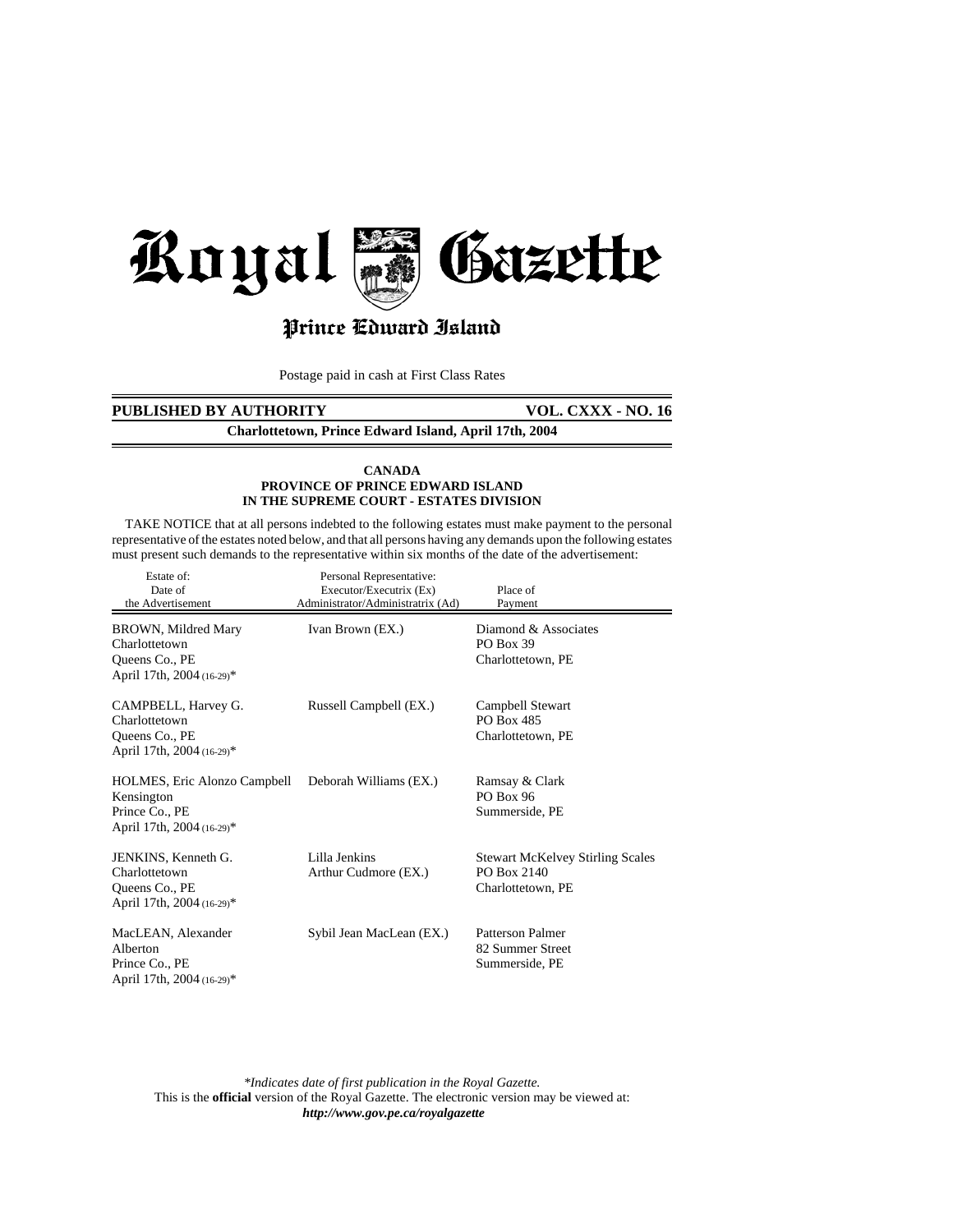# Royal Gazette

## Prince Edward Island

Postage paid in cash at First Class Rates

**PUBLISHED BY AUTHORITY** **VOL. CXXX - NO. 16**

**Charlottetown, Prince Edward Island, April 17th, 2004**

**CANADA**
**PROVINCE OF PRINCE EDWARD ISLAND**
**IN THE SUPREME COURT - ESTATES DIVISION**

TAKE NOTICE that at all persons indebted to the following estates must make payment to the personal representative of the estates noted below, and that all persons having any demands upon the following estates must present such demands to the representative within six months of the date of the advertisement:

| Estate of: Date of the Advertisement | Personal Representative: Executor/Executrix (Ex) Administrator/Administratrix (Ad) | Place of Payment |
|---|---|---|
| BROWN, Mildred Mary<br>Charlottetown<br>Queens Co., PE<br>April 17th, 2004 (16-29)* | Ivan Brown (EX.) | Diamond & Associates<br>PO Box 39<br>Charlottetown, PE |
| CAMPBELL, Harvey G.<br>Charlottetown<br>Queens Co., PE<br>April 17th, 2004 (16-29)* | Russell Campbell (EX.) | Campbell Stewart<br>PO Box 485<br>Charlottetown, PE |
| HOLMES, Eric Alonzo Campbell<br>Kensington<br>Prince Co., PE<br>April 17th, 2004 (16-29)* | Deborah Williams (EX.) | Ramsay & Clark<br>PO Box 96<br>Summerside, PE |
| JENKINS, Kenneth G.<br>Charlottetown<br>Queens Co., PE<br>April 17th, 2004 (16-29)* | Lilla Jenkins<br>Arthur Cudmore (EX.) | Stewart McKelvey Stirling Scales<br>PO Box 2140<br>Charlottetown, PE |
| MacLEAN, Alexander<br>Alberton<br>Prince Co., PE<br>April 17th, 2004 (16-29)* | Sybil Jean MacLean (EX.) | Patterson Palmer<br>82 Summer Street<br>Summerside, PE |

*\*Indicates date of first publication in the Royal Gazette.*

This is the **official** version of the Royal Gazette. The electronic version may be viewed at:
***http://www.gov.pe.ca/royalgazette***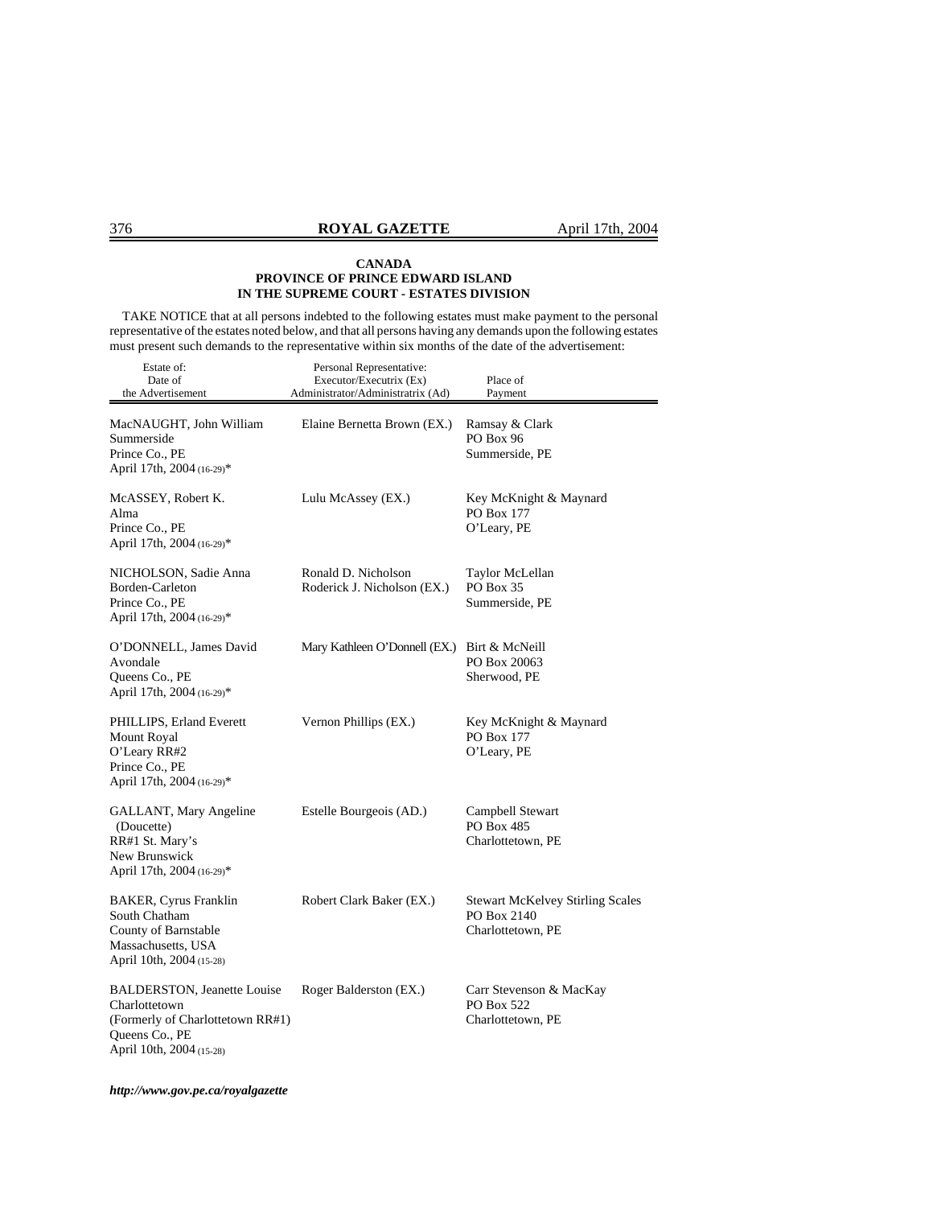**CANADA**
**PROVINCE OF PRINCE EDWARD ISLAND**
**IN THE SUPREME COURT - ESTATES DIVISION**

TAKE NOTICE that at all persons indebted to the following estates must make payment to the personal representative of the estates noted below, and that all persons having any demands upon the following estates must present such demands to the representative within six months of the date of the advertisement:

| Estate of: Date of the Advertisement | Personal Representative: Executor/Executrix (Ex) Administrator/Administratrix (Ad) | Place of Payment |
|---|---|---|
| MacNAUGHT, John William<br>Summerside<br>Prince Co., PE<br>April 17th, 2004 (16-29)* | Elaine Bernetta Brown (EX.) | Ramsay & Clark<br>PO Box 96<br>Summerside, PE |
| McASSEY, Robert K.<br>Alma<br>Prince Co., PE<br>April 17th, 2004 (16-29)* | Lulu McAssey (EX.) | Key McKnight & Maynard<br>PO Box 177<br>O'Leary, PE |
| NICHOLSON, Sadie Anna<br>Borden-Carleton<br>Prince Co., PE<br>April 17th, 2004 (16-29)* | Ronald D. Nicholson<br>Roderick J. Nicholson (EX.) | Taylor McLellan<br>PO Box 35<br>Summerside, PE |
| O'DONNELL, James David<br>Avondale<br>Queens Co., PE<br>April 17th, 2004 (16-29)* | Mary Kathleen O'Donnell (EX.) | Birt & McNeill<br>PO Box 20063<br>Sherwood, PE |
| PHILLIPS, Erland Everett<br>Mount Royal<br>O'Leary RR#2<br>Prince Co., PE<br>April 17th, 2004 (16-29)* | Vernon Phillips (EX.) | Key McKnight & Maynard<br>PO Box 177<br>O'Leary, PE |
| GALLANT, Mary Angeline (Doucette)<br>RR#1 St. Mary's<br>New Brunswick<br>April 17th, 2004 (16-29)* | Estelle Bourgeois (AD.) | Campbell Stewart<br>PO Box 485<br>Charlottetown, PE |
| BAKER, Cyrus Franklin<br>South Chatham<br>County of Barnstable<br>Massachusetts, USA<br>April 10th, 2004 (15-28) | Robert Clark Baker (EX.) | Stewart McKelvey Stirling Scales<br>PO Box 2140<br>Charlottetown, PE |
| BALDERSTON, Jeanette Louise<br>Charlottetown<br>(Formerly of Charlottetown RR#1)<br>Queens Co., PE<br>April 10th, 2004 (15-28) | Roger Balderston (EX.) | Carr Stevenson & MacKay<br>PO Box 522<br>Charlottetown, PE |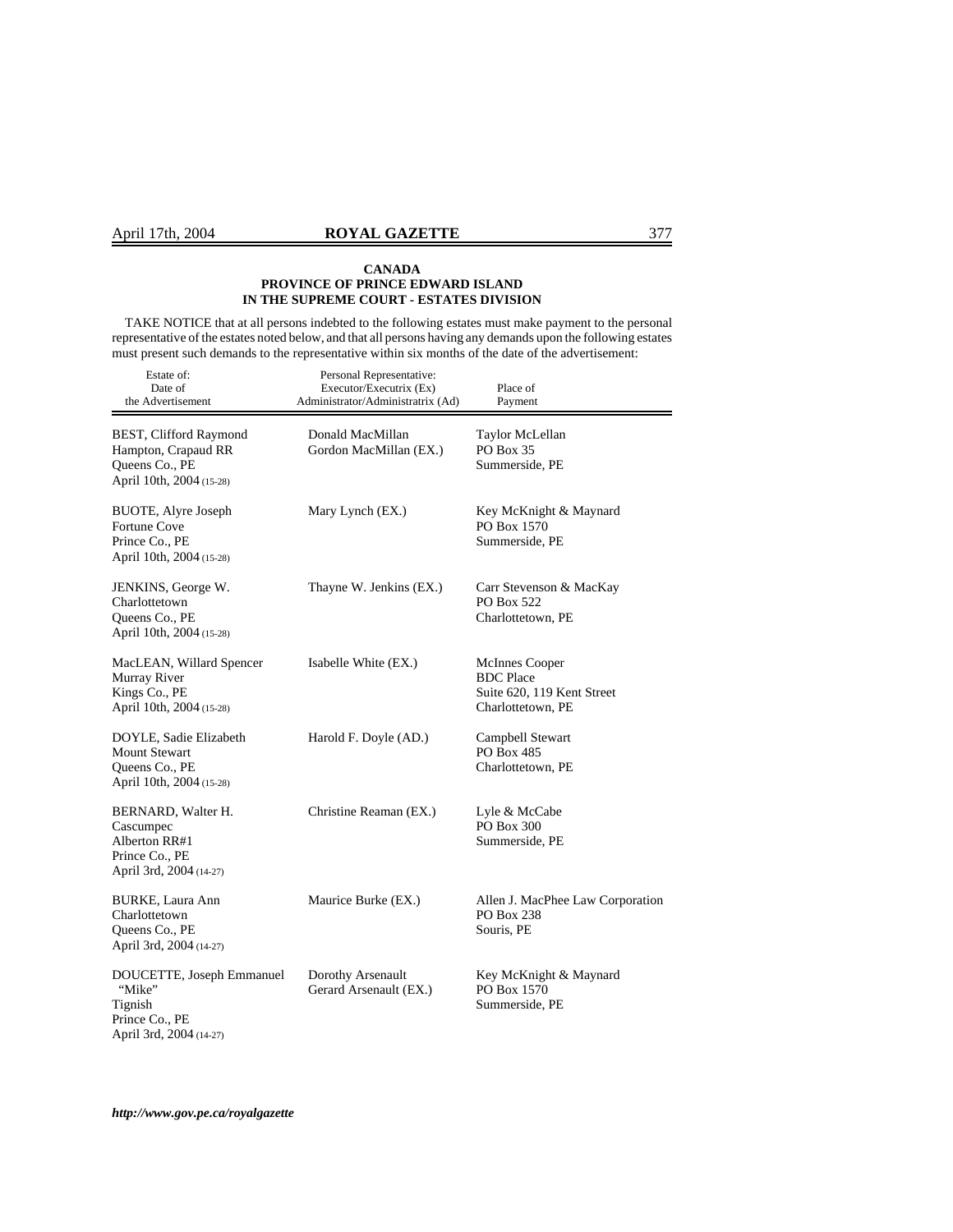**CANADA**
**PROVINCE OF PRINCE EDWARD ISLAND**
**IN THE SUPREME COURT - ESTATES DIVISION**

TAKE NOTICE that at all persons indebted to the following estates must make payment to the personal representative of the estates noted below, and that all persons having any demands upon the following estates must present such demands to the representative within six months of the date of the advertisement:

| Estate of: Date of the Advertisement | Personal Representative: Executor/Executrix (Ex) Administrator/Administratrix (Ad) | Place of Payment |
|---|---|---|
| BEST, Clifford Raymond<br>Hampton, Crapaud RR<br>Queens Co., PE<br>April 10th, 2004 (15-28) | Donald MacMillan<br>Gordon MacMillan (EX.) | Taylor McLellan<br>PO Box 35<br>Summerside, PE |
| BUOTE, Alyre Joseph<br>Fortune Cove<br>Prince Co., PE<br>April 10th, 2004 (15-28) | Mary Lynch (EX.) | Key McKnight & Maynard<br>PO Box 1570<br>Summerside, PE |
| JENKINS, George W.<br>Charlottetown<br>Queens Co., PE<br>April 10th, 2004 (15-28) | Thayne W. Jenkins (EX.) | Carr Stevenson & MacKay<br>PO Box 522<br>Charlottetown, PE |
| MacLEAN, Willard Spencer<br>Murray River<br>Kings Co., PE<br>April 10th, 2004 (15-28) | Isabelle White (EX.) | McInnes Cooper<br>BDC Place<br>Suite 620, 119 Kent Street<br>Charlottetown, PE |
| DOYLE, Sadie Elizabeth<br>Mount Stewart<br>Queens Co., PE<br>April 10th, 2004 (15-28) | Harold F. Doyle (AD.) | Campbell Stewart<br>PO Box 485<br>Charlottetown, PE |
| BERNARD, Walter H.<br>Cascumpec<br>Alberton RR#1<br>Prince Co., PE<br>April 3rd, 2004 (14-27) | Christine Reaman (EX.) | Lyle & McCabe<br>PO Box 300<br>Summerside, PE |
| BURKE, Laura Ann<br>Charlottetown<br>Queens Co., PE<br>April 3rd, 2004 (14-27) | Maurice Burke (EX.) | Allen J. MacPhee Law Corporation<br>PO Box 238<br>Souris, PE |
| DOUCETTE, Joseph Emmanuel "Mike"<br>Tignish<br>Prince Co., PE<br>April 3rd, 2004 (14-27) | Dorothy Arsenault<br>Gerard Arsenault (EX.) | Key McKnight & Maynard<br>PO Box 1570<br>Summerside, PE |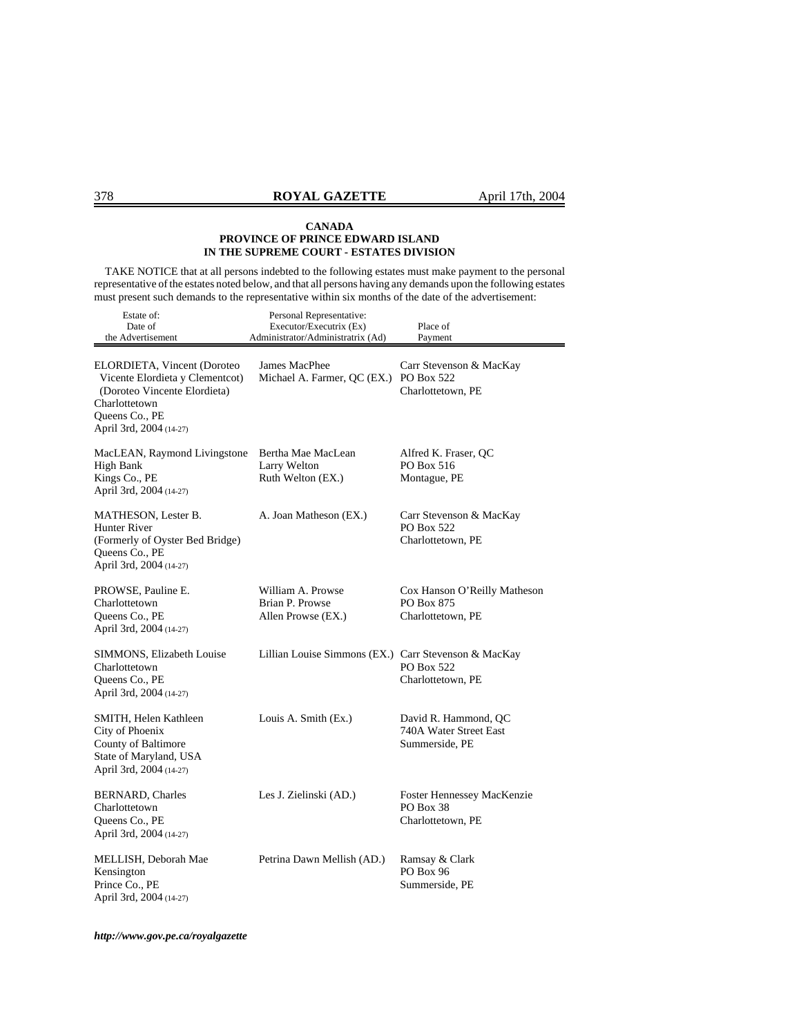**CANADA**
**PROVINCE OF PRINCE EDWARD ISLAND**
**IN THE SUPREME COURT - ESTATES DIVISION**

TAKE NOTICE that at all persons indebted to the following estates must make payment to the personal representative of the estates noted below, and that all persons having any demands upon the following estates must present such demands to the representative within six months of the date of the advertisement:

| Estate of: Date of the Advertisement | Personal Representative: Executor/Executrix (Ex) Administrator/Administratrix (Ad) | Place of Payment |
|---|---|---|
| ELORDIETA, Vincent (Doroteo Vicente Elordieta y Clementcot) (Doroteo Vincente Elordieta) Charlottetown Queens Co., PE April 3rd, 2004 (14-27) | James MacPhee Michael A. Farmer, QC (EX.) | Carr Stevenson & MacKay PO Box 522 Charlottetown, PE |
| MacLEAN, Raymond Livingstone High Bank Kings Co., PE April 3rd, 2004 (14-27) | Bertha Mae MacLean Larry Welton Ruth Welton (EX.) | Alfred K. Fraser, QC PO Box 516 Montague, PE |
| MATHESON, Lester B. Hunter River (Formerly of Oyster Bed Bridge) Queens Co., PE April 3rd, 2004 (14-27) | A. Joan Matheson (EX.) | Carr Stevenson & MacKay PO Box 522 Charlottetown, PE |
| PROWSE, Pauline E. Charlottetown Queens Co., PE April 3rd, 2004 (14-27) | William A. Prowse Brian P. Prowse Allen Prowse (EX.) | Cox Hanson O'Reilly Matheson PO Box 875 Charlottetown, PE |
| SIMMONS, Elizabeth Louise Charlottetown Queens Co., PE April 3rd, 2004 (14-27) | Lillian Louise Simmons (EX.) | Carr Stevenson & MacKay PO Box 522 Charlottetown, PE |
| SMITH, Helen Kathleen City of Phoenix County of Baltimore State of Maryland, USA April 3rd, 2004 (14-27) | Louis A. Smith (Ex.) | David R. Hammond, QC 740A Water Street East Summerside, PE |
| BERNARD, Charles Charlottetown Queens Co., PE April 3rd, 2004 (14-27) | Les J. Zielinski (AD.) | Foster Hennessey MacKenzie PO Box 38 Charlottetown, PE |
| MELLISH, Deborah Mae Kensington Prince Co., PE April 3rd, 2004 (14-27) | Petrina Dawn Mellish (AD.) | Ramsay & Clark PO Box 96 Summerside, PE |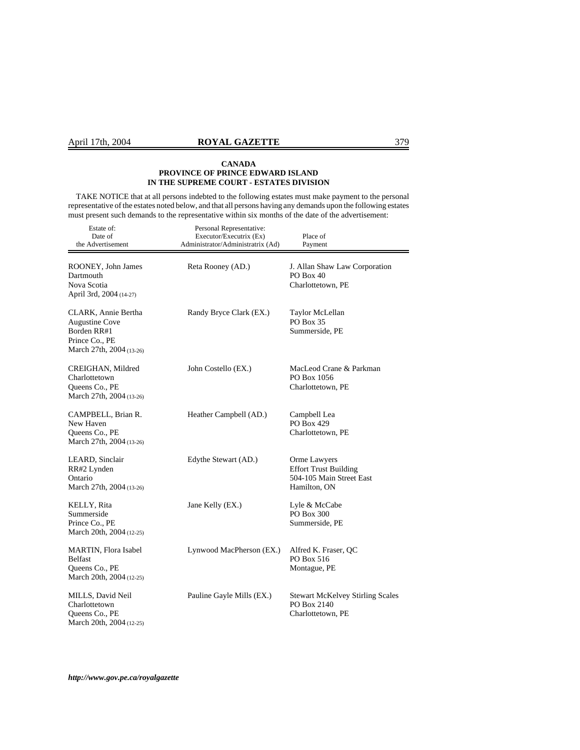**CANADA**
**PROVINCE OF PRINCE EDWARD ISLAND**
**IN THE SUPREME COURT - ESTATES DIVISION**

TAKE NOTICE that at all persons indebted to the following estates must make payment to the personal representative of the estates noted below, and that all persons having any demands upon the following estates must present such demands to the representative within six months of the date of the advertisement:

| Estate of: Date of the Advertisement | Personal Representative: Executor/Executrix (Ex) Administrator/Administratrix (Ad) | Place of Payment |
|---|---|---|
| ROONEY, John James<br>Dartmouth<br>Nova Scotia<br>April 3rd, 2004 (14-27) | Reta Rooney (AD.) | J. Allan Shaw Law Corporation<br>PO Box 40<br>Charlottetown, PE |
| CLARK, Annie Bertha<br>Augustine Cove<br>Borden RR#1<br>Prince Co., PE<br>March 27th, 2004 (13-26) | Randy Bryce Clark (EX.) | Taylor McLellan<br>PO Box 35<br>Summerside, PE |
| CREIGHAN, Mildred<br>Charlottetown<br>Queens Co., PE<br>March 27th, 2004 (13-26) | John Costello (EX.) | MacLeod Crane & Parkman<br>PO Box 1056<br>Charlottetown, PE |
| CAMPBELL, Brian R.<br>New Haven<br>Queens Co., PE<br>March 27th, 2004 (13-26) | Heather Campbell (AD.) | Campbell Lea<br>PO Box 429<br>Charlottetown, PE |
| LEARD, Sinclair<br>RR#2 Lynden<br>Ontario<br>March 27th, 2004 (13-26) | Edythe Stewart (AD.) | Orme Lawyers<br>Effort Trust Building<br>504-105 Main Street East<br>Hamilton, ON |
| KELLY, Rita<br>Summerside<br>Prince Co., PE<br>March 20th, 2004 (12-25) | Jane Kelly (EX.) | Lyle & McCabe<br>PO Box 300<br>Summerside, PE |
| MARTIN, Flora Isabel<br>Belfast<br>Queens Co., PE<br>March 20th, 2004 (12-25) | Lynwood MacPherson (EX.) | Alfred K. Fraser, QC<br>PO Box 516<br>Montague, PE |
| MILLS, David Neil<br>Charlottetown<br>Queens Co., PE<br>March 20th, 2004 (12-25) | Pauline Gayle Mills (EX.) | Stewart McKelvey Stirling Scales<br>PO Box 2140<br>Charlottetown, PE |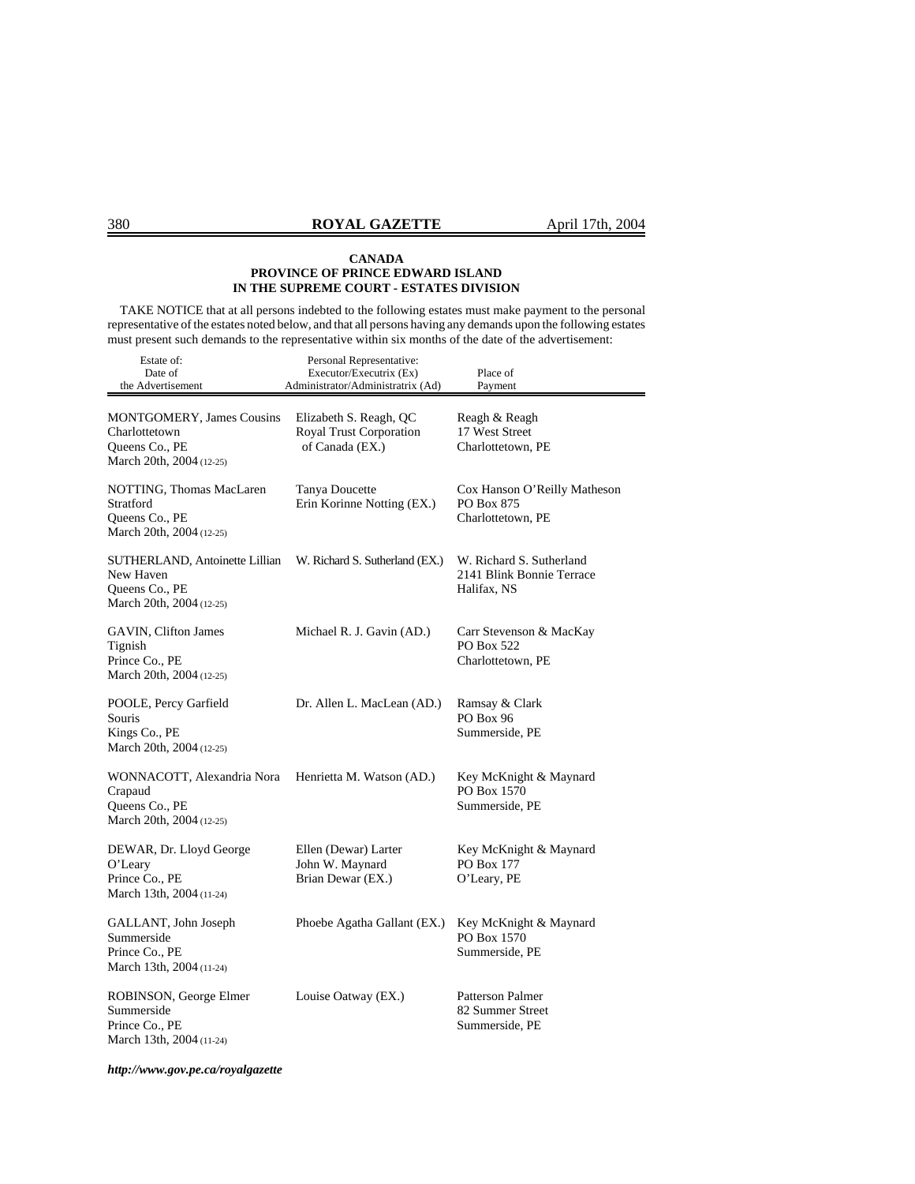**CANADA**
**PROVINCE OF PRINCE EDWARD ISLAND**
**IN THE SUPREME COURT - ESTATES DIVISION**

TAKE NOTICE that at all persons indebted to the following estates must make payment to the personal representative of the estates noted below, and that all persons having any demands upon the following estates must present such demands to the representative within six months of the date of the advertisement:

| Estate of: Date of the Advertisement | Personal Representative: Executor/Executrix (Ex) Administrator/Administratrix (Ad) | Place of Payment |
|---|---|---|
| MONTGOMERY, James Cousins<br>Charlottetown<br>Queens Co., PE<br>March 20th, 2004 (12-25) | Elizabeth S. Reagh, QC<br>Royal Trust Corporation of Canada (EX.) | Reagh & Reagh<br>17 West Street<br>Charlottetown, PE |
| NOTTING, Thomas MacLaren<br>Stratford<br>Queens Co., PE<br>March 20th, 2004 (12-25) | Tanya Doucette<br>Erin Korinne Notting (EX.) | Cox Hanson O'Reilly Matheson<br>PO Box 875<br>Charlottetown, PE |
| SUTHERLAND, Antoinette Lillian<br>New Haven<br>Queens Co., PE<br>March 20th, 2004 (12-25) | W. Richard S. Sutherland (EX.) | W. Richard S. Sutherland<br>2141 Blink Bonnie Terrace<br>Halifax, NS |
| GAVIN, Clifton James<br>Tignish<br>Prince Co., PE<br>March 20th, 2004 (12-25) | Michael R. J. Gavin (AD.) | Carr Stevenson & MacKay<br>PO Box 522<br>Charlottetown, PE |
| POOLE, Percy Garfield<br>Souris<br>Kings Co., PE<br>March 20th, 2004 (12-25) | Dr. Allen L. MacLean (AD.) | Ramsay & Clark<br>PO Box 96<br>Summerside, PE |
| WONNACOTT, Alexandria Nora<br>Crapaud<br>Queens Co., PE<br>March 20th, 2004 (12-25) | Henrietta M. Watson (AD.) | Key McKnight & Maynard<br>PO Box 1570<br>Summerside, PE |
| DEWAR, Dr. Lloyd George<br>O'Leary<br>Prince Co., PE<br>March 13th, 2004 (11-24) | Ellen (Dewar) Larter<br>John W. Maynard<br>Brian Dewar (EX.) | Key McKnight & Maynard<br>PO Box 177<br>O'Leary, PE |
| GALLANT, John Joseph<br>Summerside<br>Prince Co., PE<br>March 13th, 2004 (11-24) | Phoebe Agatha Gallant (EX.) | Key McKnight & Maynard<br>PO Box 1570<br>Summerside, PE |
| ROBINSON, George Elmer<br>Summerside<br>Prince Co., PE<br>March 13th, 2004 (11-24) | Louise Oatway (EX.) | Patterson Palmer<br>82 Summer Street<br>Summerside, PE |

*http://www.gov.pe.ca/royalgazette*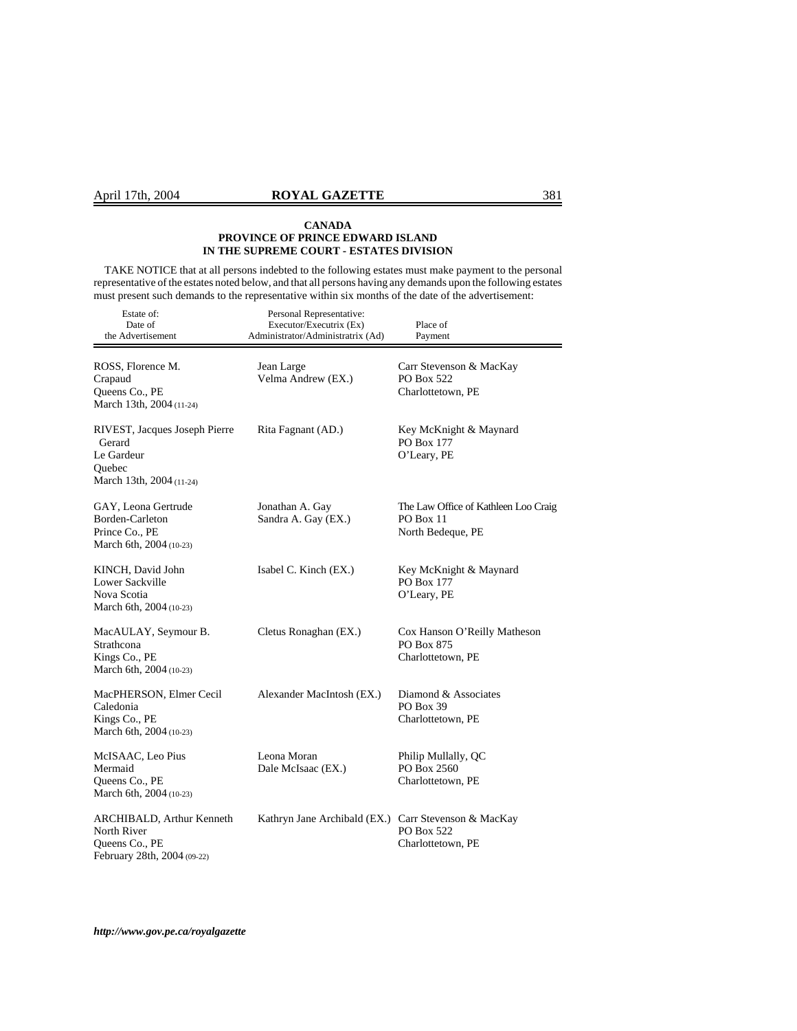**CANADA**
**PROVINCE OF PRINCE EDWARD ISLAND**
**IN THE SUPREME COURT - ESTATES DIVISION**

TAKE NOTICE that at all persons indebted to the following estates must make payment to the personal representative of the estates noted below, and that all persons having any demands upon the following estates must present such demands to the representative within six months of the date of the advertisement:

| Estate of: Date of the Advertisement | Personal Representative: Executor/Executrix (Ex) Administrator/Administratrix (Ad) | Place of Payment |
|---|---|---|
| ROSS, Florence M.<br>Crapaud<br>Queens Co., PE<br>March 13th, 2004 (11-24) | Jean Large<br>Velma Andrew (EX.) | Carr Stevenson & MacKay<br>PO Box 522<br>Charlottetown, PE |
| RIVEST, Jacques Joseph Pierre Gerard<br>Le Gardeur<br>Quebec<br>March 13th, 2004 (11-24) | Rita Fagnant (AD.) | Key McKnight & Maynard<br>PO Box 177<br>O'Leary, PE |
| GAY, Leona Gertrude<br>Borden-Carleton<br>Prince Co., PE<br>March 6th, 2004 (10-23) | Jonathan A. Gay<br>Sandra A. Gay (EX.) | The Law Office of Kathleen Loo Craig<br>PO Box 11<br>North Bedeque, PE |
| KINCH, David John<br>Lower Sackville<br>Nova Scotia<br>March 6th, 2004 (10-23) | Isabel C. Kinch (EX.) | Key McKnight & Maynard<br>PO Box 177<br>O'Leary, PE |
| MacAULAY, Seymour B.<br>Strathcona<br>Kings Co., PE<br>March 6th, 2004 (10-23) | Cletus Ronaghan (EX.) | Cox Hanson O'Reilly Matheson<br>PO Box 875<br>Charlottetown, PE |
| MacPHERSON, Elmer Cecil<br>Caledonia<br>Kings Co., PE<br>March 6th, 2004 (10-23) | Alexander MacIntosh (EX.) | Diamond & Associates<br>PO Box 39<br>Charlottetown, PE |
| McISAAC, Leo Pius<br>Mermaid<br>Queens Co., PE<br>March 6th, 2004 (10-23) | Leona Moran<br>Dale McIsaac (EX.) | Philip Mullally, QC<br>PO Box 2560<br>Charlottetown, PE |
| ARCHIBALD, Arthur Kenneth<br>North River<br>Queens Co., PE<br>February 28th, 2004 (09-22) | Kathryn Jane Archibald (EX.) | Carr Stevenson & MacKay<br>PO Box 522<br>Charlottetown, PE |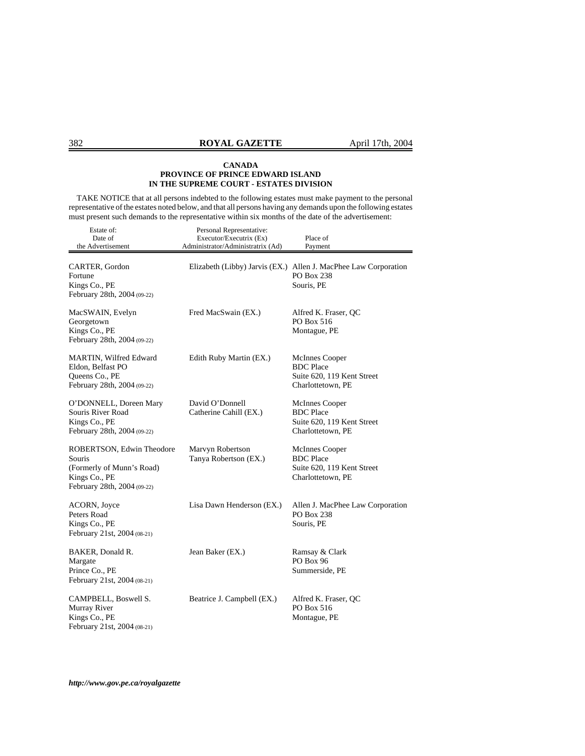**CANADA**
**PROVINCE OF PRINCE EDWARD ISLAND**
**IN THE SUPREME COURT - ESTATES DIVISION**

TAKE NOTICE that at all persons indebted to the following estates must make payment to the personal representative of the estates noted below, and that all persons having any demands upon the following estates must present such demands to the representative within six months of the date of the advertisement:

| Estate of:<br>Date of<br>the Advertisement | Personal Representative:<br>Executor/Executrix (Ex)<br>Administrator/Administratrix (Ad) | Place of<br>Payment |
|---|---|---|
| CARTER, Gordon<br>Fortune<br>Kings Co., PE<br>February 28th, 2004 (09-22) | Elizabeth (Libby) Jarvis (EX.) | Allen J. MacPhee Law Corporation<br>PO Box 238<br>Souris, PE |
| MacSWAIN, Evelyn<br>Georgetown<br>Kings Co., PE<br>February 28th, 2004 (09-22) | Fred MacSwain (EX.) | Alfred K. Fraser, QC<br>PO Box 516<br>Montague, PE |
| MARTIN, Wilfred Edward<br>Eldon, Belfast PO<br>Queens Co., PE<br>February 28th, 2004 (09-22) | Edith Ruby Martin (EX.) | McInnes Cooper<br>BDC Place<br>Suite 620, 119 Kent Street<br>Charlottetown, PE |
| O'DONNELL, Doreen Mary<br>Souris River Road<br>Kings Co., PE<br>February 28th, 2004 (09-22) | David O'Donnell<br>Catherine Cahill (EX.) | McInnes Cooper<br>BDC Place<br>Suite 620, 119 Kent Street<br>Charlottetown, PE |
| ROBERTSON, Edwin Theodore<br>Souris<br>(Formerly of Munn's Road)<br>Kings Co., PE<br>February 28th, 2004 (09-22) | Marvyn Robertson<br>Tanya Robertson (EX.) | McInnes Cooper<br>BDC Place<br>Suite 620, 119 Kent Street<br>Charlottetown, PE |
| ACORN, Joyce<br>Peters Road<br>Kings Co., PE<br>February 21st, 2004 (08-21) | Lisa Dawn Henderson (EX.) | Allen J. MacPhee Law Corporation<br>PO Box 238<br>Souris, PE |
| BAKER, Donald R.<br>Margate<br>Prince Co., PE<br>February 21st, 2004 (08-21) | Jean Baker (EX.) | Ramsay & Clark<br>PO Box 96<br>Summerside, PE |
| CAMPBELL, Boswell S.<br>Murray River<br>Kings Co., PE<br>February 21st, 2004 (08-21) | Beatrice J. Campbell (EX.) | Alfred K. Fraser, QC<br>PO Box 516<br>Montague, PE |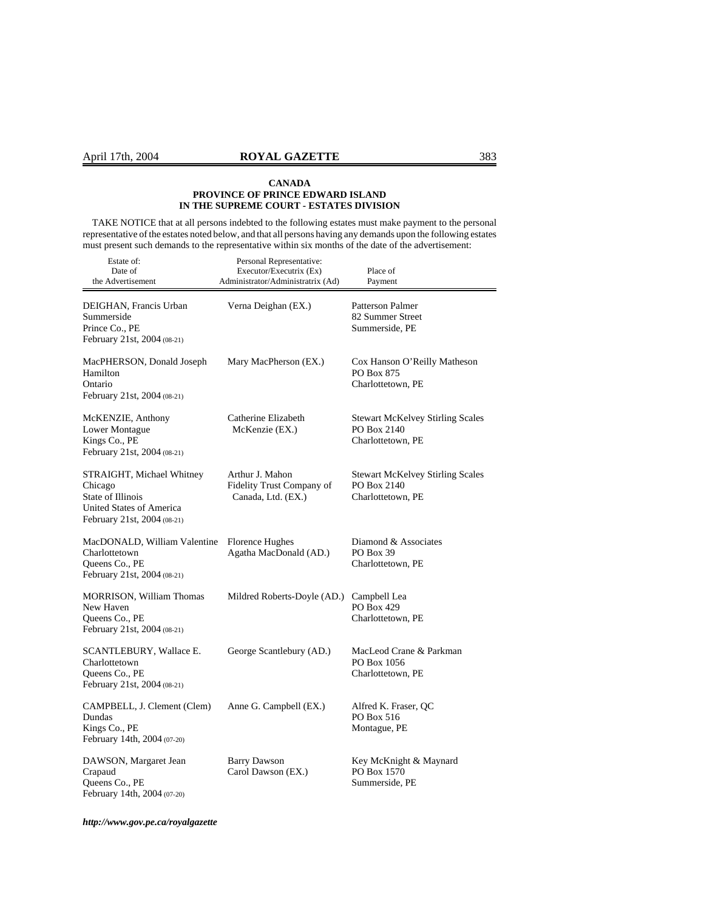**CANADA**
**PROVINCE OF PRINCE EDWARD ISLAND**
**IN THE SUPREME COURT - ESTATES DIVISION**

TAKE NOTICE that at all persons indebted to the following estates must make payment to the personal representative of the estates noted below, and that all persons having any demands upon the following estates must present such demands to the representative within six months of the date of the advertisement:

| Estate of: Date of the Advertisement | Personal Representative: Executor/Executrix (Ex) Administrator/Administratrix (Ad) | Place of Payment |
|---|---|---|
| DEIGHAN, Francis Urban<br>Summerside<br>Prince Co., PE<br>February 21st, 2004 (08-21) | Verna Deighan (EX.) | Patterson Palmer<br>82 Summer Street<br>Summerside, PE |
| MacPHERSON, Donald Joseph<br>Hamilton<br>Ontario<br>February 21st, 2004 (08-21) | Mary MacPherson (EX.) | Cox Hanson O'Reilly Matheson<br>PO Box 875<br>Charlottetown, PE |
| McKENZIE, Anthony<br>Lower Montague<br>Kings Co., PE<br>February 21st, 2004 (08-21) | Catherine Elizabeth McKenzie (EX.) | Stewart McKelvey Stirling Scales<br>PO Box 2140<br>Charlottetown, PE |
| STRAIGHT, Michael Whitney<br>Chicago<br>State of Illinois<br>United States of America<br>February 21st, 2004 (08-21) | Arthur J. Mahon<br>Fidelity Trust Company of Canada, Ltd. (EX.) | Stewart McKelvey Stirling Scales<br>PO Box 2140<br>Charlottetown, PE |
| MacDONALD, William Valentine<br>Charlottetown<br>Queens Co., PE<br>February 21st, 2004 (08-21) | Florence Hughes<br>Agatha MacDonald (AD.) | Diamond & Associates<br>PO Box 39<br>Charlottetown, PE |
| MORRISON, William Thomas<br>New Haven<br>Queens Co., PE<br>February 21st, 2004 (08-21) | Mildred Roberts-Doyle (AD.) | Campbell Lea<br>PO Box 429<br>Charlottetown, PE |
| SCANTLEBURY, Wallace E.<br>Charlottetown<br>Queens Co., PE<br>February 21st, 2004 (08-21) | George Scantlebury (AD.) | MacLeod Crane & Parkman<br>PO Box 1056<br>Charlottetown, PE |
| CAMPBELL, J. Clement (Clem)<br>Dundas<br>Kings Co., PE<br>February 14th, 2004 (07-20) | Anne G. Campbell (EX.) | Alfred K. Fraser, QC<br>PO Box 516<br>Montague, PE |
| DAWSON, Margaret Jean<br>Crapaud<br>Queens Co., PE<br>February 14th, 2004 (07-20) | Barry Dawson<br>Carol Dawson (EX.) | Key McKnight & Maynard<br>PO Box 1570<br>Summerside, PE |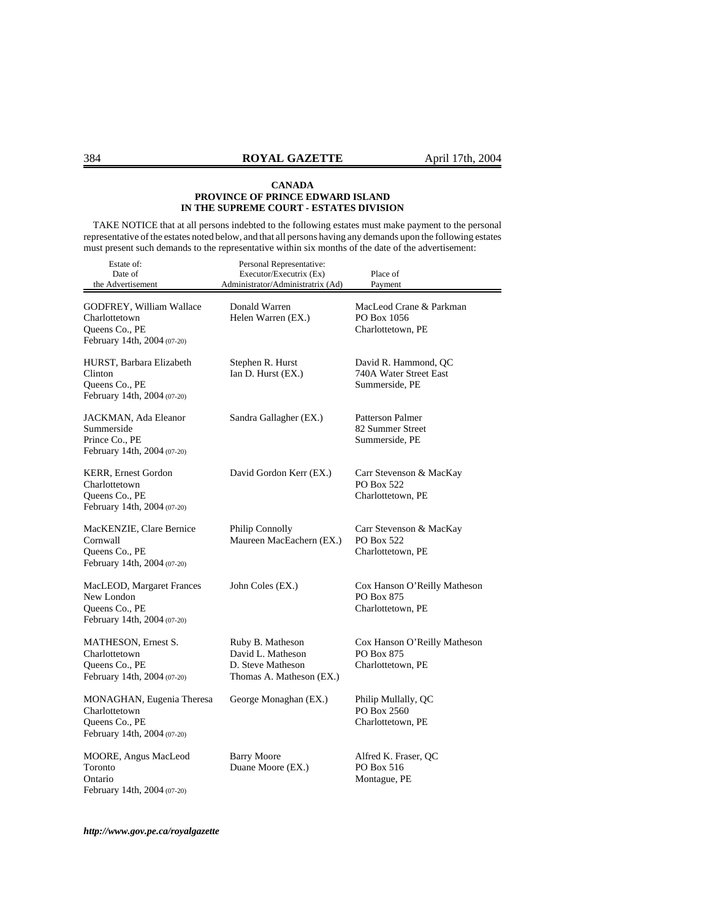**CANADA**
**PROVINCE OF PRINCE EDWARD ISLAND**
**IN THE SUPREME COURT - ESTATES DIVISION**

TAKE NOTICE that at all persons indebted to the following estates must make payment to the personal representative of the estates noted below, and that all persons having any demands upon the following estates must present such demands to the representative within six months of the date of the advertisement:

| Estate of: Date of the Advertisement | Personal Representative: Executor/Executrix (Ex) Administrator/Administratrix (Ad) | Place of Payment |
|---|---|---|
| GODFREY, William Wallace<br>Charlottetown<br>Queens Co., PE<br>February 14th, 2004 (07-20) | Donald Warren<br>Helen Warren (EX.) | MacLeod Crane & Parkman<br>PO Box 1056<br>Charlottetown, PE |
| HURST, Barbara Elizabeth<br>Clinton<br>Queens Co., PE<br>February 14th, 2004 (07-20) | Stephen R. Hurst<br>Ian D. Hurst (EX.) | David R. Hammond, QC<br>740A Water Street East<br>Summerside, PE |
| JACKMAN, Ada Eleanor<br>Summerside<br>Prince Co., PE<br>February 14th, 2004 (07-20) | Sandra Gallagher (EX.) | Patterson Palmer<br>82 Summer Street<br>Summerside, PE |
| KERR, Ernest Gordon<br>Charlottetown<br>Queens Co., PE<br>February 14th, 2004 (07-20) | David Gordon Kerr (EX.) | Carr Stevenson & MacKay<br>PO Box 522<br>Charlottetown, PE |
| MacKENZIE, Clare Bernice<br>Cornwall<br>Queens Co., PE<br>February 14th, 2004 (07-20) | Philip Connolly<br>Maureen MacEachern (EX.) | Carr Stevenson & MacKay<br>PO Box 522<br>Charlottetown, PE |
| MacLEOD, Margaret Frances<br>New London<br>Queens Co., PE<br>February 14th, 2004 (07-20) | John Coles (EX.) | Cox Hanson O'Reilly Matheson<br>PO Box 875<br>Charlottetown, PE |
| MATHESON, Ernest S.<br>Charlottetown<br>Queens Co., PE<br>February 14th, 2004 (07-20) | Ruby B. Matheson<br>David L. Matheson<br>D. Steve Matheson<br>Thomas A. Matheson (EX.) | Cox Hanson O'Reilly Matheson<br>PO Box 875<br>Charlottetown, PE |
| MONAGHAN, Eugenia Theresa<br>Charlottetown<br>Queens Co., PE<br>February 14th, 2004 (07-20) | George Monaghan (EX.) | Philip Mullally, QC<br>PO Box 2560<br>Charlottetown, PE |
| MOORE, Angus MacLeod<br>Toronto<br>Ontario<br>February 14th, 2004 (07-20) | Barry Moore<br>Duane Moore (EX.) | Alfred K. Fraser, QC<br>PO Box 516<br>Montague, PE |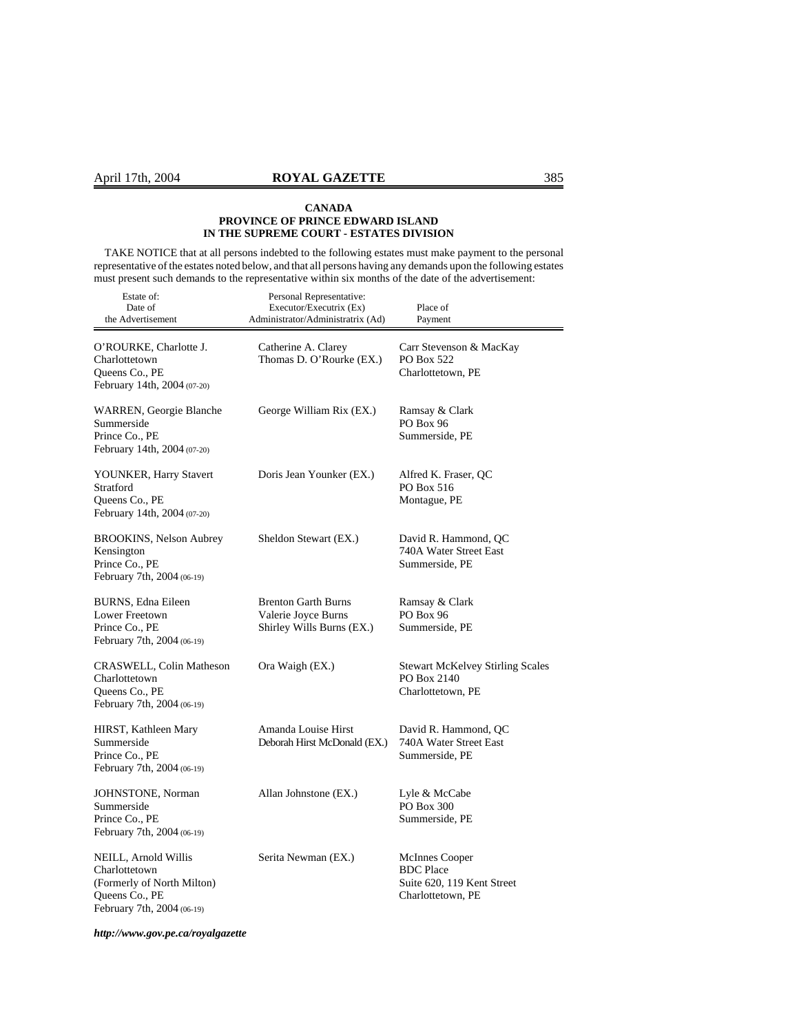**CANADA**
**PROVINCE OF PRINCE EDWARD ISLAND**
**IN THE SUPREME COURT - ESTATES DIVISION**

TAKE NOTICE that at all persons indebted to the following estates must make payment to the personal representative of the estates noted below, and that all persons having any demands upon the following estates must present such demands to the representative within six months of the date of the advertisement:

| Estate of: Date of the Advertisement | Personal Representative: Executor/Executrix (Ex) Administrator/Administratrix (Ad) | Place of Payment |
|---|---|---|
| O'ROURKE, Charlotte J. Charlottetown Queens Co., PE February 14th, 2004 (07-20) | Catherine A. Clarey Thomas D. O'Rourke (EX.) | Carr Stevenson & MacKay PO Box 522 Charlottetown, PE |
| WARREN, Georgie Blanche Summerside Prince Co., PE February 14th, 2004 (07-20) | George William Rix (EX.) | Ramsay & Clark PO Box 96 Summerside, PE |
| YOUNKER, Harry Stavert Stratford Queens Co., PE February 14th, 2004 (07-20) | Doris Jean Younker (EX.) | Alfred K. Fraser, QC PO Box 516 Montague, PE |
| BROOKINS, Nelson Aubrey Kensington Prince Co., PE February 7th, 2004 (06-19) | Sheldon Stewart (EX.) | David R. Hammond, QC 740A Water Street East Summerside, PE |
| BURNS, Edna Eileen Lower Freetown Prince Co., PE February 7th, 2004 (06-19) | Brenton Garth Burns Valerie Joyce Burns Shirley Wills Burns (EX.) | Ramsay & Clark PO Box 96 Summerside, PE |
| CRASWELL, Colin Matheson Charlottetown Queens Co., PE February 7th, 2004 (06-19) | Ora Waigh (EX.) | Stewart McKelvey Stirling Scales PO Box 2140 Charlottetown, PE |
| HIRST, Kathleen Mary Summerside Prince Co., PE February 7th, 2004 (06-19) | Amanda Louise Hirst Deborah Hirst McDonald (EX.) | David R. Hammond, QC 740A Water Street East Summerside, PE |
| JOHNSTONE, Norman Summerside Prince Co., PE February 7th, 2004 (06-19) | Allan Johnstone (EX.) | Lyle & McCabe PO Box 300 Summerside, PE |
| NEILL, Arnold Willis Charlottetown (Formerly of North Milton) Queens Co., PE February 7th, 2004 (06-19) | Serita Newman (EX.) | McInnes Cooper BDC Place Suite 620, 119 Kent Street Charlottetown, PE |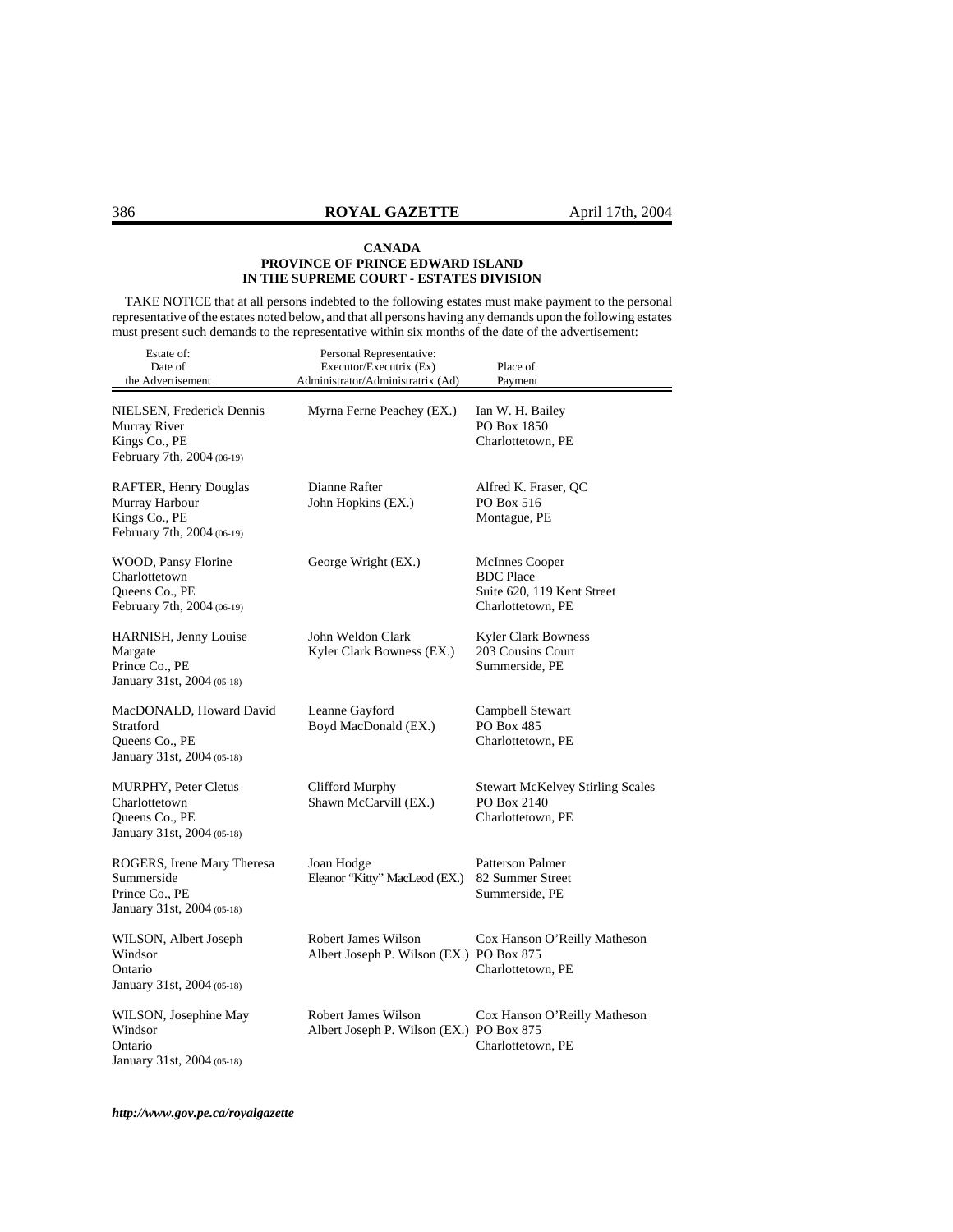**CANADA**
**PROVINCE OF PRINCE EDWARD ISLAND**
**IN THE SUPREME COURT - ESTATES DIVISION**

TAKE NOTICE that at all persons indebted to the following estates must make payment to the personal representative of the estates noted below, and that all persons having any demands upon the following estates must present such demands to the representative within six months of the date of the advertisement:

| Estate of: Date of the Advertisement | Personal Representative: Executor/Executrix (Ex) Administrator/Administratrix (Ad) | Place of Payment |
|---|---|---|
| NIELSEN, Frederick Dennis<br>Murray River<br>Kings Co., PE<br>February 7th, 2004 (06-19) | Myrna Ferne Peachey (EX.) | Ian W. H. Bailey<br>PO Box 1850<br>Charlottetown, PE |
| RAFTER, Henry Douglas<br>Murray Harbour<br>Kings Co., PE<br>February 7th, 2004 (06-19) | Dianne Rafter<br>John Hopkins (EX.) | Alfred K. Fraser, QC<br>PO Box 516<br>Montague, PE |
| WOOD, Pansy Florine<br>Charlottetown<br>Queens Co., PE<br>February 7th, 2004 (06-19) | George Wright (EX.) | McInnes Cooper<br>BDC Place<br>Suite 620, 119 Kent Street<br>Charlottetown, PE |
| HARNISH, Jenny Louise<br>Margate<br>Prince Co., PE<br>January 31st, 2004 (05-18) | John Weldon Clark<br>Kyler Clark Bowness (EX.) | Kyler Clark Bowness<br>203 Cousins Court<br>Summerside, PE |
| MacDONALD, Howard David<br>Stratford<br>Queens Co., PE<br>January 31st, 2004 (05-18) | Leanne Gayford<br>Boyd MacDonald (EX.) | Campbell Stewart<br>PO Box 485<br>Charlottetown, PE |
| MURPHY, Peter Cletus<br>Charlottetown<br>Queens Co., PE<br>January 31st, 2004 (05-18) | Clifford Murphy<br>Shawn McCarvill (EX.) | Stewart McKelvey Stirling Scales<br>PO Box 2140<br>Charlottetown, PE |
| ROGERS, Irene Mary Theresa<br>Summerside<br>Prince Co., PE<br>January 31st, 2004 (05-18) | Joan Hodge<br>Eleanor "Kitty" MacLeod (EX.) | Patterson Palmer<br>82 Summer Street<br>Summerside, PE |
| WILSON, Albert Joseph<br>Windsor<br>Ontario<br>January 31st, 2004 (05-18) | Robert James Wilson<br>Albert Joseph P. Wilson (EX.) | Cox Hanson O'Reilly Matheson<br>PO Box 875<br>Charlottetown, PE |
| WILSON, Josephine May<br>Windsor<br>Ontario<br>January 31st, 2004 (05-18) | Robert James Wilson<br>Albert Joseph P. Wilson (EX.) | Cox Hanson O'Reilly Matheson<br>PO Box 875<br>Charlottetown, PE |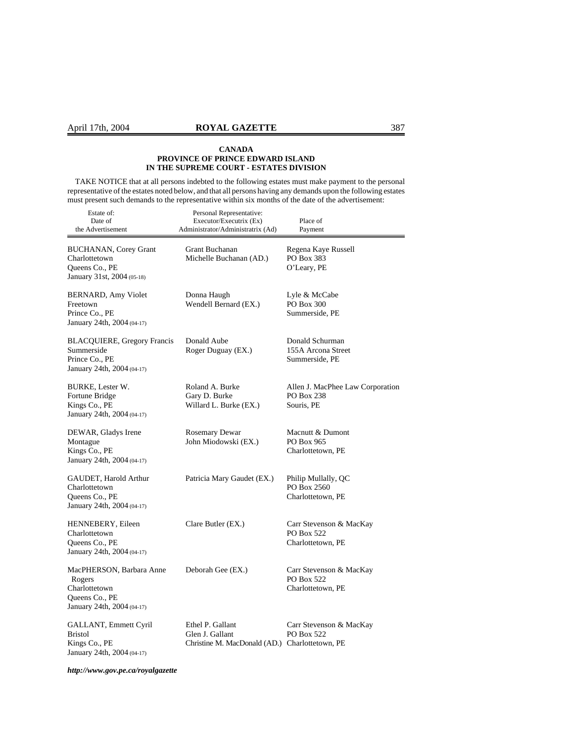**CANADA**
**PROVINCE OF PRINCE EDWARD ISLAND**
**IN THE SUPREME COURT - ESTATES DIVISION**

TAKE NOTICE that at all persons indebted to the following estates must make payment to the personal representative of the estates noted below, and that all persons having any demands upon the following estates must present such demands to the representative within six months of the date of the advertisement:

| Estate of: Date of the Advertisement | Personal Representative: Executor/Executrix (Ex) Administrator/Administratrix (Ad) | Place of Payment |
|---|---|---|
| BUCHANAN, Corey Grant<br>Charlottetown<br>Queens Co., PE<br>January 31st, 2004 (05-18) | Grant Buchanan<br>Michelle Buchanan (AD.) | Regena Kaye Russell<br>PO Box 383<br>O'Leary, PE |
| BERNARD, Amy Violet<br>Freetown<br>Prince Co., PE<br>January 24th, 2004 (04-17) | Donna Haugh<br>Wendell Bernard (EX.) | Lyle & McCabe<br>PO Box 300<br>Summerside, PE |
| BLACQUIERE, Gregory Francis<br>Summerside<br>Prince Co., PE<br>January 24th, 2004 (04-17) | Donald Aube<br>Roger Duguay (EX.) | Donald Schurman<br>155A Arcona Street<br>Summerside, PE |
| BURKE, Lester W.<br>Fortune Bridge<br>Kings Co., PE<br>January 24th, 2004 (04-17) | Roland A. Burke<br>Gary D. Burke<br>Willard L. Burke (EX.) | Allen J. MacPhee Law Corporation<br>PO Box 238<br>Souris, PE |
| DEWAR, Gladys Irene<br>Montague<br>Kings Co., PE<br>January 24th, 2004 (04-17) | Rosemary Dewar<br>John Miodowski (EX.) | Macnutt & Dumont<br>PO Box 965<br>Charlottetown, PE |
| GAUDET, Harold Arthur<br>Charlottetown<br>Queens Co., PE<br>January 24th, 2004 (04-17) | Patricia Mary Gaudet (EX.) | Philip Mullally, QC<br>PO Box 2560<br>Charlottetown, PE |
| HENNEBERY, Eileen<br>Charlottetown<br>Queens Co., PE<br>January 24th, 2004 (04-17) | Clare Butler (EX.) | Carr Stevenson & MacKay<br>PO Box 522<br>Charlottetown, PE |
| MacPHERSON, Barbara Anne Rogers<br>Charlottetown<br>Queens Co., PE<br>January 24th, 2004 (04-17) | Deborah Gee (EX.) | Carr Stevenson & MacKay<br>PO Box 522<br>Charlottetown, PE |
| GALLANT, Emmett Cyril<br>Bristol<br>Kings Co., PE<br>January 24th, 2004 (04-17) | Ethel P. Gallant<br>Glen J. Gallant<br>Christine M. MacDonald (AD.) | Carr Stevenson & MacKay<br>PO Box 522<br>Charlottetown, PE |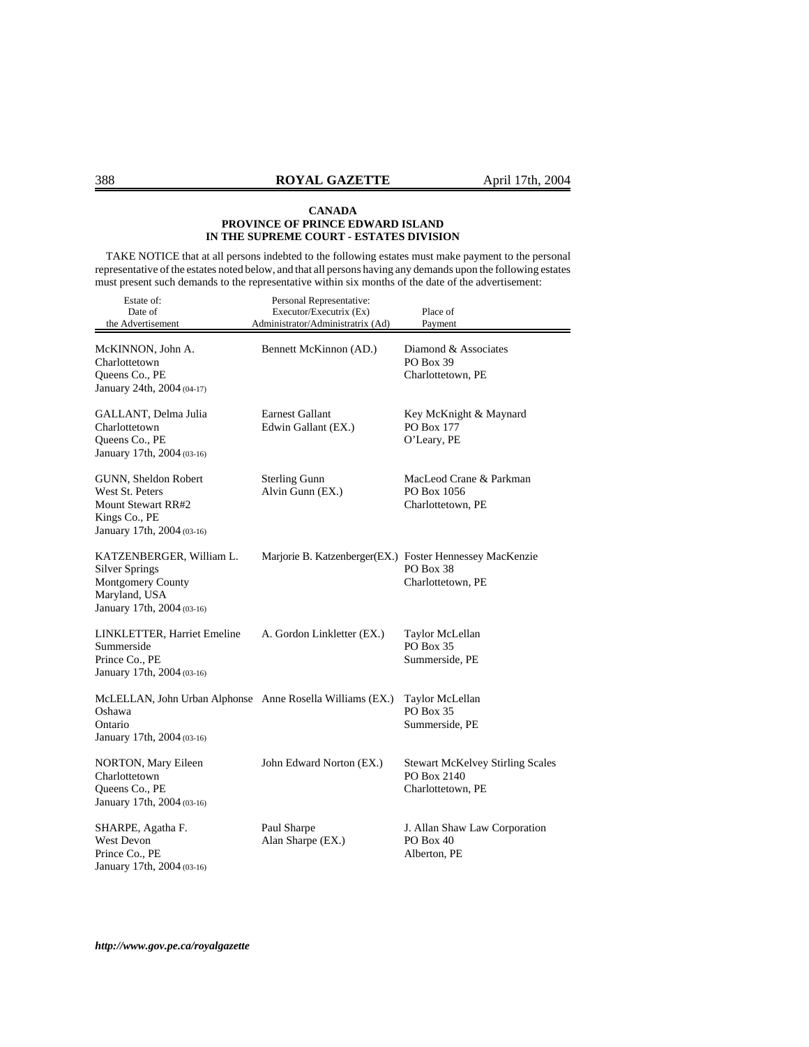**CANADA**
**PROVINCE OF PRINCE EDWARD ISLAND**
**IN THE SUPREME COURT - ESTATES DIVISION**

TAKE NOTICE that at all persons indebted to the following estates must make payment to the personal representative of the estates noted below, and that all persons having any demands upon the following estates must present such demands to the representative within six months of the date of the advertisement:

| Estate of: Date of the Advertisement | Personal Representative: Executor/Executrix (Ex) Administrator/Administratrix (Ad) | Place of Payment |
|---|---|---|
| McKINNON, John A.<br>Charlottetown<br>Queens Co., PE<br>January 24th, 2004 (04-17) | Bennett McKinnon (AD.) | Diamond & Associates<br>PO Box 39<br>Charlottetown, PE |
| GALLANT, Delma Julia<br>Charlottetown<br>Queens Co., PE<br>January 17th, 2004 (03-16) | Earnest Gallant<br>Edwin Gallant (EX.) | Key McKnight & Maynard<br>PO Box 177<br>O'Leary, PE |
| GUNN, Sheldon Robert<br>West St. Peters<br>Mount Stewart RR#2<br>Kings Co., PE<br>January 17th, 2004 (03-16) | Sterling Gunn<br>Alvin Gunn (EX.) | MacLeod Crane & Parkman<br>PO Box 1056<br>Charlottetown, PE |
| KATZENBERGER, William L.<br>Silver Springs<br>Montgomery County<br>Maryland, USA<br>January 17th, 2004 (03-16) | Marjorie B. Katzenberger(EX.) | Foster Hennessey MacKenzie<br>PO Box 38<br>Charlottetown, PE |
| LINKLETTER, Harriet Emeline<br>Summerside<br>Prince Co., PE<br>January 17th, 2004 (03-16) | A. Gordon Linkletter (EX.) | Taylor McLellan<br>PO Box 35<br>Summerside, PE |
| McLELLAN, John Urban Alphonse<br>Oshawa<br>Ontario<br>January 17th, 2004 (03-16) | Anne Rosella Williams (EX.) | Taylor McLellan<br>PO Box 35<br>Summerside, PE |
| NORTON, Mary Eileen<br>Charlottetown<br>Queens Co., PE<br>January 17th, 2004 (03-16) | John Edward Norton (EX.) | Stewart McKelvey Stirling Scales<br>PO Box 2140<br>Charlottetown, PE |
| SHARPE, Agatha F.<br>West Devon<br>Prince Co., PE<br>January 17th, 2004 (03-16) | Paul Sharpe<br>Alan Sharpe (EX.) | J. Allan Shaw Law Corporation<br>PO Box 40<br>Alberton, PE |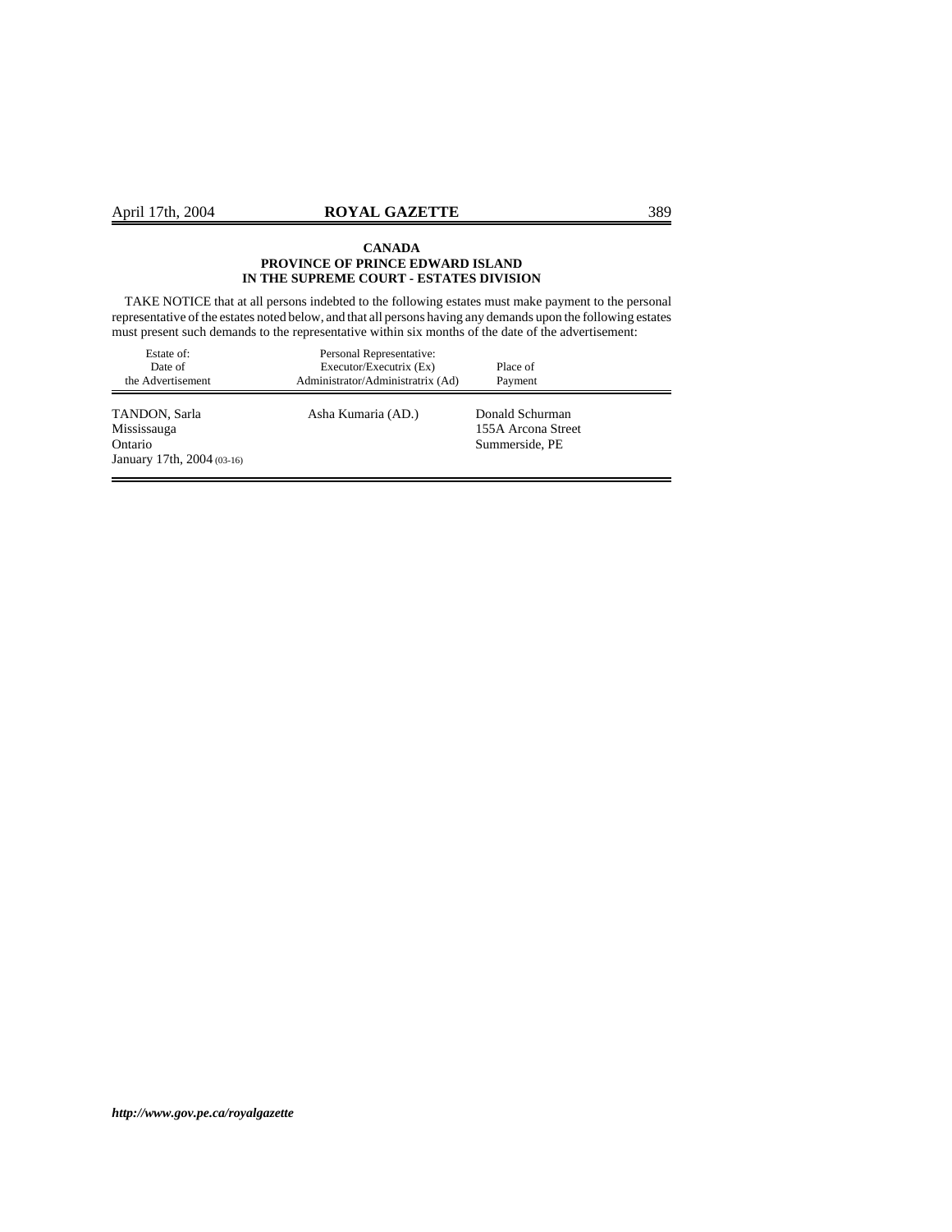**CANADA**
**PROVINCE OF PRINCE EDWARD ISLAND**
**IN THE SUPREME COURT - ESTATES DIVISION**

TAKE NOTICE that at all persons indebted to the following estates must make payment to the personal representative of the estates noted below, and that all persons having any demands upon the following estates must present such demands to the representative within six months of the date of the advertisement:

| Estate of: Date of the Advertisement | Personal Representative: Executor/Executrix (Ex) Administrator/Administratrix (Ad) | Place of Payment |
|---|---|---|
| TANDON, Sarla Mississauga Ontario January 17th, 2004 (03-16) | Asha Kumaria (AD.) | Donald Schurman 155A Arcona Street Summerside, PE |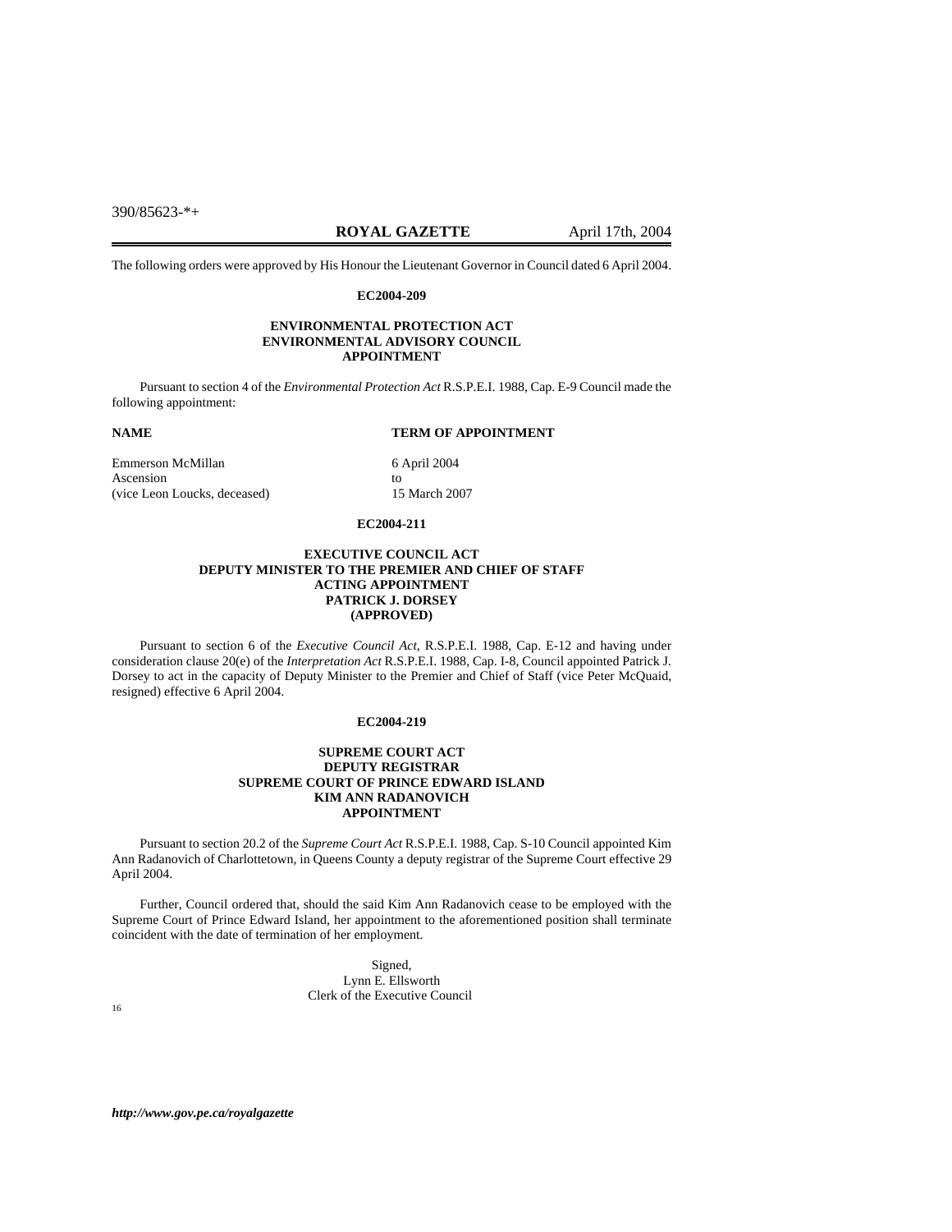The following orders were approved by His Honour the Lieutenant Governor in Council dated 6 April 2004.

**EC2004-209**

**ENVIRONMENTAL PROTECTION ACT
ENVIRONMENTAL ADVISORY COUNCIL
APPOINTMENT**

Pursuant to section 4 of the *Environmental Protection Act* R.S.P.E.I. 1988, Cap. E-9 Council made the following appointment:

| NAME | TERM OF APPOINTMENT |
|---|---|
| Emmerson McMillan<br>Ascension<br>(vice Leon Loucks, deceased) | 6 April 2004<br>to<br>15 March 2007 |

**EC2004-211**

**EXECUTIVE COUNCIL ACT
DEPUTY MINISTER TO THE PREMIER AND CHIEF OF STAFF
ACTING APPOINTMENT
PATRICK J. DORSEY
(APPROVED)**

Pursuant to section 6 of the *Executive Council Act*, R.S.P.E.I. 1988, Cap. E-12 and having under consideration clause 20(e) of the *Interpretation Act* R.S.P.E.I. 1988, Cap. I-8, Council appointed Patrick J. Dorsey to act in the capacity of Deputy Minister to the Premier and Chief of Staff (vice Peter McQuaid, resigned) effective 6 April 2004.

**EC2004-219**

**SUPREME COURT ACT
DEPUTY REGISTRAR
SUPREME COURT OF PRINCE EDWARD ISLAND
KIM ANN RADANOVICH
APPOINTMENT**

Pursuant to section 20.2 of the *Supreme Court Act* R.S.P.E.I. 1988, Cap. S-10 Council appointed Kim Ann Radanovich of Charlottetown, in Queens County a deputy registrar of the Supreme Court effective 29 April 2004.

Further, Council ordered that, should the said Kim Ann Radanovich cease to be employed with the Supreme Court of Prince Edward Island, her appointment to the aforementioned position shall terminate coincident with the date of termination of her employment.

Signed,
Lynn E. Ellsworth
Clerk of the Executive Council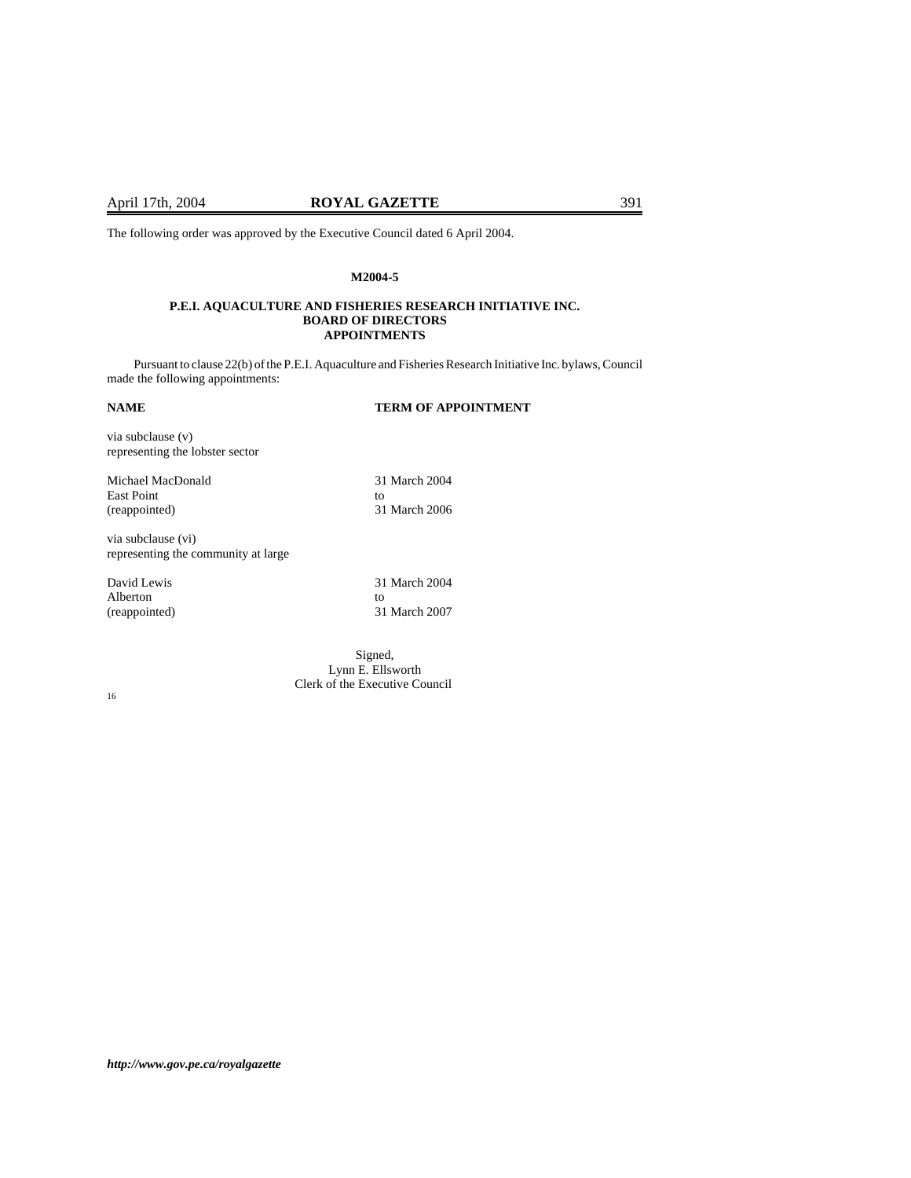The following order was approved by the Executive Council dated 6 April 2004.

**M2004-5**

**P.E.I. AQUACULTURE AND FISHERIES RESEARCH INITIATIVE INC.**
**BOARD OF DIRECTORS**
**APPOINTMENTS**

Pursuant to clause 22(b) of the P.E.I. Aquaculture and Fisheries Research Initiative Inc. bylaws, Council made the following appointments:

| **NAME** | **TERM OF APPOINTMENT** |
|---|---|
| via subclause (v)<br>representing the lobster sector | |
| Michael MacDonald<br>East Point<br>(reappointed) | 31 March 2004<br>to<br>31 March 2006 |
| via subclause (vi)<br>representing the community at large | |
| David Lewis<br>Alberton<br>(reappointed) | 31 March 2004<br>to<br>31 March 2007 |

Signed,
Lynn E. Ellsworth
Clerk of the Executive Council

16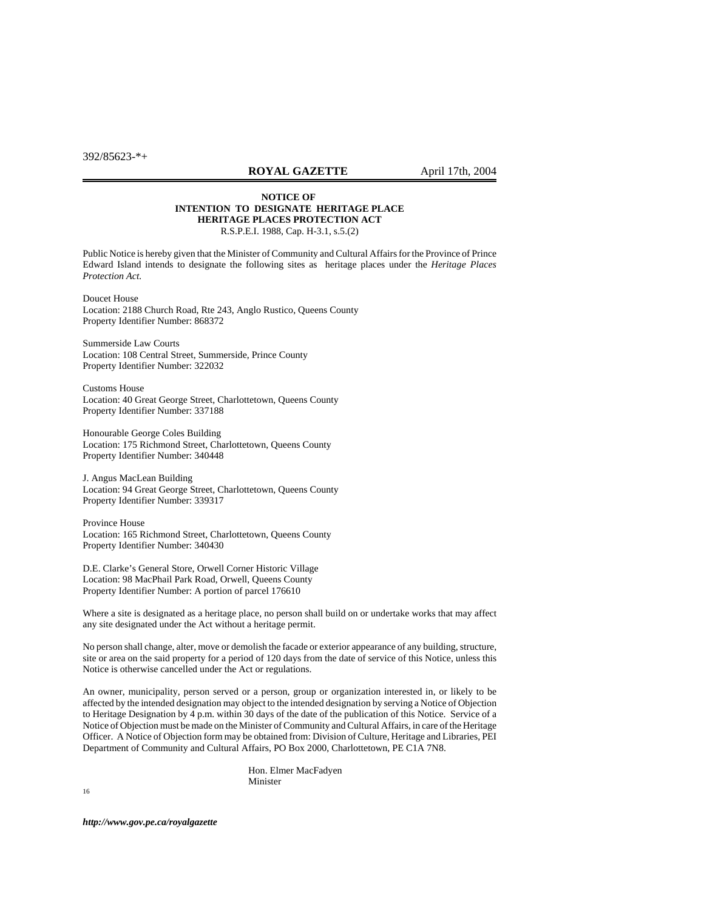392/85623-*+

**NOTICE OF**
**INTENTION TO DESIGNATE HERITAGE PLACE**
**HERITAGE PLACES PROTECTION ACT**
R.S.P.E.I. 1988, Cap. H-3.1, s.5.(2)

Public Notice is hereby given that the Minister of Community and Cultural Affairs for the Province of Prince Edward Island intends to designate the following sites as heritage places under the *Heritage Places Protection Act.*

Doucet House
Location: 2188 Church Road, Rte 243, Anglo Rustico, Queens County
Property Identifier Number: 868372

Summerside Law Courts
Location: 108 Central Street, Summerside, Prince County
Property Identifier Number: 322032

Customs House
Location: 40 Great George Street, Charlottetown, Queens County
Property Identifier Number: 337188

Honourable George Coles Building
Location: 175 Richmond Street, Charlottetown, Queens County
Property Identifier Number: 340448

J. Angus MacLean Building
Location: 94 Great George Street, Charlottetown, Queens County
Property Identifier Number: 339317

Province House
Location: 165 Richmond Street, Charlottetown, Queens County
Property Identifier Number: 340430

D.E. Clarke's General Store, Orwell Corner Historic Village
Location: 98 MacPhail Park Road, Orwell, Queens County
Property Identifier Number: A portion of parcel 176610

Where a site is designated as a heritage place, no person shall build on or undertake works that may affect any site designated under the Act without a heritage permit.

No person shall change, alter, move or demolish the facade or exterior appearance of any building, structure, site or area on the said property for a period of 120 days from the date of service of this Notice, unless this Notice is otherwise cancelled under the Act or regulations.

An owner, municipality, person served or a person, group or organization interested in, or likely to be affected by the intended designation may object to the intended designation by serving a Notice of Objection to Heritage Designation by 4 p.m. within 30 days of the date of the publication of this Notice. Service of a Notice of Objection must be made on the Minister of Community and Cultural Affairs, in care of the Heritage Officer. A Notice of Objection form may be obtained from: Division of Culture, Heritage and Libraries, PEI Department of Community and Cultural Affairs, PO Box 2000, Charlottetown, PE C1A 7N8.

Hon. Elmer MacFadyen
Minister

16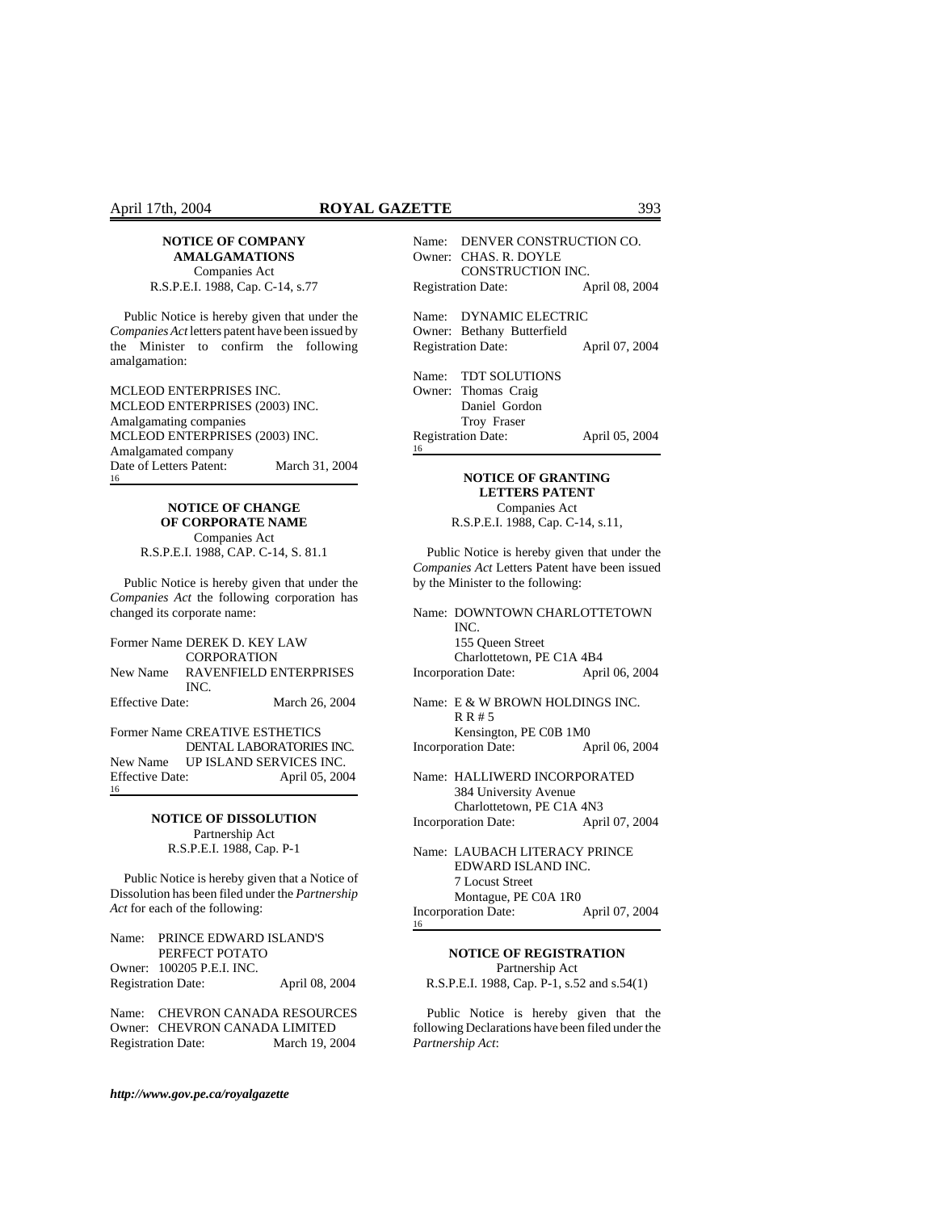### NOTICE OF COMPANY AMALGAMATIONS

Companies Act
R.S.P.E.I. 1988, Cap. C-14, s.77

Public Notice is hereby given that under the *Companies Act* letters patent have been issued by the Minister to confirm the following amalgamation:

MCLEOD ENTERPRISES INC.
MCLEOD ENTERPRISES (2003) INC.
Amalgamating companies
MCLEOD ENTERPRISES (2003) INC.
Amalgamated company
Date of Letters Patent: March 31, 2004

16

### NOTICE OF CHANGE OF CORPORATE NAME

Companies Act
R.S.P.E.I. 1988, CAP. C-14, S. 81.1

Public Notice is hereby given that under the *Companies Act* the following corporation has changed its corporate name:

Former Name DEREK D. KEY LAW CORPORATION
New Name RAVENFIELD ENTERPRISES INC.
Effective Date: March 26, 2004

Former Name CREATIVE ESTHETICS DENTAL LABORATORIES INC.
New Name UP ISLAND SERVICES INC.
Effective Date: April 05, 2004

16

### NOTICE OF DISSOLUTION

Partnership Act
R.S.P.E.I. 1988, Cap. P-1

Public Notice is hereby given that a Notice of Dissolution has been filed under the *Partnership Act* for each of the following:

Name: PRINCE EDWARD ISLAND'S PERFECT POTATO
Owner: 100205 P.E.I. INC.
Registration Date: April 08, 2004

Name: CHEVRON CANADA RESOURCES
Owner: CHEVRON CANADA LIMITED
Registration Date: March 19, 2004

Name: DENVER CONSTRUCTION CO.
Owner: CHAS. R. DOYLE CONSTRUCTION INC.
Registration Date: April 08, 2004

Name: DYNAMIC ELECTRIC
Owner: Bethany Butterfield
Registration Date: April 07, 2004

Name: TDT SOLUTIONS
Owner: Thomas Craig
Daniel Gordon
Troy Fraser
Registration Date: April 05, 2004

16

### NOTICE OF GRANTING LETTERS PATENT

Companies Act
R.S.P.E.I. 1988, Cap. C-14, s.11,

Public Notice is hereby given that under the *Companies Act* Letters Patent have been issued by the Minister to the following:

Name: DOWNTOWN CHARLOTTETOWN INC.
155 Queen Street
Charlottetown, PE C1A 4B4
Incorporation Date: April 06, 2004

Name: E & W BROWN HOLDINGS INC.
R R # 5
Kensington, PE C0B 1M0
Incorporation Date: April 06, 2004

Name: HALLIWERD INCORPORATED
384 University Avenue
Charlottetown, PE C1A 4N3
Incorporation Date: April 07, 2004

Name: LAUBACH LITERACY PRINCE EDWARD ISLAND INC.
7 Locust Street
Montague, PE C0A 1R0
Incorporation Date: April 07, 2004

16

### NOTICE OF REGISTRATION

Partnership Act
R.S.P.E.I. 1988, Cap. P-1, s.52 and s.54(1)

Public Notice is hereby given that the following Declarations have been filed under the *Partnership Act*: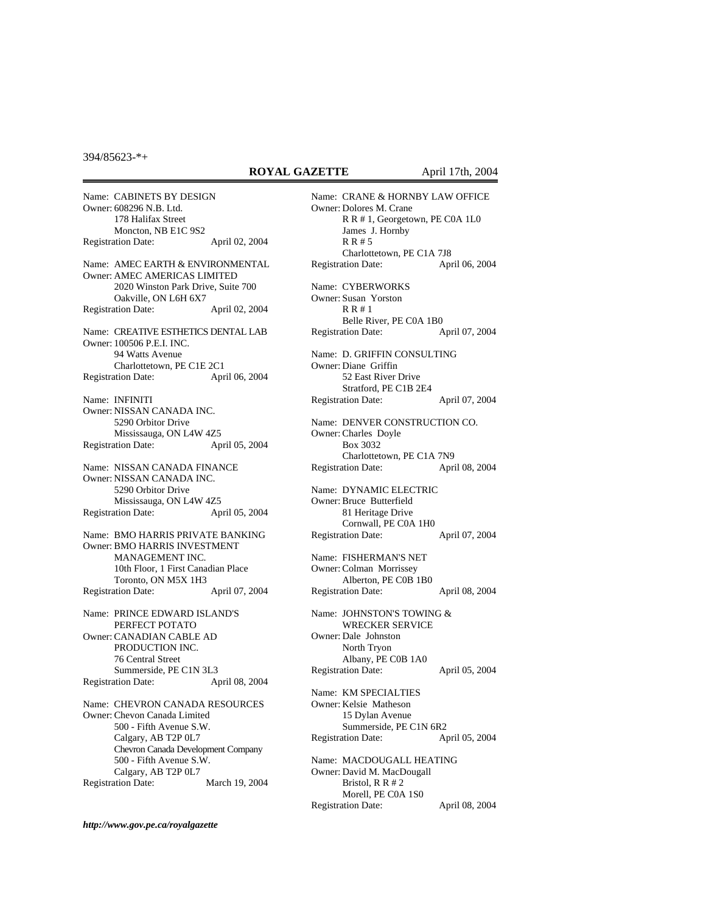Name: CABINETS BY DESIGN
Owner: 608296 N.B. Ltd.
178 Halifax Street
Moncton, NB E1C 9S2
Registration Date: April 02, 2004

Name: AMEC EARTH & ENVIRONMENTAL
Owner: AMEC AMERICAS LIMITED
2020 Winston Park Drive, Suite 700
Oakville, ON L6H 6X7
Registration Date: April 02, 2004

Name: CREATIVE ESTHETICS DENTAL LAB
Owner: 100506 P.E.I. INC.
94 Watts Avenue
Charlottetown, PE C1E 2C1
Registration Date: April 06, 2004

Name: INFINITI
Owner: NISSAN CANADA INC.
5290 Orbitor Drive
Mississauga, ON L4W 4Z5
Registration Date: April 05, 2004

Name: NISSAN CANADA FINANCE
Owner: NISSAN CANADA INC.
5290 Orbitor Drive
Mississauga, ON L4W 4Z5
Registration Date: April 05, 2004

Name: BMO HARRIS PRIVATE BANKING
Owner: BMO HARRIS INVESTMENT MANAGEMENT INC.
10th Floor, 1 First Canadian Place
Toronto, ON M5X 1H3
Registration Date: April 07, 2004

Name: PRINCE EDWARD ISLAND'S PERFECT POTATO
Owner: CANADIAN CABLE AD PRODUCTION INC.
76 Central Street
Summerside, PE C1N 3L3
Registration Date: April 08, 2004

Name: CHEVRON CANADA RESOURCES
Owner: Chevon Canada Limited
500 - Fifth Avenue S.W.
Calgary, AB T2P 0L7
Chevron Canada Development Company
500 - Fifth Avenue S.W.
Calgary, AB T2P 0L7
Registration Date: March 19, 2004

Name: CRANE & HORNBY LAW OFFICE
Owner: Dolores M. Crane
R R # 1, Georgetown, PE C0A 1L0
James J. Hornby
R R # 5
Charlottetown, PE C1A 7J8
Registration Date: April 06, 2004

Name: CYBERWORKS
Owner: Susan Yorston
R R # 1
Belle River, PE C0A 1B0
Registration Date: April 07, 2004

Name: D. GRIFFIN CONSULTING
Owner: Diane Griffin
52 East River Drive
Stratford, PE C1B 2E4
Registration Date: April 07, 2004

Name: DENVER CONSTRUCTION CO.
Owner: Charles Doyle
Box 3032
Charlottetown, PE C1A 7N9
Registration Date: April 08, 2004

Name: DYNAMIC ELECTRIC
Owner: Bruce Butterfield
81 Heritage Drive
Cornwall, PE C0A 1H0
Registration Date: April 07, 2004

Name: FISHERMAN'S NET
Owner: Colman Morrissey
Alberton, PE C0B 1B0
Registration Date: April 08, 2004

Name: JOHNSTON'S TOWING & WRECKER SERVICE
Owner: Dale Johnston
North Tryon
Albany, PE C0B 1A0
Registration Date: April 05, 2004

Name: KM SPECIALTIES
Owner: Kelsie Matheson
15 Dylan Avenue
Summerside, PE C1N 6R2
Registration Date: April 05, 2004

Name: MACDOUGALL HEATING
Owner: David M. MacDougall
Bristol, R R # 2
Morell, PE C0A 1S0
Registration Date: April 08, 2004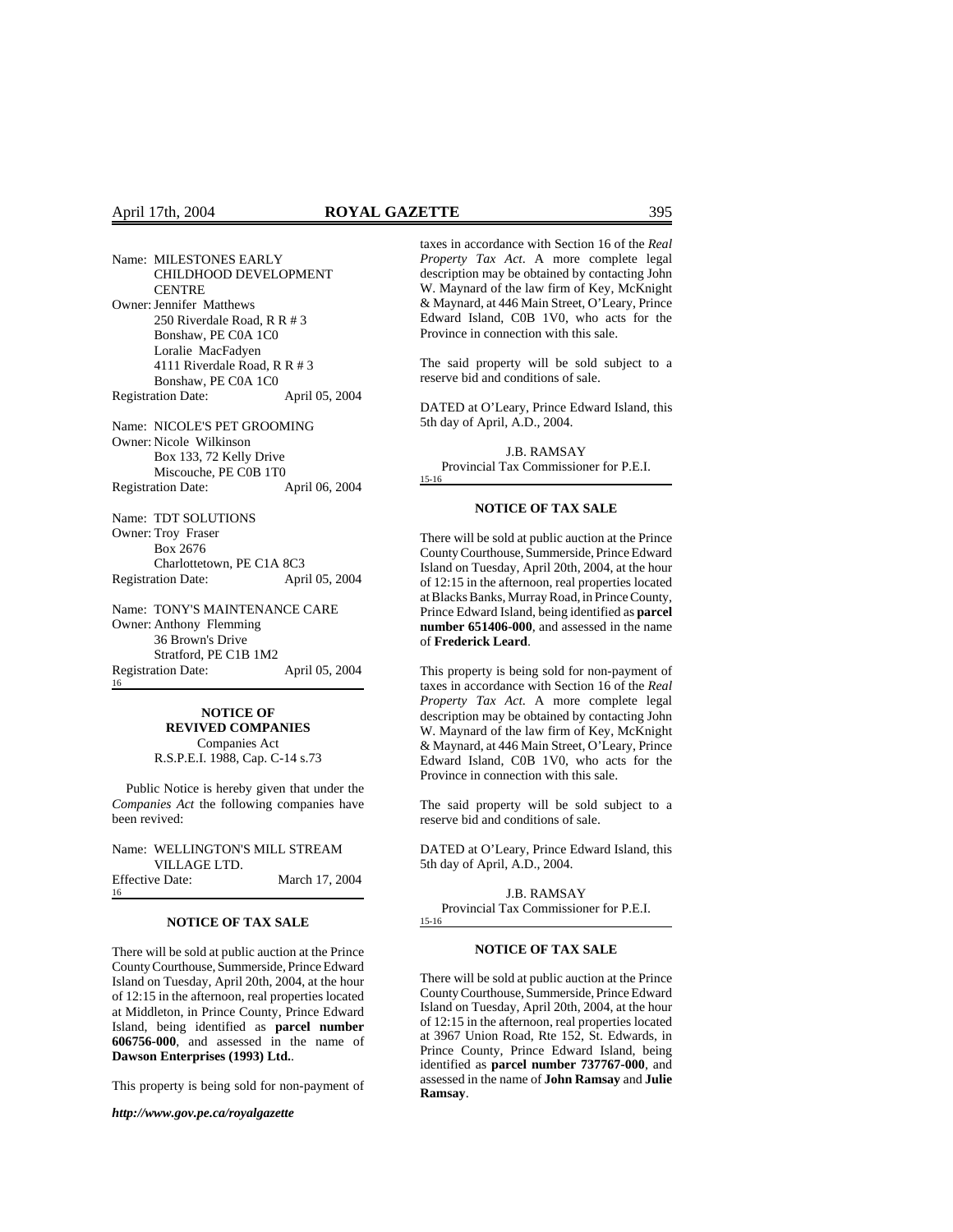Name: MILESTONES EARLY CHILDHOOD DEVELOPMENT CENTRE
Owner: Jennifer Matthews
250 Riverdale Road, R R # 3
Bonshaw, PE C0A 1C0
Loralie MacFadyen
4111 Riverdale Road, R R # 3
Bonshaw, PE C0A 1C0
Registration Date: April 05, 2004

Name: NICOLE'S PET GROOMING
Owner: Nicole Wilkinson
Box 133, 72 Kelly Drive
Miscouche, PE C0B 1T0
Registration Date: April 06, 2004

Name: TDT SOLUTIONS
Owner: Troy Fraser
Box 2676
Charlottetown, PE C1A 8C3
Registration Date: April 05, 2004

Name: TONY'S MAINTENANCE CARE
Owner: Anthony Flemming
36 Brown's Drive
Stratford, PE C1B 1M2
Registration Date: April 05, 2004

16

### NOTICE OF REVIVED COMPANIES

Companies Act
R.S.P.E.I. 1988, Cap. C-14 s.73

Public Notice is hereby given that under the *Companies Act* the following companies have been revived:

Name: WELLINGTON'S MILL STREAM VILLAGE LTD.
Effective Date: March 17, 2004

16

### NOTICE OF TAX SALE

There will be sold at public auction at the Prince County Courthouse, Summerside, Prince Edward Island on Tuesday, April 20th, 2004, at the hour of 12:15 in the afternoon, real properties located at Middleton, in Prince County, Prince Edward Island, being identified as **parcel number 606756-000**, and assessed in the name of **Dawson Enterprises (1993) Ltd.**.

This property is being sold for non-payment of taxes in accordance with Section 16 of the *Real Property Tax Act*. A more complete legal description may be obtained by contacting John W. Maynard of the law firm of Key, McKnight & Maynard, at 446 Main Street, O'Leary, Prince Edward Island, C0B 1V0, who acts for the Province in connection with this sale.

The said property will be sold subject to a reserve bid and conditions of sale.

DATED at O'Leary, Prince Edward Island, this 5th day of April, A.D., 2004.

J.B. RAMSAY
Provincial Tax Commissioner for P.E.I.

15-16

### NOTICE OF TAX SALE

There will be sold at public auction at the Prince County Courthouse, Summerside, Prince Edward Island on Tuesday, April 20th, 2004, at the hour of 12:15 in the afternoon, real properties located at Blacks Banks, Murray Road, in Prince County, Prince Edward Island, being identified as **parcel number 651406-000**, and assessed in the name of **Frederick Leard**.

This property is being sold for non-payment of taxes in accordance with Section 16 of the *Real Property Tax Act*. A more complete legal description may be obtained by contacting John W. Maynard of the law firm of Key, McKnight & Maynard, at 446 Main Street, O'Leary, Prince Edward Island, C0B 1V0, who acts for the Province in connection with this sale.

The said property will be sold subject to a reserve bid and conditions of sale.

DATED at O'Leary, Prince Edward Island, this 5th day of April, A.D., 2004.

J.B. RAMSAY
Provincial Tax Commissioner for P.E.I.

15-16

### NOTICE OF TAX SALE

There will be sold at public auction at the Prince County Courthouse, Summerside, Prince Edward Island on Tuesday, April 20th, 2004, at the hour of 12:15 in the afternoon, real properties located at 3967 Union Road, Rte 152, St. Edwards, in Prince County, Prince Edward Island, being identified as **parcel number 737767-000**, and assessed in the name of **John Ramsay** and **Julie Ramsay**.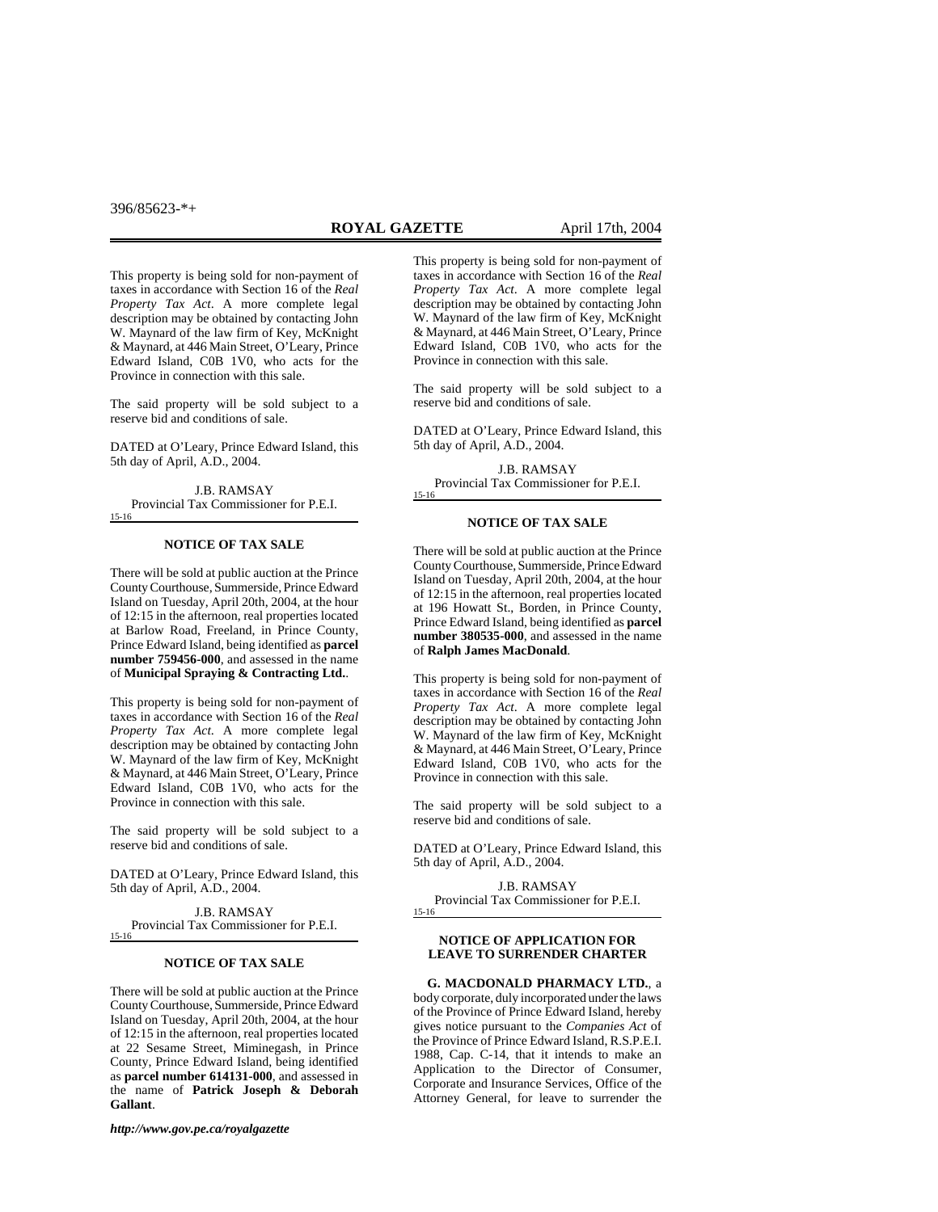This property is being sold for non-payment of taxes in accordance with Section 16 of the *Real Property Tax Act*. A more complete legal description may be obtained by contacting John W. Maynard of the law firm of Key, McKnight & Maynard, at 446 Main Street, O'Leary, Prince Edward Island, C0B 1V0, who acts for the Province in connection with this sale.

The said property will be sold subject to a reserve bid and conditions of sale.

DATED at O'Leary, Prince Edward Island, this 5th day of April, A.D., 2004.

J.B. RAMSAY
Provincial Tax Commissioner for P.E.I.

15-16

### NOTICE OF TAX SALE

There will be sold at public auction at the Prince County Courthouse, Summerside, Prince Edward Island on Tuesday, April 20th, 2004, at the hour of 12:15 in the afternoon, real properties located at Barlow Road, Freeland, in Prince County, Prince Edward Island, being identified as **parcel number 759456-000**, and assessed in the name of **Municipal Spraying & Contracting Ltd.**.

This property is being sold for non-payment of taxes in accordance with Section 16 of the *Real Property Tax Act*. A more complete legal description may be obtained by contacting John W. Maynard of the law firm of Key, McKnight & Maynard, at 446 Main Street, O'Leary, Prince Edward Island, C0B 1V0, who acts for the Province in connection with this sale.

The said property will be sold subject to a reserve bid and conditions of sale.

DATED at O'Leary, Prince Edward Island, this 5th day of April, A.D., 2004.

J.B. RAMSAY
Provincial Tax Commissioner for P.E.I.

15-16

### NOTICE OF TAX SALE

There will be sold at public auction at the Prince County Courthouse, Summerside, Prince Edward Island on Tuesday, April 20th, 2004, at the hour of 12:15 in the afternoon, real properties located at 22 Sesame Street, Miminegash, in Prince County, Prince Edward Island, being identified as **parcel number 614131-000**, and assessed in the name of **Patrick Joseph & Deborah Gallant**.

This property is being sold for non-payment of taxes in accordance with Section 16 of the *Real Property Tax Act*. A more complete legal description may be obtained by contacting John W. Maynard of the law firm of Key, McKnight & Maynard, at 446 Main Street, O'Leary, Prince Edward Island, C0B 1V0, who acts for the Province in connection with this sale.

The said property will be sold subject to a reserve bid and conditions of sale.

DATED at O'Leary, Prince Edward Island, this 5th day of April, A.D., 2004.

J.B. RAMSAY
Provincial Tax Commissioner for P.E.I.

15-16

### NOTICE OF TAX SALE

There will be sold at public auction at the Prince County Courthouse, Summerside, Prince Edward Island on Tuesday, April 20th, 2004, at the hour of 12:15 in the afternoon, real properties located at 196 Howatt St., Borden, in Prince County, Prince Edward Island, being identified as **parcel number 380535-000**, and assessed in the name of **Ralph James MacDonald**.

This property is being sold for non-payment of taxes in accordance with Section 16 of the *Real Property Tax Act*. A more complete legal description may be obtained by contacting John W. Maynard of the law firm of Key, McKnight & Maynard, at 446 Main Street, O'Leary, Prince Edward Island, C0B 1V0, who acts for the Province in connection with this sale.

The said property will be sold subject to a reserve bid and conditions of sale.

DATED at O'Leary, Prince Edward Island, this 5th day of April, A.D., 2004.

J.B. RAMSAY
Provincial Tax Commissioner for P.E.I.

15-16

### NOTICE OF APPLICATION FOR LEAVE TO SURRENDER CHARTER

**G. MACDONALD PHARMACY LTD.**, a body corporate, duly incorporated under the laws of the Province of Prince Edward Island, hereby gives notice pursuant to the *Companies Act* of the Province of Prince Edward Island, R.S.P.E.I. 1988, Cap. C-14, that it intends to make an Application to the Director of Consumer, Corporate and Insurance Services, Office of the Attorney General, for leave to surrender the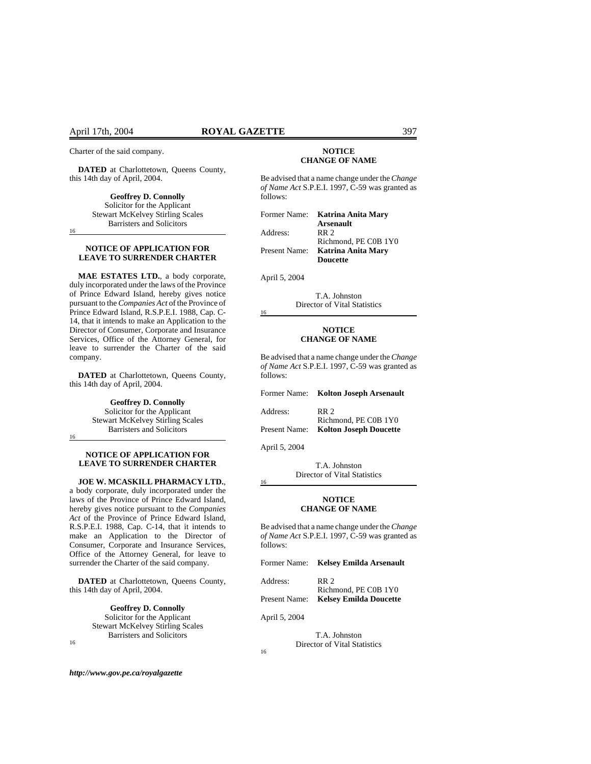Charter of the said company.

**DATED** at Charlottetown, Queens County, this 14th day of April, 2004.

**Geoffrey D. Connolly**
Solicitor for the Applicant
Stewart McKelvey Stirling Scales
Barristers and Solicitors

16

### NOTICE OF APPLICATION FOR LEAVE TO SURRENDER CHARTER

**MAE ESTATES LTD.**, a body corporate, duly incorporated under the laws of the Province of Prince Edward Island, hereby gives notice pursuant to the *Companies Act* of the Province of Prince Edward Island, R.S.P.E.I. 1988, Cap. C-14, that it intends to make an Application to the Director of Consumer, Corporate and Insurance Services, Office of the Attorney General, for leave to surrender the Charter of the said company.

**DATED** at Charlottetown, Queens County, this 14th day of April, 2004.

**Geoffrey D. Connolly**
Solicitor for the Applicant
Stewart McKelvey Stirling Scales
Barristers and Solicitors

16

### NOTICE OF APPLICATION FOR LEAVE TO SURRENDER CHARTER

**JOE W. MCASKILL PHARMACY LTD.**, a body corporate, duly incorporated under the laws of the Province of Prince Edward Island, hereby gives notice pursuant to the *Companies Act* of the Province of Prince Edward Island, R.S.P.E.I. 1988, Cap. C-14, that it intends to make an Application to the Director of Consumer, Corporate and Insurance Services, Office of the Attorney General, for leave to surrender the Charter of the said company.

**DATED** at Charlottetown, Queens County, this 14th day of April, 2004.

**Geoffrey D. Connolly**
Solicitor for the Applicant
Stewart McKelvey Stirling Scales
Barristers and Solicitors

16

### NOTICE
### CHANGE OF NAME

Be advised that a name change under the *Change of Name Act* S.P.E.I. 1997, C-59 was granted as follows:

Former Name: **Katrina Anita Mary Arsenault**
Address: RR 2
Richmond, PE C0B 1Y0
Present Name: **Katrina Anita Mary Doucette**

April 5, 2004

T.A. Johnston
Director of Vital Statistics

16

### NOTICE
### CHANGE OF NAME

Be advised that a name change under the *Change of Name Act* S.P.E.I. 1997, C-59 was granted as follows:

Former Name: **Kolton Joseph Arsenault**
Address: RR 2
Richmond, PE C0B 1Y0
Present Name: **Kolton Joseph Doucette**

April 5, 2004

T.A. Johnston
Director of Vital Statistics

16

### NOTICE
### CHANGE OF NAME

Be advised that a name change under the *Change of Name Act* S.P.E.I. 1997, C-59 was granted as follows:

Former Name: **Kelsey Emilda Arsenault**
Address: RR 2
Richmond, PE C0B 1Y0
Present Name: **Kelsey Emilda Doucette**

April 5, 2004

T.A. Johnston
Director of Vital Statistics

16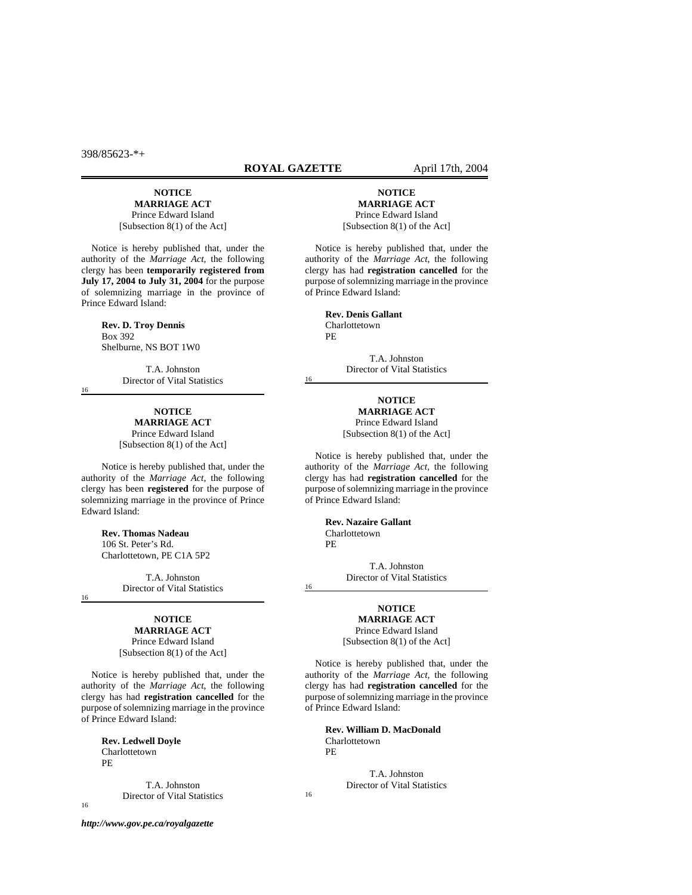**NOTICE**
**MARRIAGE ACT**
Prince Edward Island
[Subsection 8(1) of the Act]

Notice is hereby published that, under the authority of the *Marriage Act*, the following clergy has been **temporarily registered from July 17, 2004 to July 31, 2004** for the purpose of solemnizing marriage in the province of Prince Edward Island:

**Rev. D. Troy Dennis**
Box 392
Shelburne, NS BOT 1W0

T.A. Johnston
Director of Vital Statistics

16

---

**NOTICE**
**MARRIAGE ACT**
Prince Edward Island
[Subsection 8(1) of the Act]

Notice is hereby published that, under the authority of the *Marriage Act*, the following clergy has been **registered** for the purpose of solemnizing marriage in the province of Prince Edward Island:

**Rev. Thomas Nadeau**
106 St. Peter's Rd.
Charlottetown, PE C1A 5P2

T.A. Johnston
Director of Vital Statistics

16

---

**NOTICE**
**MARRIAGE ACT**
Prince Edward Island
[Subsection 8(1) of the Act]

Notice is hereby published that, under the authority of the *Marriage Act*, the following clergy has had **registration cancelled** for the purpose of solemnizing marriage in the province of Prince Edward Island:

**Rev. Ledwell Doyle**
Charlottetown
PE

T.A. Johnston
Director of Vital Statistics

16

---

**NOTICE**
**MARRIAGE ACT**
Prince Edward Island
[Subsection 8(1) of the Act]

Notice is hereby published that, under the authority of the *Marriage Act*, the following clergy has had **registration cancelled** for the purpose of solemnizing marriage in the province of Prince Edward Island:

**Rev. Denis Gallant**
Charlottetown
PE

T.A. Johnston
Director of Vital Statistics

16

---

**NOTICE**
**MARRIAGE ACT**
Prince Edward Island
[Subsection 8(1) of the Act]

Notice is hereby published that, under the authority of the *Marriage Act*, the following clergy has had **registration cancelled** for the purpose of solemnizing marriage in the province of Prince Edward Island:

**Rev. Nazaire Gallant**
Charlottetown
PE

T.A. Johnston
Director of Vital Statistics

16

---

**NOTICE**
**MARRIAGE ACT**
Prince Edward Island
[Subsection 8(1) of the Act]

Notice is hereby published that, under the authority of the *Marriage Act*, the following clergy has had **registration cancelled** for the purpose of solemnizing marriage in the province of Prince Edward Island:

**Rev. William D. MacDonald**
Charlottetown
PE

T.A. Johnston
Director of Vital Statistics

16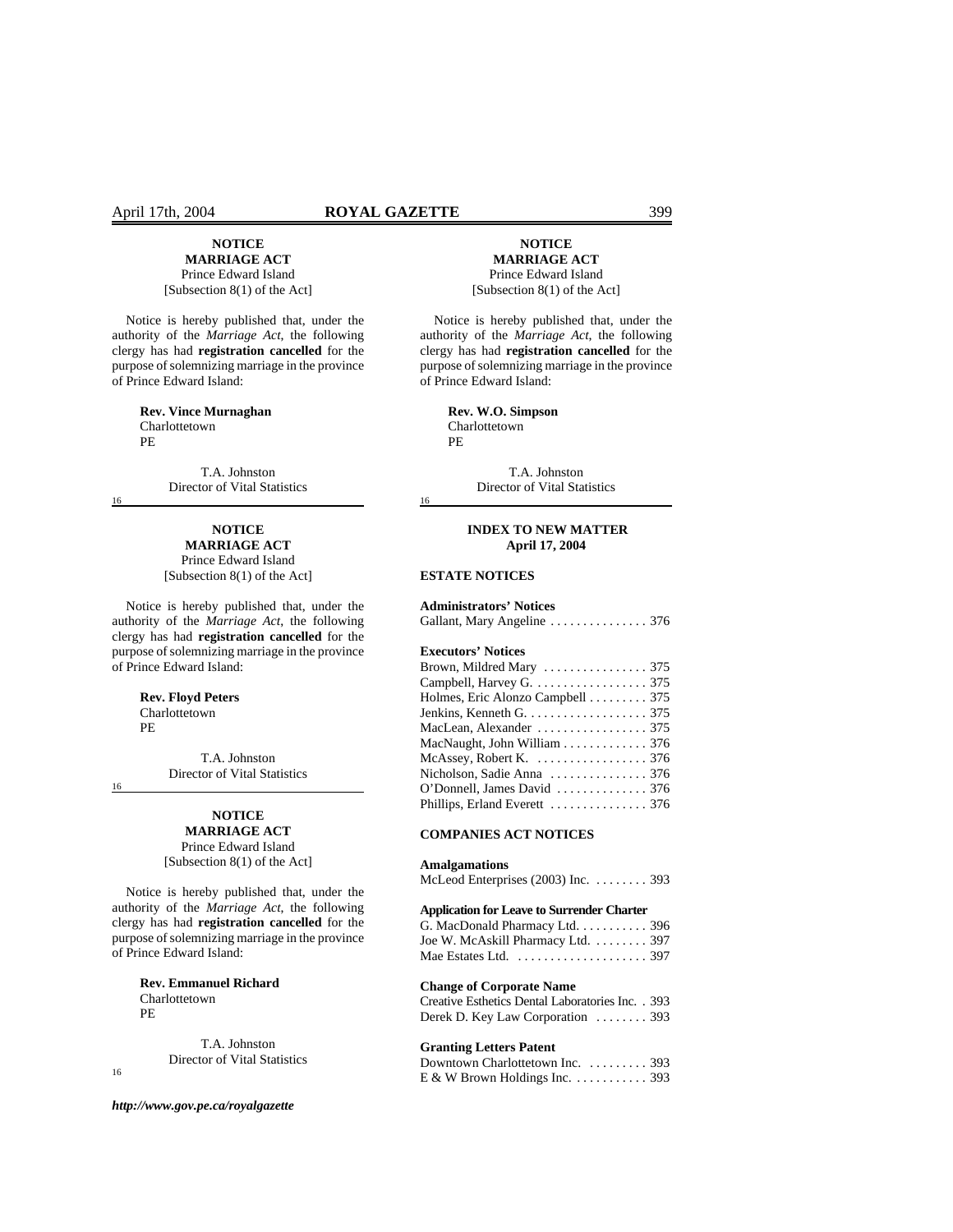**NOTICE**
**MARRIAGE ACT**
Prince Edward Island
[Subsection 8(1) of the Act]

Notice is hereby published that, under the authority of the *Marriage Act*, the following clergy has had **registration cancelled** for the purpose of solemnizing marriage in the province of Prince Edward Island:

**Rev. Vince Murnaghan**
Charlottetown
PE

T.A. Johnston
Director of Vital Statistics

16

---

**NOTICE**
**MARRIAGE ACT**
Prince Edward Island
[Subsection 8(1) of the Act]

Notice is hereby published that, under the authority of the *Marriage Act*, the following clergy has had **registration cancelled** for the purpose of solemnizing marriage in the province of Prince Edward Island:

**Rev. Floyd Peters**
Charlottetown
PE

T.A. Johnston
Director of Vital Statistics

16

---

**NOTICE**
**MARRIAGE ACT**
Prince Edward Island
[Subsection 8(1) of the Act]

Notice is hereby published that, under the authority of the *Marriage Act*, the following clergy has had **registration cancelled** for the purpose of solemnizing marriage in the province of Prince Edward Island:

**Rev. Emmanuel Richard**
Charlottetown
PE

T.A. Johnston
Director of Vital Statistics

16

---

**NOTICE**
**MARRIAGE ACT**
Prince Edward Island
[Subsection 8(1) of the Act]

Notice is hereby published that, under the authority of the *Marriage Act*, the following clergy has had **registration cancelled** for the purpose of solemnizing marriage in the province of Prince Edward Island:

**Rev. W.O. Simpson**
Charlottetown
PE

T.A. Johnston
Director of Vital Statistics

16

---

## INDEX TO NEW MATTER
## April 17, 2004

### ESTATE NOTICES

**Administrators' Notices**

Gallant, Mary Angeline . . . . . . . . . . . . . . . 376

**Executors' Notices**

Brown, Mildred Mary . . . . . . . . . . . . . . . . 375
Campbell, Harvey G. . . . . . . . . . . . . . . . . . 375
Holmes, Eric Alonzo Campbell . . . . . . . . . 375
Jenkins, Kenneth G. . . . . . . . . . . . . . . . . . . 375
MacLean, Alexander . . . . . . . . . . . . . . . . . 375
MacNaught, John William . . . . . . . . . . . . . 376
McAssey, Robert K. . . . . . . . . . . . . . . . . . 376
Nicholson, Sadie Anna . . . . . . . . . . . . . . . 376
O'Donnell, James David . . . . . . . . . . . . . . 376
Phillips, Erland Everett . . . . . . . . . . . . . . . 376

### COMPANIES ACT NOTICES

**Amalgamations**

McLeod Enterprises (2003) Inc. . . . . . . . . 393

**Application for Leave to Surrender Charter**

G. MacDonald Pharmacy Ltd. . . . . . . . . . . 396
Joe W. McAskill Pharmacy Ltd. . . . . . . . . 397
Mae Estates Ltd. . . . . . . . . . . . . . . . . . . . . 397

**Change of Corporate Name**

Creative Esthetics Dental Laboratories Inc. . 393
Derek D. Key Law Corporation . . . . . . . . 393

**Granting Letters Patent**

Downtown Charlottetown Inc. . . . . . . . . . 393
E & W Brown Holdings Inc. . . . . . . . . . . . 393

***http://www.gov.pe.ca/royalgazette***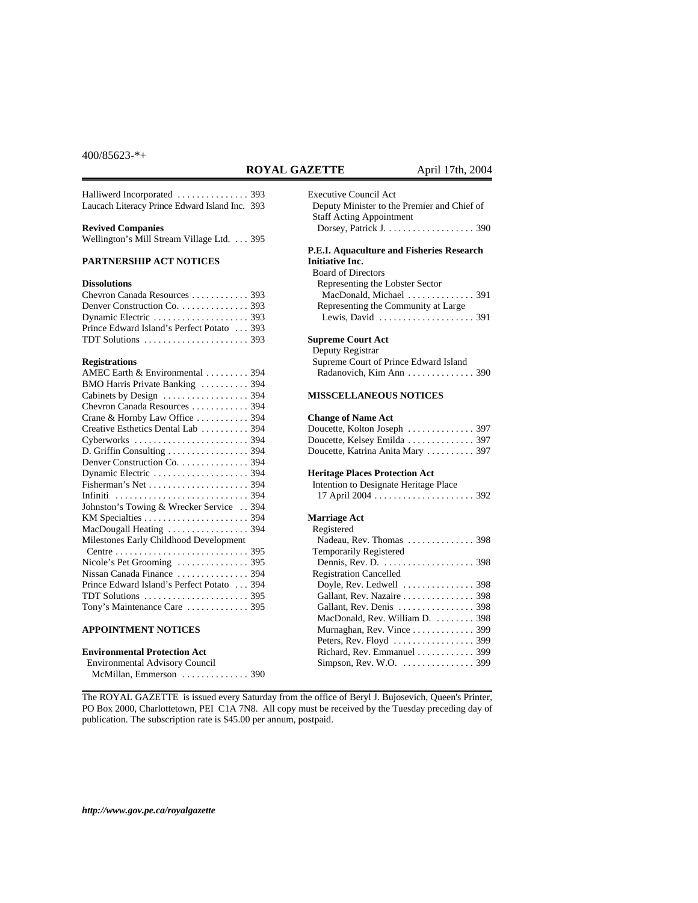400/85623-*+

Halliwerd Incorporated . . . . . . . . . . . . . . . 393
Laucach Literacy Prince Edward Island Inc. 393

**Revived Companies**
Wellington's Mill Stream Village Ltd. . . . 395

**PARTNERSHIP ACT NOTICES**

**Dissolutions**
Chevron Canada Resources . . . . . . . . . . . . 393
Denver Construction Co. . . . . . . . . . . . . . . 393
Dynamic Electric . . . . . . . . . . . . . . . . . . . . 393
Prince Edward Island's Perfect Potato . . . 393
TDT Solutions . . . . . . . . . . . . . . . . . . . . . . 393

**Registrations**
AMEC Earth & Environmental . . . . . . . . . 394
BMO Harris Private Banking . . . . . . . . . . 394
Cabinets by Design . . . . . . . . . . . . . . . . . . 394
Chevron Canada Resources . . . . . . . . . . . . 394
Crane & Hornby Law Office . . . . . . . . . . . 394
Creative Esthetics Dental Lab . . . . . . . . . . 394
Cyberworks . . . . . . . . . . . . . . . . . . . . . . . . 394
D. Griffin Consulting . . . . . . . . . . . . . . . . . 394
Denver Construction Co. . . . . . . . . . . . . . . 394
Dynamic Electric . . . . . . . . . . . . . . . . . . . . 394
Fisherman's Net . . . . . . . . . . . . . . . . . . . . . 394
Infiniti . . . . . . . . . . . . . . . . . . . . . . . . . . . . 394
Johnston's Towing & Wrecker Service . . 394
KM Specialties . . . . . . . . . . . . . . . . . . . . . . 394
MacDougall Heating . . . . . . . . . . . . . . . . . 394
Milestones Early Childhood Development
Centre . . . . . . . . . . . . . . . . . . . . . . . . . . . . 395
Nicole's Pet Grooming . . . . . . . . . . . . . . . 395
Nissan Canada Finance . . . . . . . . . . . . . . . 394
Prince Edward Island's Perfect Potato . . . 394
TDT Solutions . . . . . . . . . . . . . . . . . . . . . . 395
Tony's Maintenance Care . . . . . . . . . . . . . 395

**APPOINTMENT NOTICES**

**Environmental Protection Act**
Environmental Advisory Council
McMillan, Emmerson . . . . . . . . . . . . . . 390

Executive Council Act
Deputy Minister to the Premier and Chief of Staff Acting Appointment
Dorsey, Patrick J. . . . . . . . . . . . . . . . . . . 390

**P.E.I. Aquaculture and Fisheries Research Initiative Inc.**
Board of Directors
Representing the Lobster Sector
MacDonald, Michael . . . . . . . . . . . . . . 391
Representing the Community at Large
Lewis, David . . . . . . . . . . . . . . . . . . . . 391

**Supreme Court Act**
Deputy Registrar
Supreme Court of Prince Edward Island
Radanovich, Kim Ann . . . . . . . . . . . . . . 390

**MISSCELLANEOUS NOTICES**

**Change of Name Act**
Doucette, Kolton Joseph . . . . . . . . . . . . . . 397
Doucette, Kelsey Emilda . . . . . . . . . . . . . . 397
Doucette, Katrina Anita Mary . . . . . . . . . . 397

**Heritage Places Protection Act**
Intention to Designate Heritage Place
17 April 2004 . . . . . . . . . . . . . . . . . . . . . 392

**Marriage Act**
Registered
Nadeau, Rev. Thomas . . . . . . . . . . . . . . 398
Temporarily Registered
Dennis, Rev. D. . . . . . . . . . . . . . . . . . . . 398
Registration Cancelled
Doyle, Rev. Ledwell . . . . . . . . . . . . . . . 398
Gallant, Rev. Nazaire . . . . . . . . . . . . . . . 398
Gallant, Rev. Denis . . . . . . . . . . . . . . . . 398
MacDonald, Rev. William D. . . . . . . . . 398
Murnaghan, Rev. Vince . . . . . . . . . . . . . 399
Peters, Rev. Floyd . . . . . . . . . . . . . . . . . 399
Richard, Rev. Emmanuel . . . . . . . . . . . . 399
Simpson, Rev. W.O. . . . . . . . . . . . . . . . 399

The ROYAL GAZETTE is issued every Saturday from the office of Beryl J. Bujosevich, Queen's Printer, PO Box 2000, Charlottetown, PEI C1A 7N8. All copy must be received by the Tuesday preceding day of publication. The subscription rate is $45.00 per annum, postpaid.

***http://www.gov.pe.ca/royalgazette***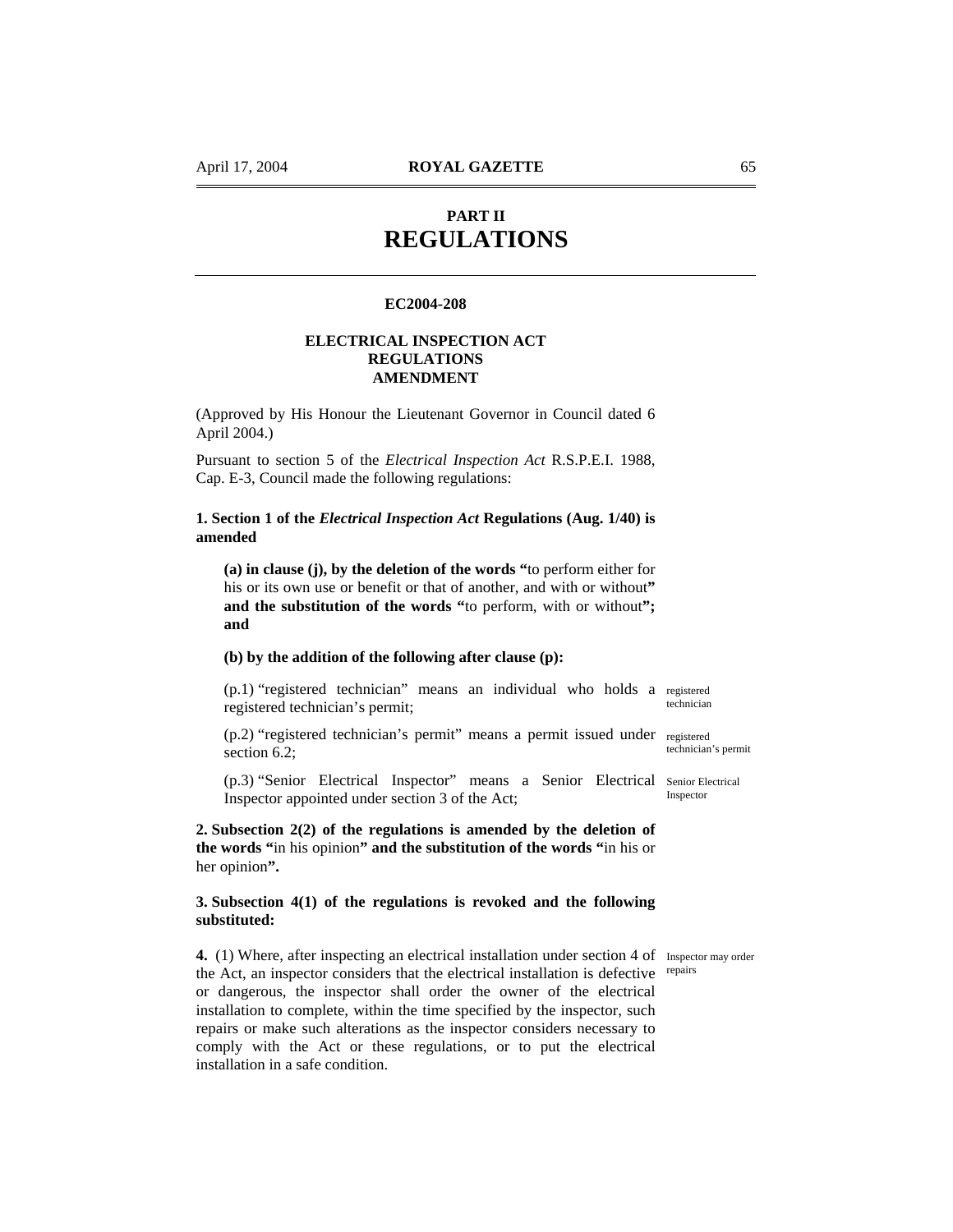## PART II
# REGULATIONS

**EC2004-208**

**ELECTRICAL INSPECTION ACT REGULATIONS AMENDMENT**

(Approved by His Honour the Lieutenant Governor in Council dated 6 April 2004.)

Pursuant to section 5 of the *Electrical Inspection Act* R.S.P.E.I. 1988, Cap. E-3, Council made the following regulations:

**1. Section 1 of the *Electrical Inspection Act* Regulations (Aug. 1/40) is amended**

**(a) in clause (j), by the deletion of the words "**to perform either for his or its own use or benefit or that of another, and with or without**" and the substitution of the words "**to perform, with or without**"; and**

**(b) by the addition of the following after clause (p):**

(p.1) "registered technician" means an individual who holds a registered technician's permit; *registered technician*

(p.2) "registered technician's permit" means a permit issued under section 6.2; *registered technician's permit*

(p.3) "Senior Electrical Inspector" means a Senior Electrical Inspector appointed under section 3 of the Act; *Senior Electrical Inspector*

**2. Subsection 2(2) of the regulations is amended by the deletion of the words "**in his opinion**" and the substitution of the words "**in his or her opinion**".**

**3. Subsection 4(1) of the regulations is revoked and the following substituted:**

**4.** (1) Where, after inspecting an electrical installation under section 4 of the Act, an inspector considers that the electrical installation is defective or dangerous, the inspector shall order the owner of the electrical installation to complete, within the time specified by the inspector, such repairs or make such alterations as the inspector considers necessary to comply with the Act or these regulations, or to put the electrical installation in a safe condition. *Inspector may order repairs*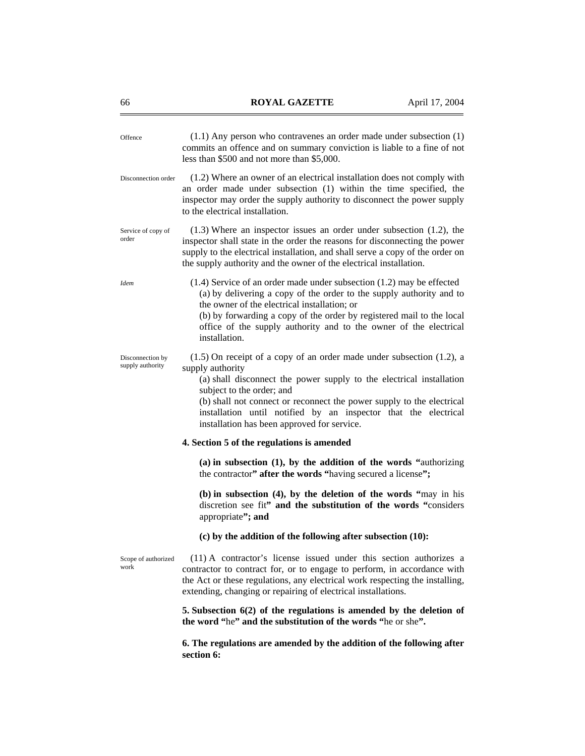Offence

(1.1) Any person who contravenes an order made under subsection (1) commits an offence and on summary conviction is liable to a fine of not less than $500 and not more than $5,000.

Disconnection order

(1.2) Where an owner of an electrical installation does not comply with an order made under subsection (1) within the time specified, the inspector may order the supply authority to disconnect the power supply to the electrical installation.

Service of copy of order

(1.3) Where an inspector issues an order under subsection (1.2), the inspector shall state in the order the reasons for disconnecting the power supply to the electrical installation, and shall serve a copy of the order on the supply authority and the owner of the electrical installation.

*Idem*

(1.4) Service of an order made under subsection (1.2) may be effected

(a) by delivering a copy of the order to the supply authority and to the owner of the electrical installation; or

(b) by forwarding a copy of the order by registered mail to the local office of the supply authority and to the owner of the electrical installation.

Disconnection by supply authority

(1.5) On receipt of a copy of an order made under subsection (1.2), a supply authority

(a) shall disconnect the power supply to the electrical installation subject to the order; and

(b) shall not connect or reconnect the power supply to the electrical installation until notified by an inspector that the electrical installation has been approved for service.

**4. Section 5 of the regulations is amended**

**(a) in subsection (1), by the addition of the words "**authorizing the contractor**" after the words "**having secured a license**";**

**(b) in subsection (4), by the deletion of the words "**may in his discretion see fit**" and the substitution of the words "**considers appropriate**"; and**

**(c) by the addition of the following after subsection (10):**

Scope of authorized work

(11) A contractor's license issued under this section authorizes a contractor to contract for, or to engage to perform, in accordance with the Act or these regulations, any electrical work respecting the installing, extending, changing or repairing of electrical installations.

**5. Subsection 6(2) of the regulations is amended by the deletion of the word "**he**" and the substitution of the words "**he or she**".**

**6. The regulations are amended by the addition of the following after section 6:**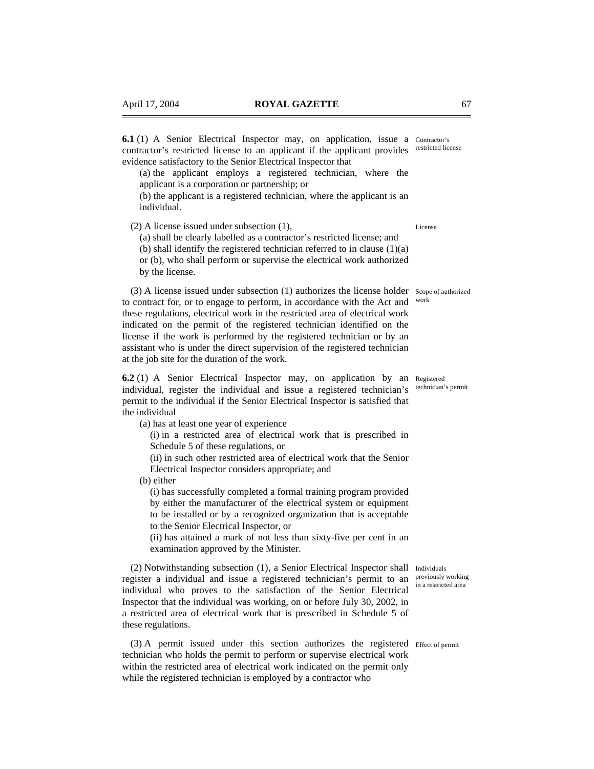**6.1** (1) A Senior Electrical Inspector may, on application, issue a contractor's restricted license to an applicant if the applicant provides evidence satisfactory to the Senior Electrical Inspector that

Contractor's restricted license

(a) the applicant employs a registered technician, where the applicant is a corporation or partnership; or

(b) the applicant is a registered technician, where the applicant is an individual.

(2) A license issued under subsection (1),

License

(a) shall be clearly labelled as a contractor's restricted license; and

(b) shall identify the registered technician referred to in clause (1)(a) or (b), who shall perform or supervise the electrical work authorized by the license.

(3) A license issued under subsection (1) authorizes the license holder to contract for, or to engage to perform, in accordance with the Act and these regulations, electrical work in the restricted area of electrical work indicated on the permit of the registered technician identified on the license if the work is performed by the registered technician or by an assistant who is under the direct supervision of the registered technician at the job site for the duration of the work.

Scope of authorized work

**6.2** (1) A Senior Electrical Inspector may, on application by an individual, register the individual and issue a registered technician's permit to the individual if the Senior Electrical Inspector is satisfied that the individual

Registered technician's permit

(a) has at least one year of experience

(i) in a restricted area of electrical work that is prescribed in Schedule 5 of these regulations, or

(ii) in such other restricted area of electrical work that the Senior Electrical Inspector considers appropriate; and

(b) either

(i) has successfully completed a formal training program provided by either the manufacturer of the electrical system or equipment to be installed or by a recognized organization that is acceptable to the Senior Electrical Inspector, or

(ii) has attained a mark of not less than sixty-five per cent in an examination approved by the Minister.

(2) Notwithstanding subsection (1), a Senior Electrical Inspector shall register a individual and issue a registered technician's permit to an individual who proves to the satisfaction of the Senior Electrical Inspector that the individual was working, on or before July 30, 2002, in a restricted area of electrical work that is prescribed in Schedule 5 of these regulations.

Individuals previously working in a restricted area

(3) A permit issued under this section authorizes the registered technician who holds the permit to perform or supervise electrical work within the restricted area of electrical work indicated on the permit only while the registered technician is employed by a contractor who

Effect of permit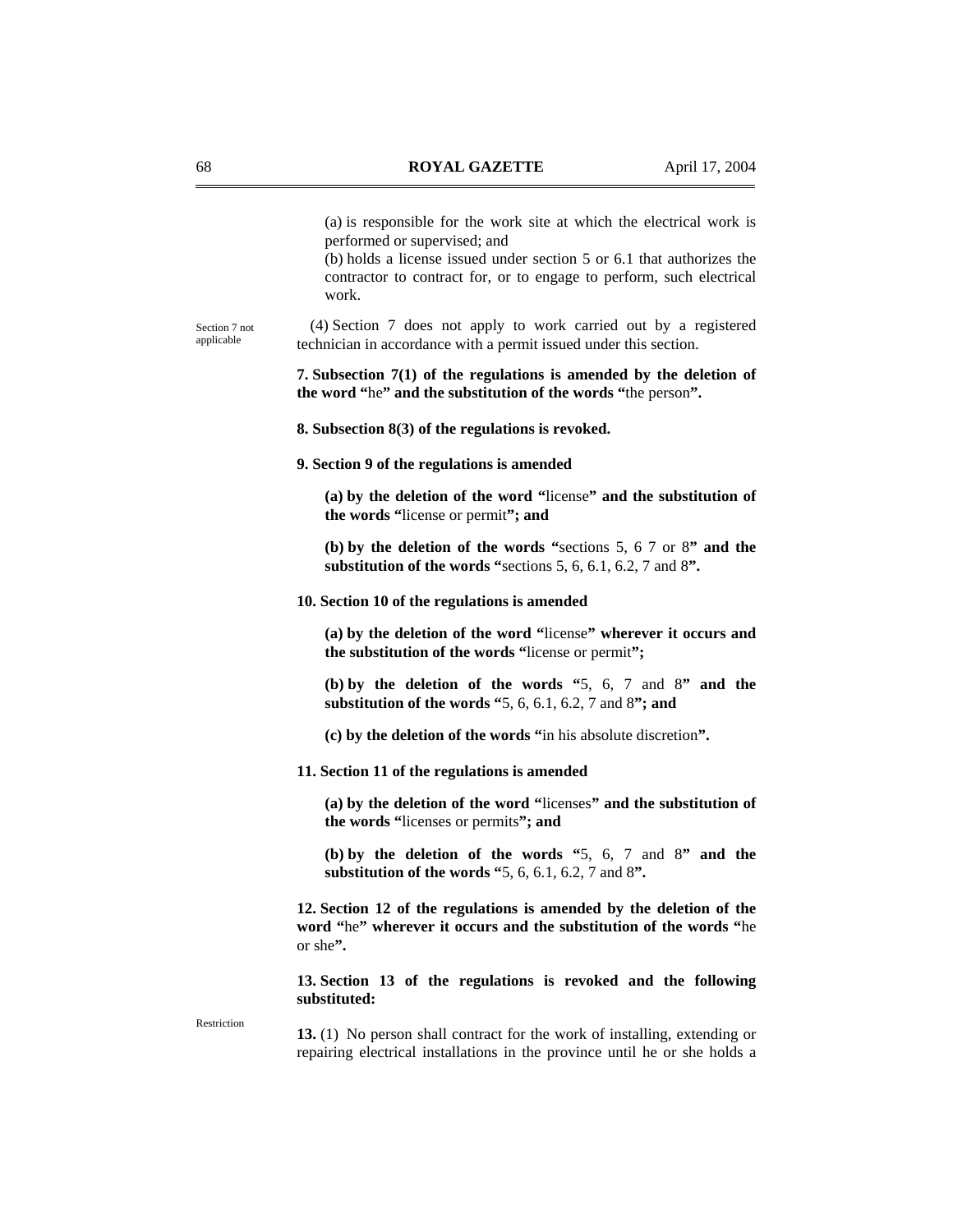(a) is responsible for the work site at which the electrical work is performed or supervised; and

(b) holds a license issued under section 5 or 6.1 that authorizes the contractor to contract for, or to engage to perform, such electrical work.

Section 7 not applicable

(4) Section 7 does not apply to work carried out by a registered technician in accordance with a permit issued under this section.

**7. Subsection 7(1) of the regulations is amended by the deletion of the word "**he**" and the substitution of the words "**the person**".**

**8. Subsection 8(3) of the regulations is revoked.**

**9. Section 9 of the regulations is amended**

**(a) by the deletion of the word "**license**" and the substitution of the words "**license or permit**"; and**

**(b) by the deletion of the words "**sections 5, 6 7 or 8**" and the substitution of the words "**sections 5, 6, 6.1, 6.2, 7 and 8**".**

**10. Section 10 of the regulations is amended**

**(a) by the deletion of the word "**license**" wherever it occurs and the substitution of the words "**license or permit**";**

**(b) by the deletion of the words "**5, 6, 7 and 8**" and the substitution of the words "**5, 6, 6.1, 6.2, 7 and 8**"; and**

**(c) by the deletion of the words "**in his absolute discretion**".**

**11. Section 11 of the regulations is amended**

**(a) by the deletion of the word "**licenses**" and the substitution of the words "**licenses or permits**"; and**

**(b) by the deletion of the words "**5, 6, 7 and 8**" and the substitution of the words "**5, 6, 6.1, 6.2, 7 and 8**".**

**12. Section 12 of the regulations is amended by the deletion of the word "**he**" wherever it occurs and the substitution of the words "**he or she**".**

**13. Section 13 of the regulations is revoked and the following substituted:**

Restriction

**13.** (1) No person shall contract for the work of installing, extending or repairing electrical installations in the province until he or she holds a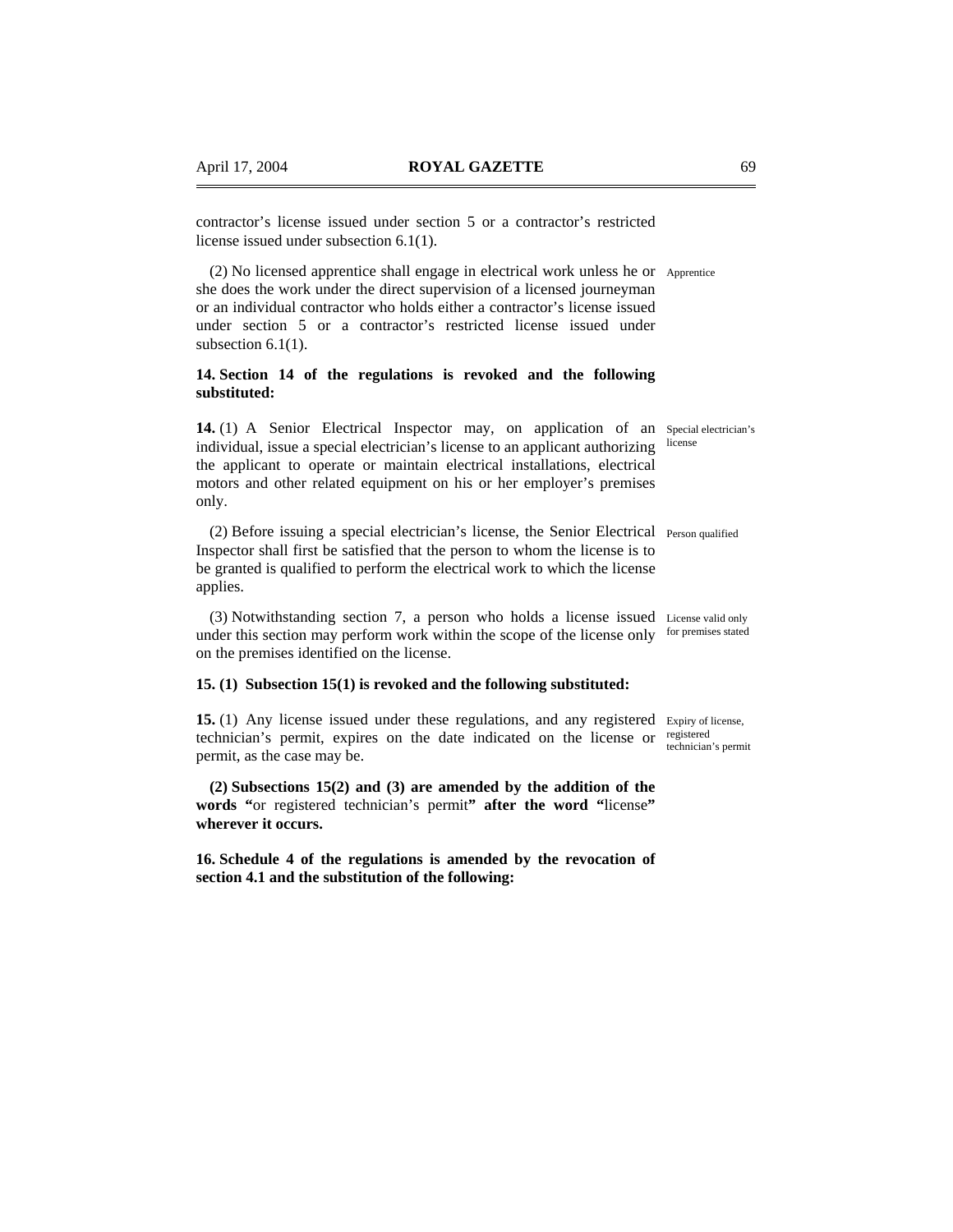contractor's license issued under section 5 or a contractor's restricted license issued under subsection 6.1(1).

(2) No licensed apprentice shall engage in electrical work unless he or she does the work under the direct supervision of a licensed journeyman or an individual contractor who holds either a contractor's license issued under section 5 or a contractor's restricted license issued under subsection 6.1(1). Apprentice

**14. Section 14 of the regulations is revoked and the following substituted:**

**14.** (1) A Senior Electrical Inspector may, on application of an individual, issue a special electrician's license to an applicant authorizing the applicant to operate or maintain electrical installations, electrical motors and other related equipment on his or her employer's premises only. Special electrician's license

(2) Before issuing a special electrician's license, the Senior Electrical Inspector shall first be satisfied that the person to whom the license is to be granted is qualified to perform the electrical work to which the license applies. Person qualified

(3) Notwithstanding section 7, a person who holds a license issued under this section may perform work within the scope of the license only on the premises identified on the license. License valid only for premises stated

**15. (1) Subsection 15(1) is revoked and the following substituted:**

**15.** (1) Any license issued under these regulations, and any registered technician's permit, expires on the date indicated on the license or permit, as the case may be. Expiry of license, registered technician's permit

**(2) Subsections 15(2) and (3) are amended by the addition of the words "**or registered technician's permit**" after the word "**license**" wherever it occurs.**

**16. Schedule 4 of the regulations is amended by the revocation of section 4.1 and the substitution of the following:**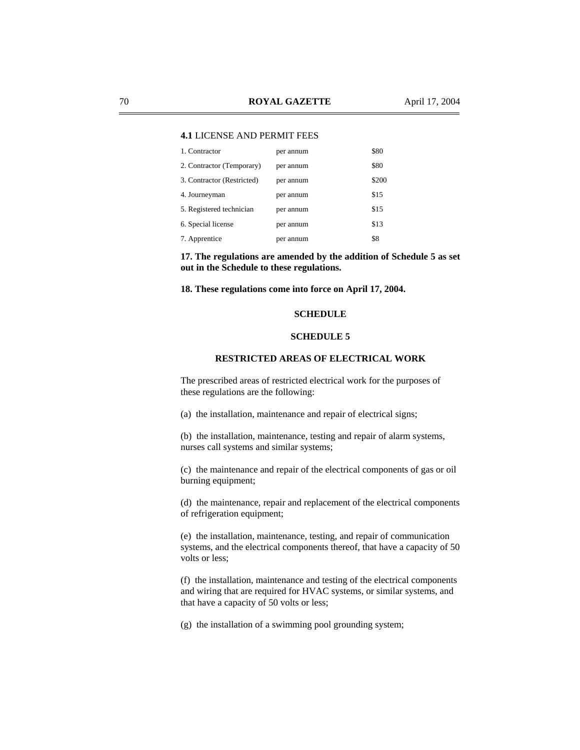**4.1** LICENSE AND PERMIT FEES

| | | |
|---|---|---|
| 1. Contractor | per annum | \$80 |
| 2. Contractor (Temporary) | per annum | \$80 |
| 3. Contractor (Restricted) | per annum | \$200 |
| 4. Journeyman | per annum | \$15 |
| 5. Registered technician | per annum | \$15 |
| 6. Special license | per annum | \$13 |
| 7. Apprentice | per annum | \$8 |

**17. The regulations are amended by the addition of Schedule 5 as set out in the Schedule to these regulations.**

**18. These regulations come into force on April 17, 2004.**

**SCHEDULE**

**SCHEDULE 5**

**RESTRICTED AREAS OF ELECTRICAL WORK**

The prescribed areas of restricted electrical work for the purposes of these regulations are the following:

(a) the installation, maintenance and repair of electrical signs;

(b) the installation, maintenance, testing and repair of alarm systems, nurses call systems and similar systems;

(c) the maintenance and repair of the electrical components of gas or oil burning equipment;

(d) the maintenance, repair and replacement of the electrical components of refrigeration equipment;

(e) the installation, maintenance, testing, and repair of communication systems, and the electrical components thereof, that have a capacity of 50 volts or less;

(f) the installation, maintenance and testing of the electrical components and wiring that are required for HVAC systems, or similar systems, and that have a capacity of 50 volts or less;

(g) the installation of a swimming pool grounding system;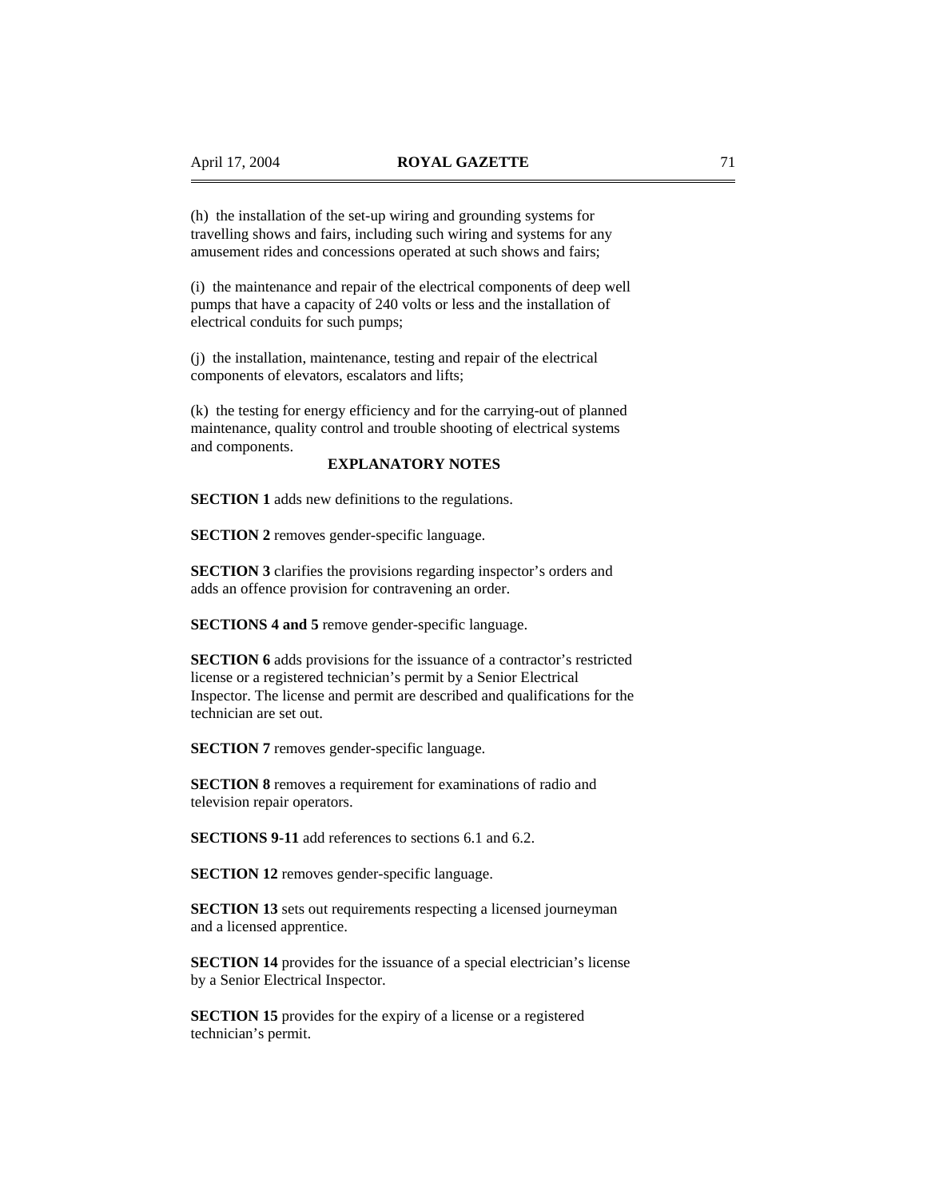(h) the installation of the set-up wiring and grounding systems for travelling shows and fairs, including such wiring and systems for any amusement rides and concessions operated at such shows and fairs;

(i) the maintenance and repair of the electrical components of deep well pumps that have a capacity of 240 volts or less and the installation of electrical conduits for such pumps;

(j) the installation, maintenance, testing and repair of the electrical components of elevators, escalators and lifts;

(k) the testing for energy efficiency and for the carrying-out of planned maintenance, quality control and trouble shooting of electrical systems and components.

## EXPLANATORY NOTES

**SECTION 1** adds new definitions to the regulations.

**SECTION 2** removes gender-specific language.

**SECTION 3** clarifies the provisions regarding inspector's orders and adds an offence provision for contravening an order.

**SECTIONS 4 and 5** remove gender-specific language.

**SECTION 6** adds provisions for the issuance of a contractor's restricted license or a registered technician's permit by a Senior Electrical Inspector. The license and permit are described and qualifications for the technician are set out.

**SECTION 7** removes gender-specific language.

**SECTION 8** removes a requirement for examinations of radio and television repair operators.

**SECTIONS 9-11** add references to sections 6.1 and 6.2.

**SECTION 12** removes gender-specific language.

**SECTION 13** sets out requirements respecting a licensed journeyman and a licensed apprentice.

**SECTION 14** provides for the issuance of a special electrician's license by a Senior Electrical Inspector.

**SECTION 15** provides for the expiry of a license or a registered technician's permit.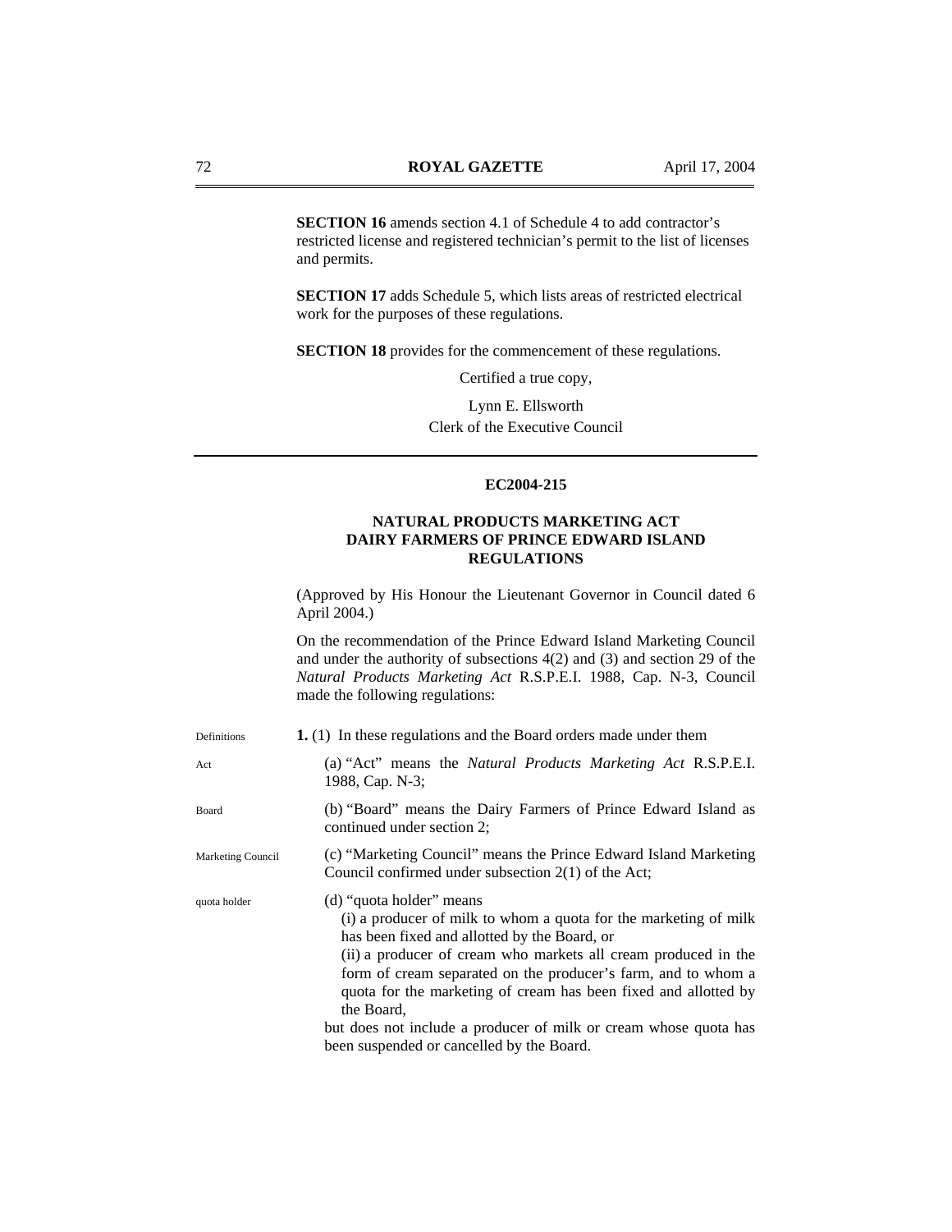**SECTION 16** amends section 4.1 of Schedule 4 to add contractor's restricted license and registered technician's permit to the list of licenses and permits.

**SECTION 17** adds Schedule 5, which lists areas of restricted electrical work for the purposes of these regulations.

**SECTION 18** provides for the commencement of these regulations.

Certified a true copy,

Lynn E. Ellsworth
Clerk of the Executive Council

---

**EC2004-215**

**NATURAL PRODUCTS MARKETING ACT**
**DAIRY FARMERS OF PRINCE EDWARD ISLAND REGULATIONS**

(Approved by His Honour the Lieutenant Governor in Council dated 6 April 2004.)

On the recommendation of the Prince Edward Island Marketing Council and under the authority of subsections 4(2) and (3) and section 29 of the *Natural Products Marketing Act* R.S.P.E.I. 1988, Cap. N-3, Council made the following regulations:

Definitions

**1.** (1) In these regulations and the Board orders made under them

Act

(a) "Act" means the *Natural Products Marketing Act* R.S.P.E.I. 1988, Cap. N-3;

Board

(b) "Board" means the Dairy Farmers of Prince Edward Island as continued under section 2;

Marketing Council

(c) "Marketing Council" means the Prince Edward Island Marketing Council confirmed under subsection 2(1) of the Act;

quota holder

(d) "quota holder" means

(i) a producer of milk to whom a quota for the marketing of milk has been fixed and allotted by the Board, or

(ii) a producer of cream who markets all cream produced in the form of cream separated on the producer's farm, and to whom a quota for the marketing of cream has been fixed and allotted by the Board,

but does not include a producer of milk or cream whose quota has been suspended or cancelled by the Board.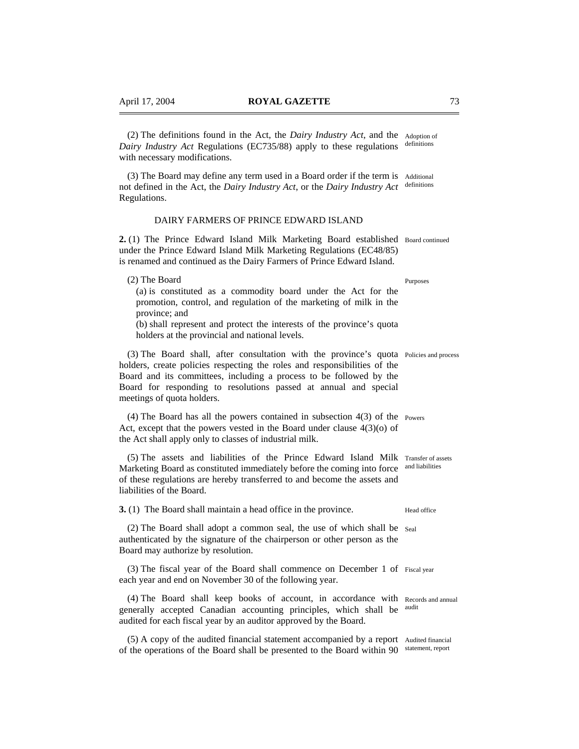(2) The definitions found in the Act, the *Dairy Industry Act*, and the *Dairy Industry Act* Regulations (EC735/88) apply to these regulations with necessary modifications. Adoption of definitions

(3) The Board may define any term used in a Board order if the term is not defined in the Act, the *Dairy Industry Act*, or the *Dairy Industry Act* Regulations. Additional definitions

DAIRY FARMERS OF PRINCE EDWARD ISLAND

**2.** (1) The Prince Edward Island Milk Marketing Board established under the Prince Edward Island Milk Marketing Regulations (EC48/85) is renamed and continued as the Dairy Farmers of Prince Edward Island. Board continued

(2) The Board Purposes

(a) is constituted as a commodity board under the Act for the promotion, control, and regulation of the marketing of milk in the province; and

(b) shall represent and protect the interests of the province's quota holders at the provincial and national levels.

(3) The Board shall, after consultation with the province's quota holders, create policies respecting the roles and responsibilities of the Board and its committees, including a process to be followed by the Board for responding to resolutions passed at annual and special meetings of quota holders. Policies and process

(4) The Board has all the powers contained in subsection 4(3) of the Act, except that the powers vested in the Board under clause 4(3)(o) of the Act shall apply only to classes of industrial milk. Powers

(5) The assets and liabilities of the Prince Edward Island Milk Marketing Board as constituted immediately before the coming into force of these regulations are hereby transferred to and become the assets and liabilities of the Board. Transfer of assets and liabilities

**3.** (1) The Board shall maintain a head office in the province. Head office

(2) The Board shall adopt a common seal, the use of which shall be authenticated by the signature of the chairperson or other person as the Board may authorize by resolution. Seal

(3) The fiscal year of the Board shall commence on December 1 of each year and end on November 30 of the following year. Fiscal year

(4) The Board shall keep books of account, in accordance with generally accepted Canadian accounting principles, which shall be audited for each fiscal year by an auditor approved by the Board. Records and annual audit

(5) A copy of the audited financial statement accompanied by a report of the operations of the Board shall be presented to the Board within 90 Audited financial statement, report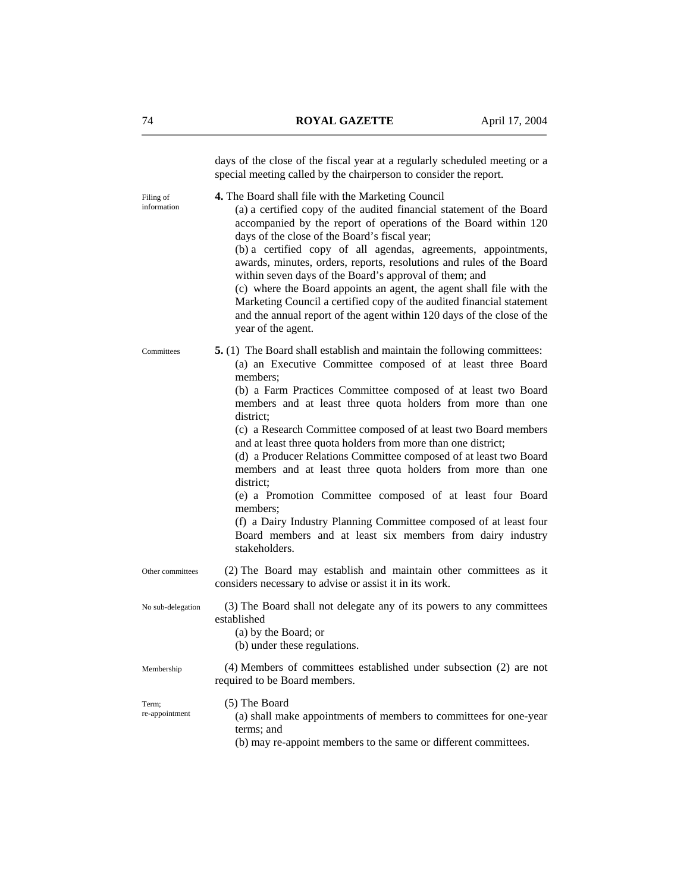days of the close of the fiscal year at a regularly scheduled meeting or a special meeting called by the chairperson to consider the report.

Filing of information

**4.** The Board shall file with the Marketing Council

(a) a certified copy of the audited financial statement of the Board accompanied by the report of operations of the Board within 120 days of the close of the Board's fiscal year;

(b) a certified copy of all agendas, agreements, appointments, awards, minutes, orders, reports, resolutions and rules of the Board within seven days of the Board's approval of them; and

(c) where the Board appoints an agent, the agent shall file with the Marketing Council a certified copy of the audited financial statement and the annual report of the agent within 120 days of the close of the year of the agent.

Committees

**5.** (1) The Board shall establish and maintain the following committees:

(a) an Executive Committee composed of at least three Board members;

(b) a Farm Practices Committee composed of at least two Board members and at least three quota holders from more than one district;

(c) a Research Committee composed of at least two Board members and at least three quota holders from more than one district;

(d) a Producer Relations Committee composed of at least two Board members and at least three quota holders from more than one district;

(e) a Promotion Committee composed of at least four Board members;

(f) a Dairy Industry Planning Committee composed of at least four Board members and at least six members from dairy industry stakeholders.

Other committees

(2) The Board may establish and maintain other committees as it considers necessary to advise or assist it in its work.

No sub-delegation

(3) The Board shall not delegate any of its powers to any committees established

(a) by the Board; or

(b) under these regulations.

Membership

(4) Members of committees established under subsection (2) are not required to be Board members.

Term; re-appointment

(5) The Board

(a) shall make appointments of members to committees for one-year terms; and

(b) may re-appoint members to the same or different committees.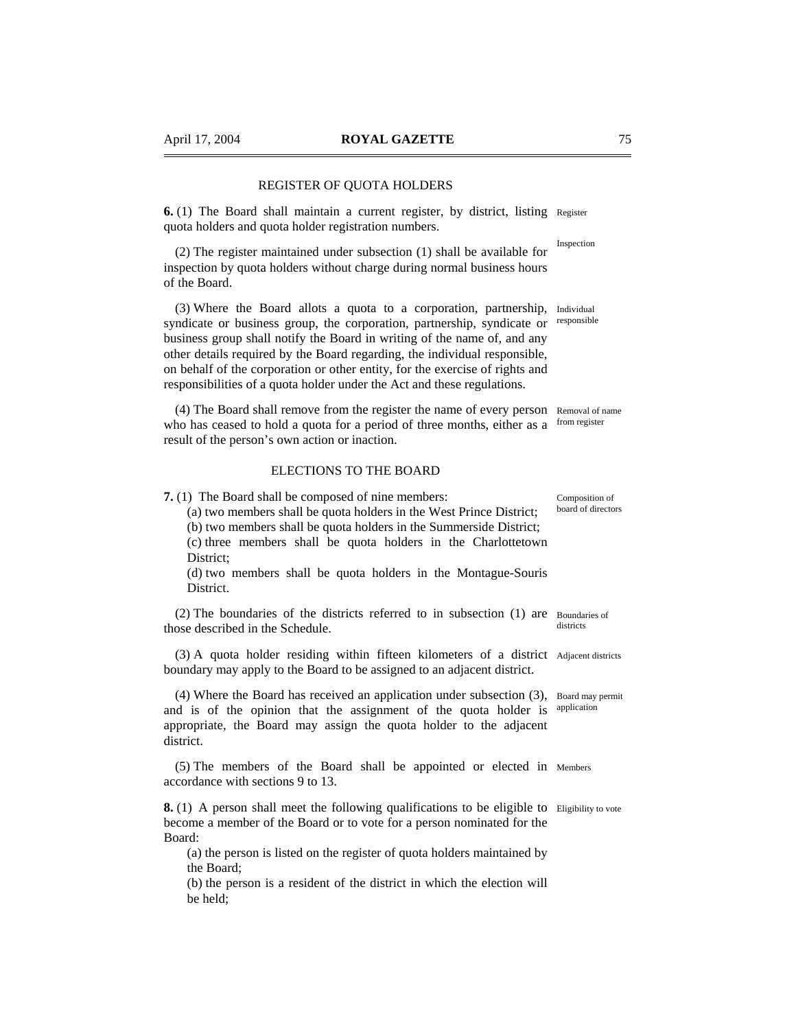## REGISTER OF QUOTA HOLDERS

**6.** (1) The Board shall maintain a current register, by district, listing quota holders and quota holder registration numbers. Register

(2) The register maintained under subsection (1) shall be available for inspection by quota holders without charge during normal business hours of the Board. Inspection

(3) Where the Board allots a quota to a corporation, partnership, syndicate or business group, the corporation, partnership, syndicate or business group shall notify the Board in writing of the name of, and any other details required by the Board regarding, the individual responsible, on behalf of the corporation or other entity, for the exercise of rights and responsibilities of a quota holder under the Act and these regulations. Individual responsible

(4) The Board shall remove from the register the name of every person who has ceased to hold a quota for a period of three months, either as a result of the person's own action or inaction. Removal of name from register

## ELECTIONS TO THE BOARD

**7.** (1) The Board shall be composed of nine members: Composition of board of directors

(a) two members shall be quota holders in the West Prince District;
(b) two members shall be quota holders in the Summerside District;
(c) three members shall be quota holders in the Charlottetown District;
(d) two members shall be quota holders in the Montague-Souris District.

(2) The boundaries of the districts referred to in subsection (1) are those described in the Schedule. Boundaries of districts

(3) A quota holder residing within fifteen kilometers of a district boundary may apply to the Board to be assigned to an adjacent district. Adjacent districts

(4) Where the Board has received an application under subsection (3), and is of the opinion that the assignment of the quota holder is appropriate, the Board may assign the quota holder to the adjacent district. Board may permit application

(5) The members of the Board shall be appointed or elected in accordance with sections 9 to 13. Members

**8.** (1) A person shall meet the following qualifications to be eligible to become a member of the Board or to vote for a person nominated for the Board: Eligibility to vote

(a) the person is listed on the register of quota holders maintained by the Board;
(b) the person is a resident of the district in which the election will be held;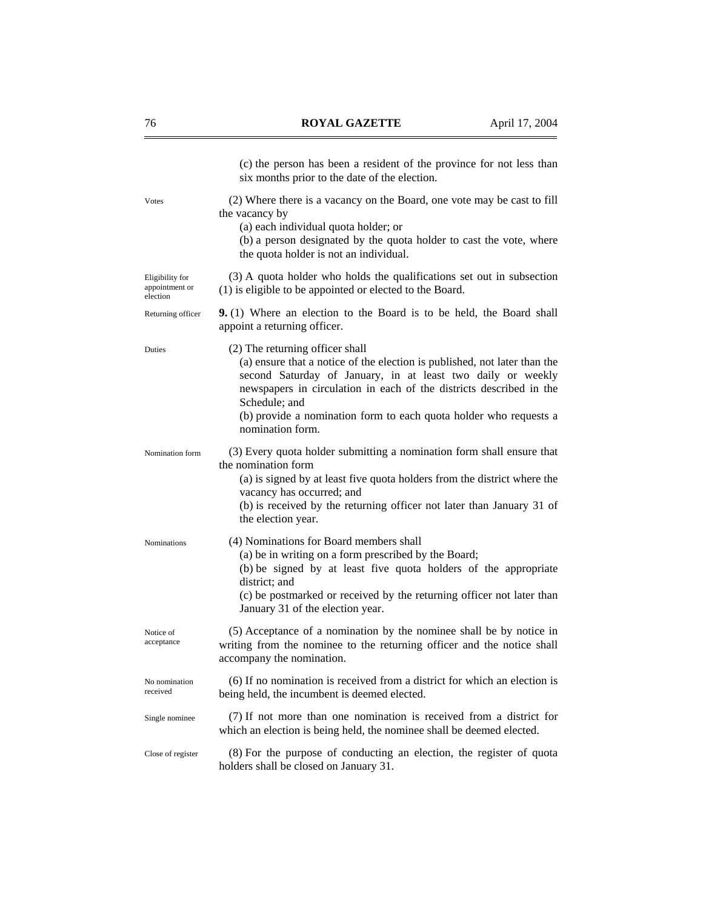(c) the person has been a resident of the province for not less than six months prior to the date of the election.

Votes

(2) Where there is a vacancy on the Board, one vote may be cast to fill the vacancy by

(a) each individual quota holder; or

(b) a person designated by the quota holder to cast the vote, where the quota holder is not an individual.

Eligibility for appointment or election

(3) A quota holder who holds the qualifications set out in subsection (1) is eligible to be appointed or elected to the Board.

Returning officer

**9.** (1) Where an election to the Board is to be held, the Board shall appoint a returning officer.

Duties

(2) The returning officer shall

(a) ensure that a notice of the election is published, not later than the second Saturday of January, in at least two daily or weekly newspapers in circulation in each of the districts described in the Schedule; and

(b) provide a nomination form to each quota holder who requests a nomination form.

Nomination form

(3) Every quota holder submitting a nomination form shall ensure that the nomination form

(a) is signed by at least five quota holders from the district where the vacancy has occurred; and

(b) is received by the returning officer not later than January 31 of the election year.

Nominations

(4) Nominations for Board members shall

(a) be in writing on a form prescribed by the Board;

(b) be signed by at least five quota holders of the appropriate district; and

(c) be postmarked or received by the returning officer not later than January 31 of the election year.

Notice of acceptance

(5) Acceptance of a nomination by the nominee shall be by notice in writing from the nominee to the returning officer and the notice shall accompany the nomination.

No nomination received

(6) If no nomination is received from a district for which an election is being held, the incumbent is deemed elected.

Single nominee

(7) If not more than one nomination is received from a district for which an election is being held, the nominee shall be deemed elected.

Close of register

(8) For the purpose of conducting an election, the register of quota holders shall be closed on January 31.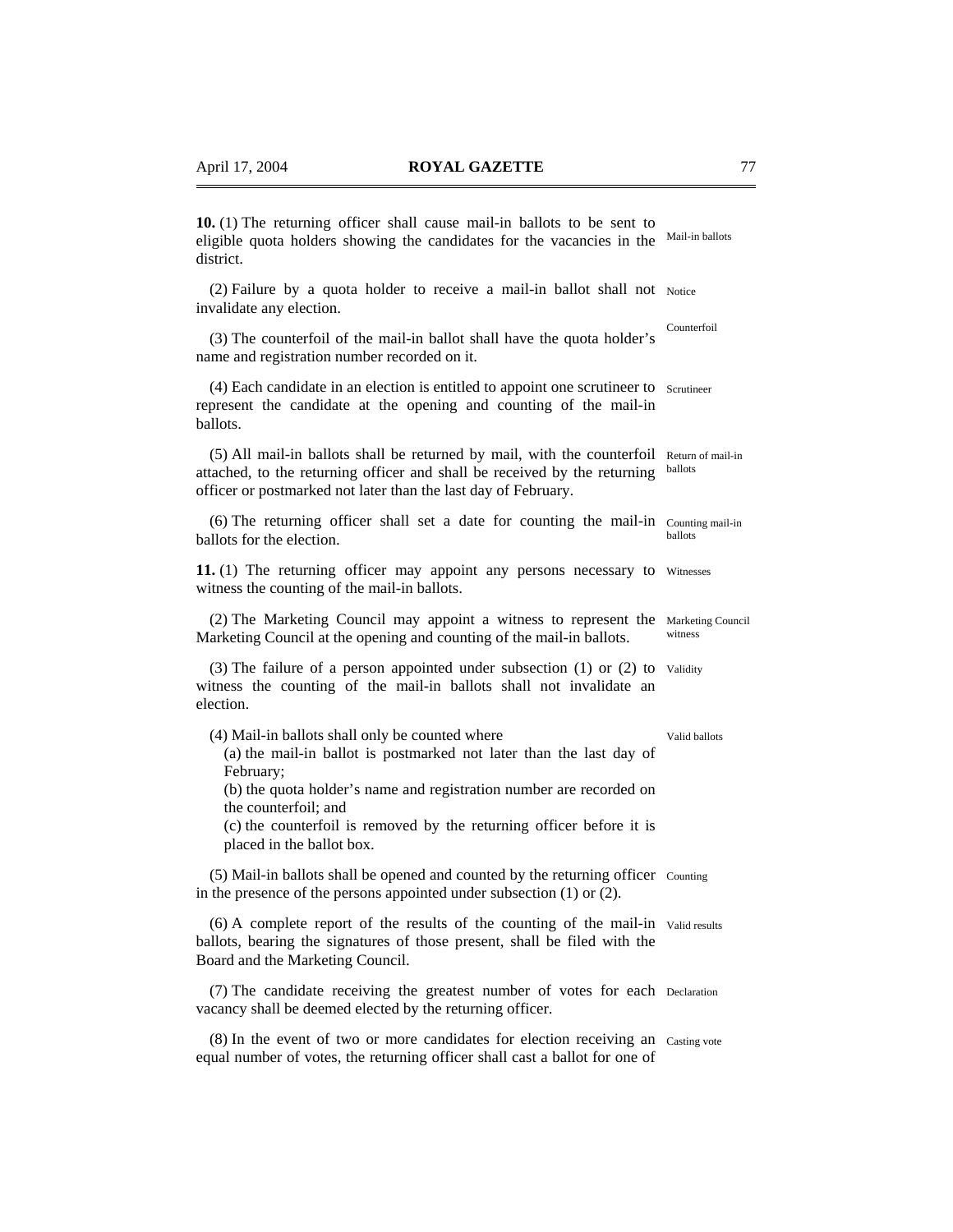**10.** (1) The returning officer shall cause mail-in ballots to be sent to eligible quota holders showing the candidates for the vacancies in the district. Mail-in ballots

(2) Failure by a quota holder to receive a mail-in ballot shall not invalidate any election. Notice

(3) The counterfoil of the mail-in ballot shall have the quota holder's name and registration number recorded on it. Counterfoil

(4) Each candidate in an election is entitled to appoint one scrutineer to represent the candidate at the opening and counting of the mail-in ballots. Scrutineer

(5) All mail-in ballots shall be returned by mail, with the counterfoil attached, to the returning officer and shall be received by the returning officer or postmarked not later than the last day of February. Return of mail-in ballots

(6) The returning officer shall set a date for counting the mail-in ballots for the election. Counting mail-in ballots

**11.** (1) The returning officer may appoint any persons necessary to witness the counting of the mail-in ballots. Witnesses

(2) The Marketing Council may appoint a witness to represent the Marketing Council at the opening and counting of the mail-in ballots. Marketing Council witness

(3) The failure of a person appointed under subsection (1) or (2) to witness the counting of the mail-in ballots shall not invalidate an election. Validity

(4) Mail-in ballots shall only be counted where Valid ballots

(a) the mail-in ballot is postmarked not later than the last day of February;

(b) the quota holder's name and registration number are recorded on the counterfoil; and

(c) the counterfoil is removed by the returning officer before it is placed in the ballot box.

(5) Mail-in ballots shall be opened and counted by the returning officer in the presence of the persons appointed under subsection (1) or (2). Counting

(6) A complete report of the results of the counting of the mail-in ballots, bearing the signatures of those present, shall be filed with the Board and the Marketing Council. Valid results

(7) The candidate receiving the greatest number of votes for each vacancy shall be deemed elected by the returning officer. Declaration

(8) In the event of two or more candidates for election receiving an equal number of votes, the returning officer shall cast a ballot for one of Casting vote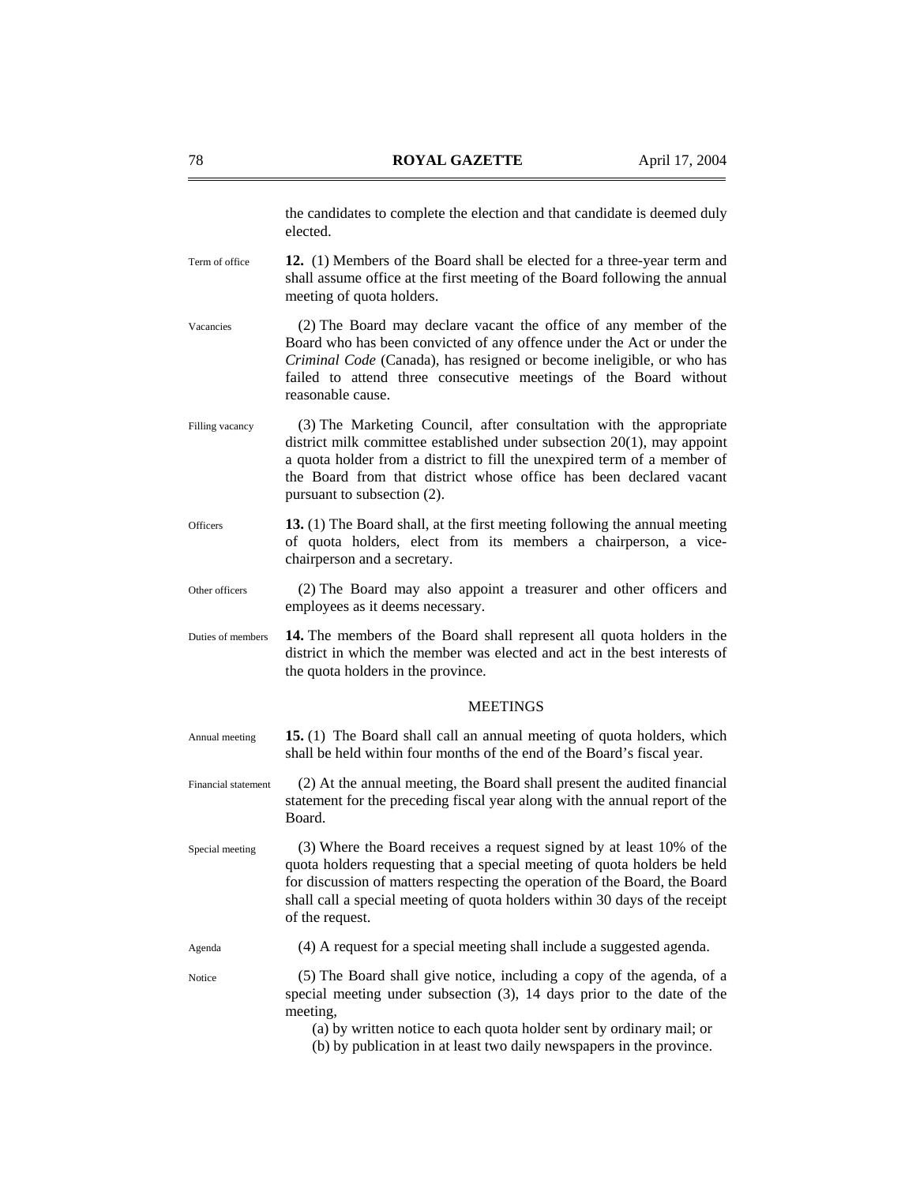the candidates to complete the election and that candidate is deemed duly elected.

Term of office

**12.** (1) Members of the Board shall be elected for a three-year term and shall assume office at the first meeting of the Board following the annual meeting of quota holders.

Vacancies

(2) The Board may declare vacant the office of any member of the Board who has been convicted of any offence under the Act or under the *Criminal Code* (Canada), has resigned or become ineligible, or who has failed to attend three consecutive meetings of the Board without reasonable cause.

Filling vacancy

(3) The Marketing Council, after consultation with the appropriate district milk committee established under subsection 20(1), may appoint a quota holder from a district to fill the unexpired term of a member of the Board from that district whose office has been declared vacant pursuant to subsection (2).

Officers

**13.** (1) The Board shall, at the first meeting following the annual meeting of quota holders, elect from its members a chairperson, a vice-chairperson and a secretary.

Other officers

(2) The Board may also appoint a treasurer and other officers and employees as it deems necessary.

Duties of members

**14.** The members of the Board shall represent all quota holders in the district in which the member was elected and act in the best interests of the quota holders in the province.

## MEETINGS

Annual meeting

**15.** (1) The Board shall call an annual meeting of quota holders, which shall be held within four months of the end of the Board's fiscal year.

Financial statement

(2) At the annual meeting, the Board shall present the audited financial statement for the preceding fiscal year along with the annual report of the Board.

Special meeting

(3) Where the Board receives a request signed by at least 10% of the quota holders requesting that a special meeting of quota holders be held for discussion of matters respecting the operation of the Board, the Board shall call a special meeting of quota holders within 30 days of the receipt of the request.

Agenda

(4) A request for a special meeting shall include a suggested agenda.

Notice

(5) The Board shall give notice, including a copy of the agenda, of a special meeting under subsection (3), 14 days prior to the date of the meeting,

(a) by written notice to each quota holder sent by ordinary mail; or

(b) by publication in at least two daily newspapers in the province.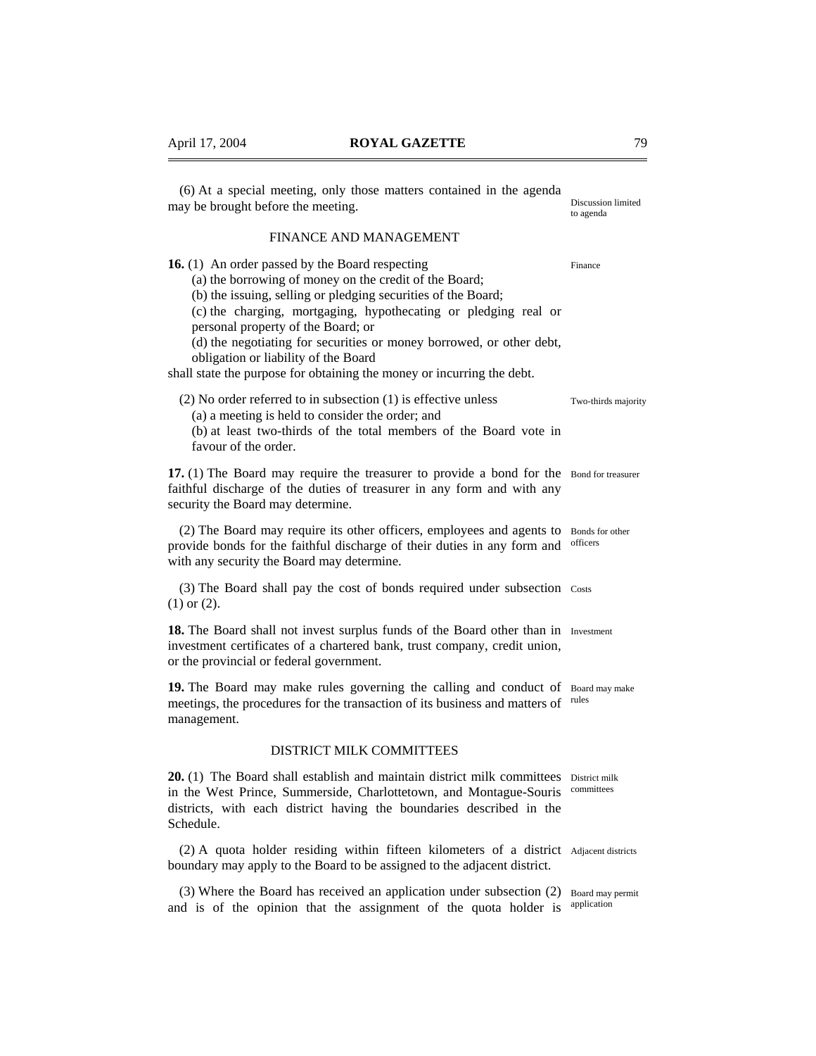(6) At a special meeting, only those matters contained in the agenda may be brought before the meeting.

Discussion limited to agenda

## FINANCE AND MANAGEMENT

**16.** (1) An order passed by the Board respecting

Finance

(a) the borrowing of money on the credit of the Board;

(b) the issuing, selling or pledging securities of the Board;

(c) the charging, mortgaging, hypothecating or pledging real or personal property of the Board; or

(d) the negotiating for securities or money borrowed, or other debt, obligation or liability of the Board

shall state the purpose for obtaining the money or incurring the debt.

(2) No order referred to in subsection (1) is effective unless

Two-thirds majority

(a) a meeting is held to consider the order; and

(b) at least two-thirds of the total members of the Board vote in favour of the order.

**17.** (1) The Board may require the treasurer to provide a bond for the faithful discharge of the duties of treasurer in any form and with any security the Board may determine.

Bond for treasurer

(2) The Board may require its other officers, employees and agents to provide bonds for the faithful discharge of their duties in any form and with any security the Board may determine.

Bonds for other officers

(3) The Board shall pay the cost of bonds required under subsection (1) or (2).

Costs

**18.** The Board shall not invest surplus funds of the Board other than in investment certificates of a chartered bank, trust company, credit union, or the provincial or federal government.

Investment

**19.** The Board may make rules governing the calling and conduct of meetings, the procedures for the transaction of its business and matters of management.

Board may make rules

## DISTRICT MILK COMMITTEES

**20.** (1) The Board shall establish and maintain district milk committees in the West Prince, Summerside, Charlottetown, and Montague-Souris districts, with each district having the boundaries described in the Schedule.

District milk committees

(2) A quota holder residing within fifteen kilometers of a district boundary may apply to the Board to be assigned to the adjacent district.

Adjacent districts

(3) Where the Board has received an application under subsection (2) and is of the opinion that the assignment of the quota holder is

Board may permit application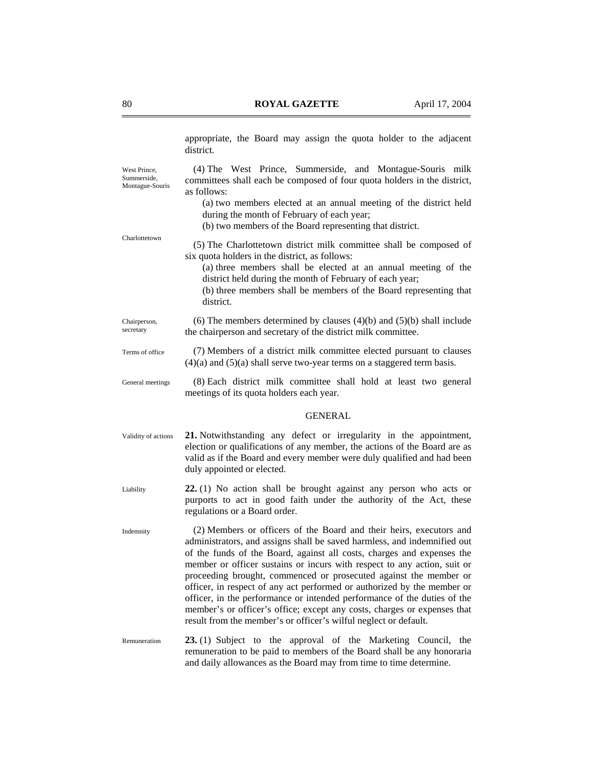appropriate, the Board may assign the quota holder to the adjacent district.

West Prince, Summerside, Montague-Souris

(4) The West Prince, Summerside, and Montague-Souris milk committees shall each be composed of four quota holders in the district, as follows:

(a) two members elected at an annual meeting of the district held during the month of February of each year;

(b) two members of the Board representing that district.

Charlottetown

(5) The Charlottetown district milk committee shall be composed of six quota holders in the district, as follows:

(a) three members shall be elected at an annual meeting of the district held during the month of February of each year;

(b) three members shall be members of the Board representing that district.

Chairperson, secretary

(6) The members determined by clauses (4)(b) and (5)(b) shall include the chairperson and secretary of the district milk committee.

Terms of office

(7) Members of a district milk committee elected pursuant to clauses (4)(a) and (5)(a) shall serve two-year terms on a staggered term basis.

General meetings

(8) Each district milk committee shall hold at least two general meetings of its quota holders each year.

## GENERAL

Validity of actions

**21.** Notwithstanding any defect or irregularity in the appointment, election or qualifications of any member, the actions of the Board are as valid as if the Board and every member were duly qualified and had been duly appointed or elected.

Liability

**22.** (1) No action shall be brought against any person who acts or purports to act in good faith under the authority of the Act, these regulations or a Board order.

Indemnity

(2) Members or officers of the Board and their heirs, executors and administrators, and assigns shall be saved harmless, and indemnified out of the funds of the Board, against all costs, charges and expenses the member or officer sustains or incurs with respect to any action, suit or proceeding brought, commenced or prosecuted against the member or officer, in respect of any act performed or authorized by the member or officer, in the performance or intended performance of the duties of the member's or officer's office; except any costs, charges or expenses that result from the member's or officer's wilful neglect or default.

Remuneration

**23.** (1) Subject to the approval of the Marketing Council, the remuneration to be paid to members of the Board shall be any honoraria and daily allowances as the Board may from time to time determine.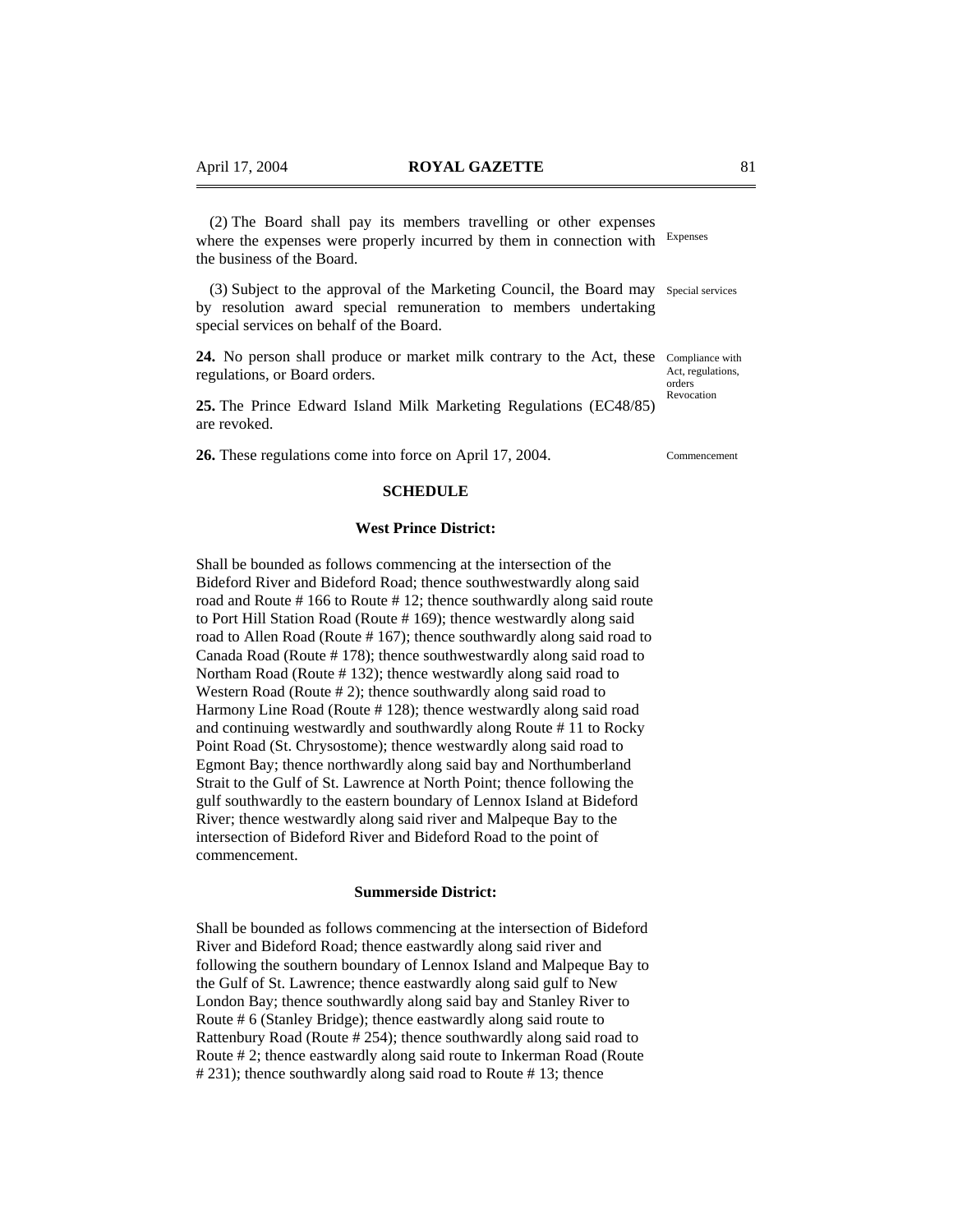(2) The Board shall pay its members travelling or other expenses where the expenses were properly incurred by them in connection with the business of the Board. Expenses

(3) Subject to the approval of the Marketing Council, the Board may by resolution award special remuneration to members undertaking special services on behalf of the Board. Special services

**24.** No person shall produce or market milk contrary to the Act, these regulations, or Board orders. Compliance with Act, regulations, orders

**25.** The Prince Edward Island Milk Marketing Regulations (EC48/85) are revoked. Revocation

**26.** These regulations come into force on April 17, 2004. Commencement

**SCHEDULE**

**West Prince District:**

Shall be bounded as follows commencing at the intersection of the Bideford River and Bideford Road; thence southwestwardly along said road and Route # 166 to Route # 12; thence southwardly along said route to Port Hill Station Road (Route # 169); thence westwardly along said road to Allen Road (Route # 167); thence southwardly along said road to Canada Road (Route # 178); thence southwestwardly along said road to Northam Road (Route # 132); thence westwardly along said road to Western Road (Route # 2); thence southwardly along said road to Harmony Line Road (Route # 128); thence westwardly along said road and continuing westwardly and southwardly along Route # 11 to Rocky Point Road (St. Chrysostome); thence westwardly along said road to Egmont Bay; thence northwardly along said bay and Northumberland Strait to the Gulf of St. Lawrence at North Point; thence following the gulf southwardly to the eastern boundary of Lennox Island at Bideford River; thence westwardly along said river and Malpeque Bay to the intersection of Bideford River and Bideford Road to the point of commencement.

**Summerside District:**

Shall be bounded as follows commencing at the intersection of Bideford River and Bideford Road; thence eastwardly along said river and following the southern boundary of Lennox Island and Malpeque Bay to the Gulf of St. Lawrence; thence eastwardly along said gulf to New London Bay; thence southwardly along said bay and Stanley River to Route # 6 (Stanley Bridge); thence eastwardly along said route to Rattenbury Road (Route # 254); thence southwardly along said road to Route # 2; thence eastwardly along said route to Inkerman Road (Route # 231); thence southwardly along said road to Route # 13; thence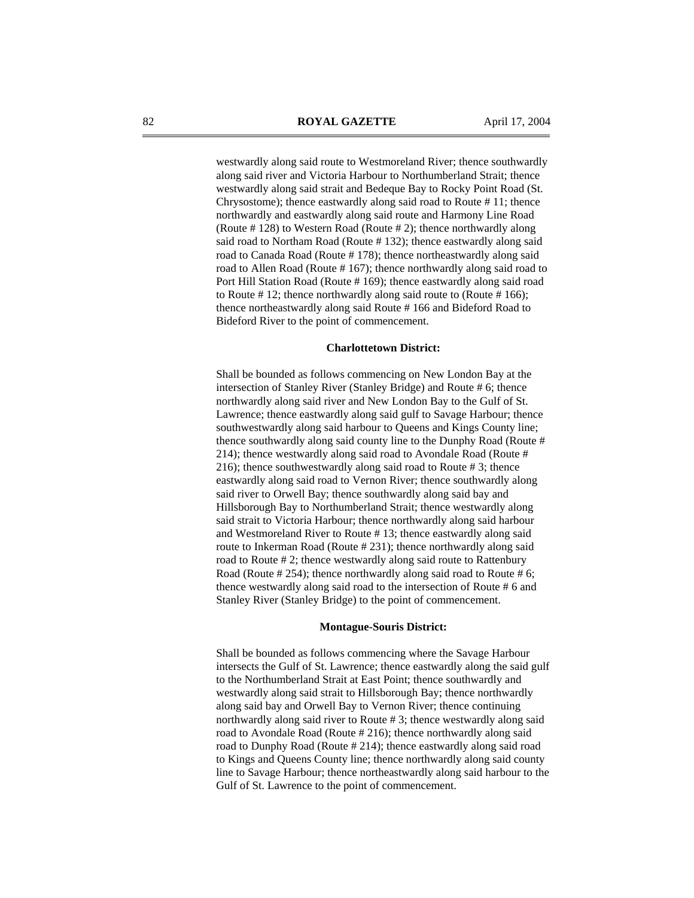westwardly along said route to Westmoreland River; thence southwardly along said river and Victoria Harbour to Northumberland Strait; thence westwardly along said strait and Bedeque Bay to Rocky Point Road (St. Chrysostome); thence eastwardly along said road to Route # 11; thence northwardly and eastwardly along said route and Harmony Line Road (Route # 128) to Western Road (Route # 2); thence northwardly along said road to Northam Road (Route # 132); thence eastwardly along said road to Canada Road (Route # 178); thence northeastwardly along said road to Allen Road (Route # 167); thence northwardly along said road to Port Hill Station Road (Route # 169); thence eastwardly along said road to Route # 12; thence northwardly along said route to (Route # 166); thence northeastwardly along said Route # 166 and Bideford Road to Bideford River to the point of commencement.

**Charlottetown District:**

Shall be bounded as follows commencing on New London Bay at the intersection of Stanley River (Stanley Bridge) and Route # 6; thence northwardly along said river and New London Bay to the Gulf of St. Lawrence; thence eastwardly along said gulf to Savage Harbour; thence southwestwardly along said harbour to Queens and Kings County line; thence southwardly along said county line to the Dunphy Road (Route # 214); thence westwardly along said road to Avondale Road (Route # 216); thence southwestwardly along said road to Route # 3; thence eastwardly along said road to Vernon River; thence southwardly along said river to Orwell Bay; thence southwardly along said bay and Hillsborough Bay to Northumberland Strait; thence westwardly along said strait to Victoria Harbour; thence northwardly along said harbour and Westmoreland River to Route # 13; thence eastwardly along said route to Inkerman Road (Route # 231); thence northwardly along said road to Route # 2; thence westwardly along said route to Rattenbury Road (Route # 254); thence northwardly along said road to Route # 6; thence westwardly along said road to the intersection of Route # 6 and Stanley River (Stanley Bridge) to the point of commencement.

**Montague-Souris District:**

Shall be bounded as follows commencing where the Savage Harbour intersects the Gulf of St. Lawrence; thence eastwardly along the said gulf to the Northumberland Strait at East Point; thence southwardly and westwardly along said strait to Hillsborough Bay; thence northwardly along said bay and Orwell Bay to Vernon River; thence continuing northwardly along said river to Route # 3; thence westwardly along said road to Avondale Road (Route # 216); thence northwardly along said road to Dunphy Road (Route # 214); thence eastwardly along said road to Kings and Queens County line; thence northwardly along said county line to Savage Harbour; thence northeastwardly along said harbour to the Gulf of St. Lawrence to the point of commencement.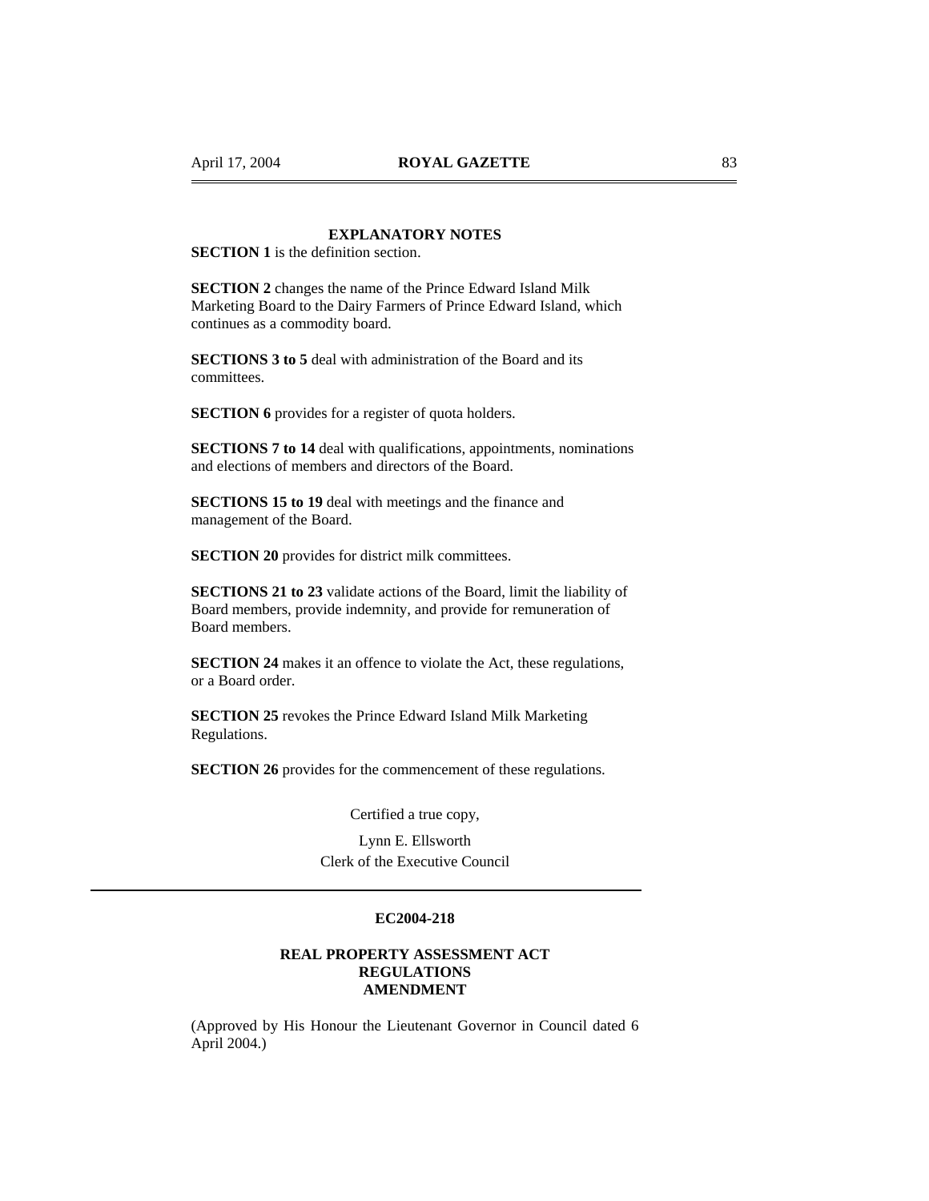## EXPLANATORY NOTES

**SECTION 1** is the definition section.

**SECTION 2** changes the name of the Prince Edward Island Milk Marketing Board to the Dairy Farmers of Prince Edward Island, which continues as a commodity board.

**SECTIONS 3 to 5** deal with administration of the Board and its committees.

**SECTION 6** provides for a register of quota holders.

**SECTIONS 7 to 14** deal with qualifications, appointments, nominations and elections of members and directors of the Board.

**SECTIONS 15 to 19** deal with meetings and the finance and management of the Board.

**SECTION 20** provides for district milk committees.

**SECTIONS 21 to 23** validate actions of the Board, limit the liability of Board members, provide indemnity, and provide for remuneration of Board members.

**SECTION 24** makes it an offence to violate the Act, these regulations, or a Board order.

**SECTION 25** revokes the Prince Edward Island Milk Marketing Regulations.

**SECTION 26** provides for the commencement of these regulations.

Certified a true copy,

Lynn E. Ellsworth
Clerk of the Executive Council

---

**EC2004-218**

**REAL PROPERTY ASSESSMENT ACT REGULATIONS AMENDMENT**

(Approved by His Honour the Lieutenant Governor in Council dated 6 April 2004.)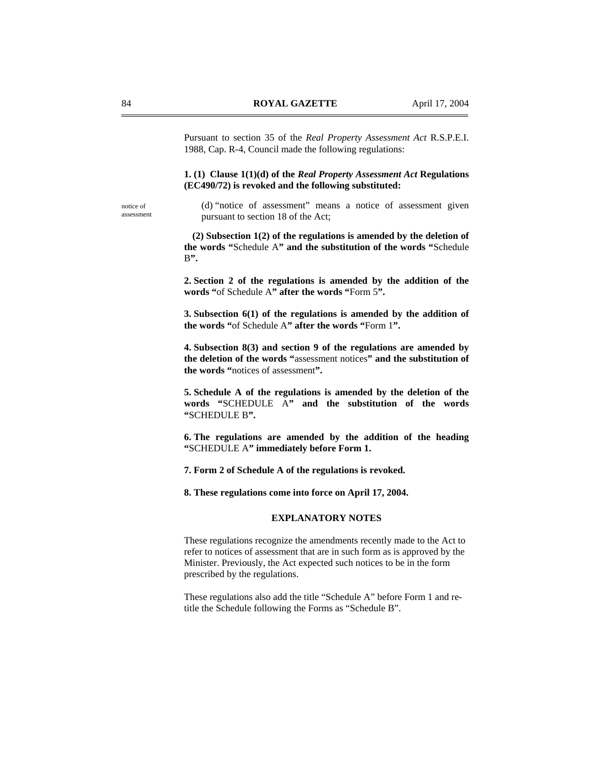Pursuant to section 35 of the *Real Property Assessment Act* R.S.P.E.I. 1988, Cap. R-4, Council made the following regulations:

**1. (1) Clause 1(1)(d) of the *Real Property Assessment Act* Regulations (EC490/72) is revoked and the following substituted:**

notice of assessment

(d) "notice of assessment" means a notice of assessment given pursuant to section 18 of the Act;

**(2) Subsection 1(2) of the regulations is amended by the deletion of the words "**Schedule A**" and the substitution of the words "**Schedule B**".**

**2. Section 2 of the regulations is amended by the addition of the words "**of Schedule A**" after the words "**Form 5**".**

**3. Subsection 6(1) of the regulations is amended by the addition of the words "**of Schedule A**" after the words "**Form 1**".**

**4. Subsection 8(3) and section 9 of the regulations are amended by the deletion of the words "**assessment notices**" and the substitution of the words "**notices of assessment**".**

**5. Schedule A of the regulations is amended by the deletion of the words "**SCHEDULE A**" and the substitution of the words "**SCHEDULE B**".**

**6. The regulations are amended by the addition of the heading "**SCHEDULE A**" immediately before Form 1.**

**7. Form 2 of Schedule A of the regulations is revoked.**

**8. These regulations come into force on April 17, 2004.**

**EXPLANATORY NOTES**

These regulations recognize the amendments recently made to the Act to refer to notices of assessment that are in such form as is approved by the Minister. Previously, the Act expected such notices to be in the form prescribed by the regulations.

These regulations also add the title "Schedule A" before Form 1 and re-title the Schedule following the Forms as "Schedule B".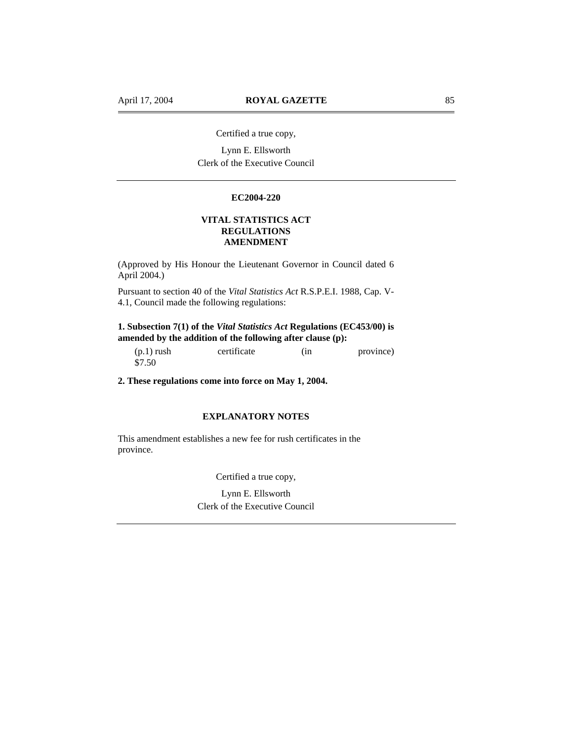Certified a true copy,

Lynn E. Ellsworth
Clerk of the Executive Council

---

**EC2004-220**

**VITAL STATISTICS ACT**
**REGULATIONS**
**AMENDMENT**

(Approved by His Honour the Lieutenant Governor in Council dated 6 April 2004.)

Pursuant to section 40 of the *Vital Statistics Act* R.S.P.E.I. 1988, Cap. V-4.1, Council made the following regulations:

**1. Subsection 7(1) of the *Vital Statistics Act* Regulations (EC453/00) is amended by the addition of the following after clause (p):**

(p.1) rush certificate (in province) $7.50

**2. These regulations come into force on May 1, 2004.**

**EXPLANATORY NOTES**

This amendment establishes a new fee for rush certificates in the province.

Certified a true copy,

Lynn E. Ellsworth
Clerk of the Executive Council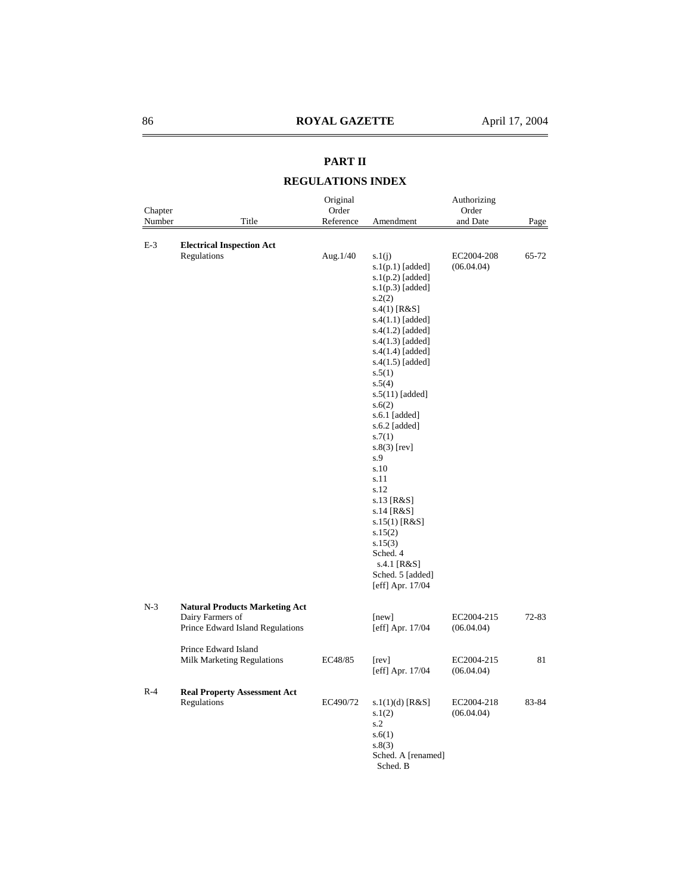## PART II

## REGULATIONS INDEX

| Chapter Number | Title | Original Order Reference | Amendment | Authorizing Order and Date | Page |
|---|---|---|---|---|---|
| E-3 | **Electrical Inspection Act** | | | | |
| | Regulations | Aug.1/40 | s.1(j)<br>s.1(p.1) [added]<br>s.1(p.2) [added]<br>s.1(p.3) [added]<br>s.2(2)<br>s.4(1) [R&S]<br>s.4(1.1) [added]<br>s.4(1.2) [added]<br>s.4(1.3) [added]<br>s.4(1.4) [added]<br>s.4(1.5) [added]<br>s.5(1)<br>s.5(4)<br>s.5(11) [added]<br>s.6(2)<br>s.6.1 [added]<br>s.6.2 [added]<br>s.7(1)<br>s.8(3) [rev]<br>s.9<br>s.10<br>s.11<br>s.12<br>s.13 [R&S]<br>s.14 [R&S]<br>s.15(1) [R&S]<br>s.15(2)<br>s.15(3)<br>Sched. 4<br>s.4.1 [R&S]<br>Sched. 5 [added]<br>[eff] Apr. 17/04 | EC2004-208<br>(06.04.04) | 65-72 |
| N-3 | **Natural Products Marketing Act** | | | | |
| | Dairy Farmers of Prince Edward Island Regulations | | [new]<br>[eff] Apr. 17/04 | EC2004-215<br>(06.04.04) | 72-83 |
| | Prince Edward Island Milk Marketing Regulations | EC48/85 | [rev]<br>[eff] Apr. 17/04 | EC2004-215<br>(06.04.04) | 81 |
| R-4 | **Real Property Assessment Act** | | | | |
| | Regulations | EC490/72 | s.1(1)(d) [R&S]<br>s.1(2)<br>s.2<br>s.6(1)<br>s.8(3)<br>Sched. A [renamed]<br>Sched. B | EC2004-218<br>(06.04.04) | 83-84 |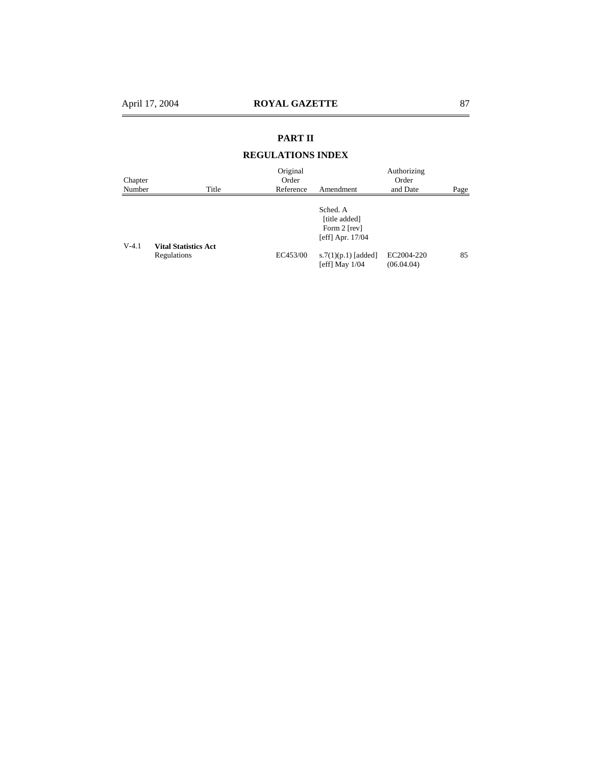## PART II

## REGULATIONS INDEX

| Chapter Number | Title | Original Order Reference | Amendment | Authorizing Order and Date | Page |
|---|---|---|---|---|---|
| V-4.1 | **Vital Statistics Act** Regulations | EC453/00 | Sched. A [title added] Form 2 [rev] [eff] Apr. 17/04 s.7(1)(p.1) [added] [eff] May 1/04 | EC2004-220 (06.04.04) | 85 |